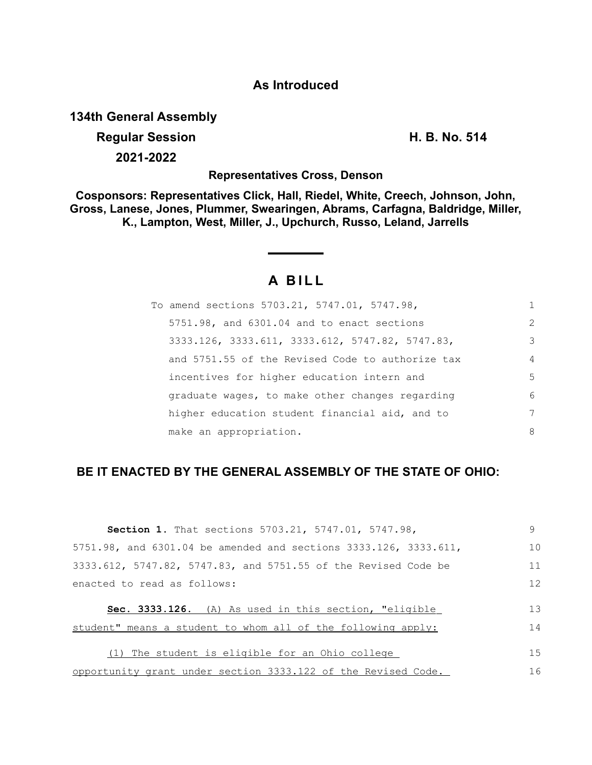**As Introduced**

**134th General Assembly**

**Regular Session** **H. B. No. 514**

**2021-2022**

**Representatives Cross, Denson**

**Cosponsors: Representatives Click, Hall, Riedel, White, Creech, Johnson, John, Gross, Lanese, Jones, Plummer, Swearingen, Abrams, Carfagna, Baldridge, Miller, K., Lampton, West, Miller, J., Upchurch, Russo, Leland, Jarrells**

# A BILL

To amend sections 5703.21, 5747.01, 5747.98, 5751.98, and 6301.04 and to enact sections 3333.126, 3333.611, 3333.612, 5747.82, 5747.83, and 5751.55 of the Revised Code to authorize tax incentives for higher education intern and graduate wages, to make other changes regarding higher education student financial aid, and to make an appropriation.

**BE IT ENACTED BY THE GENERAL ASSEMBLY OF THE STATE OF OHIO:**

**Section 1.** That sections 5703.21, 5747.01, 5747.98, 5751.98, and 6301.04 be amended and sections 3333.126, 3333.611, 3333.612, 5747.82, 5747.83, and 5751.55 of the Revised Code be enacted to read as follows:

**Sec. 3333.126.** (A) As used in this section, "eligible student" means a student to whom all of the following apply:

(1) The student is eligible for an Ohio college opportunity grant under section 3333.122 of the Revised Code.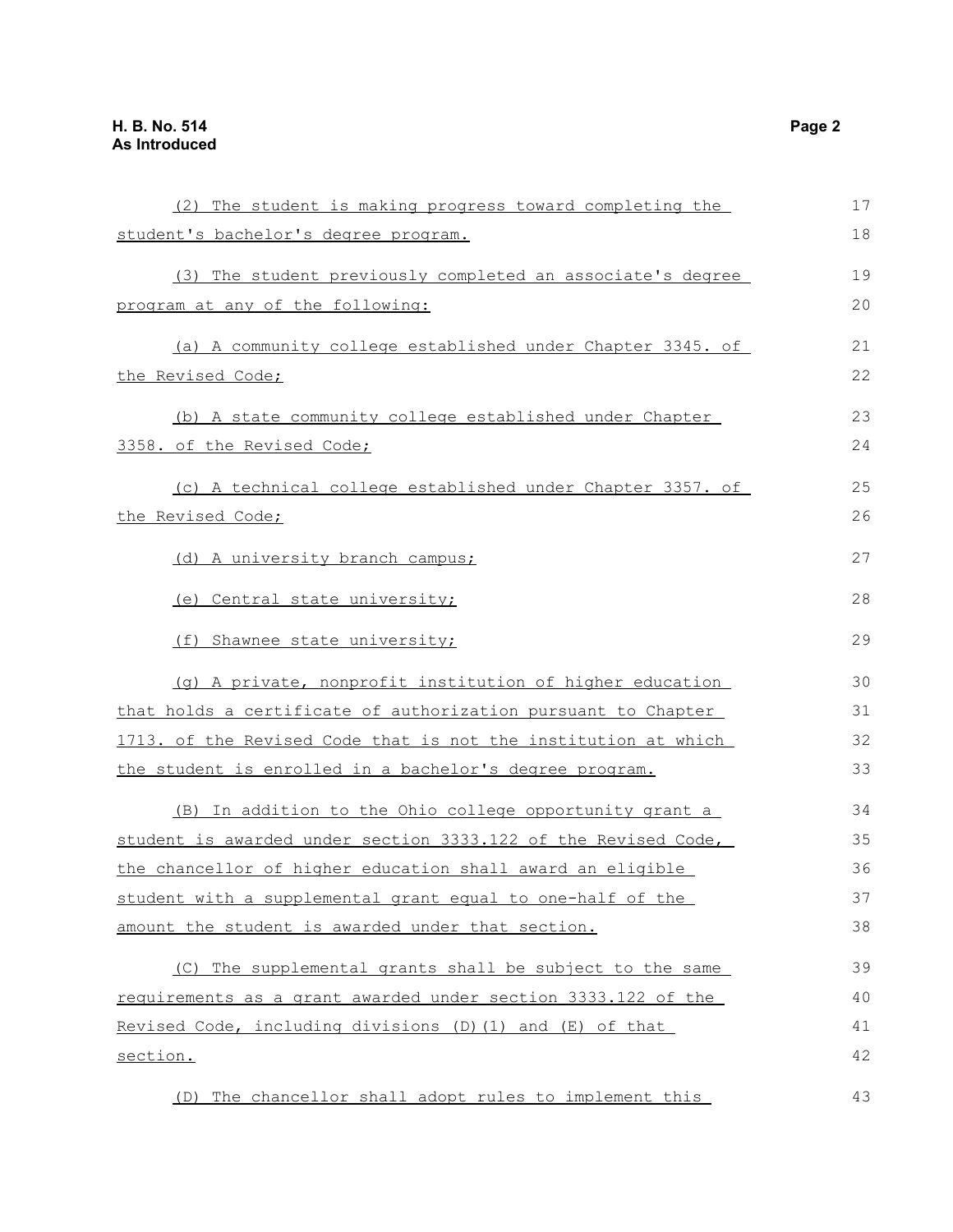(2) The student is making progress toward completing the student's bachelor's degree program.

(3) The student previously completed an associate's degree program at any of the following:

(a) A community college established under Chapter 3345. of the Revised Code;

(b) A state community college established under Chapter 3358. of the Revised Code;

(c) A technical college established under Chapter 3357. of the Revised Code;

(d) A university branch campus;

(e) Central state university;

(f) Shawnee state university;

(g) A private, nonprofit institution of higher education that holds a certificate of authorization pursuant to Chapter 1713. of the Revised Code that is not the institution at which the student is enrolled in a bachelor's degree program.

(B) In addition to the Ohio college opportunity grant a student is awarded under section 3333.122 of the Revised Code, the chancellor of higher education shall award an eligible student with a supplemental grant equal to one-half of the amount the student is awarded under that section.

(C) The supplemental grants shall be subject to the same requirements as a grant awarded under section 3333.122 of the Revised Code, including divisions (D)(1) and (E) of that section.

(D) The chancellor shall adopt rules to implement this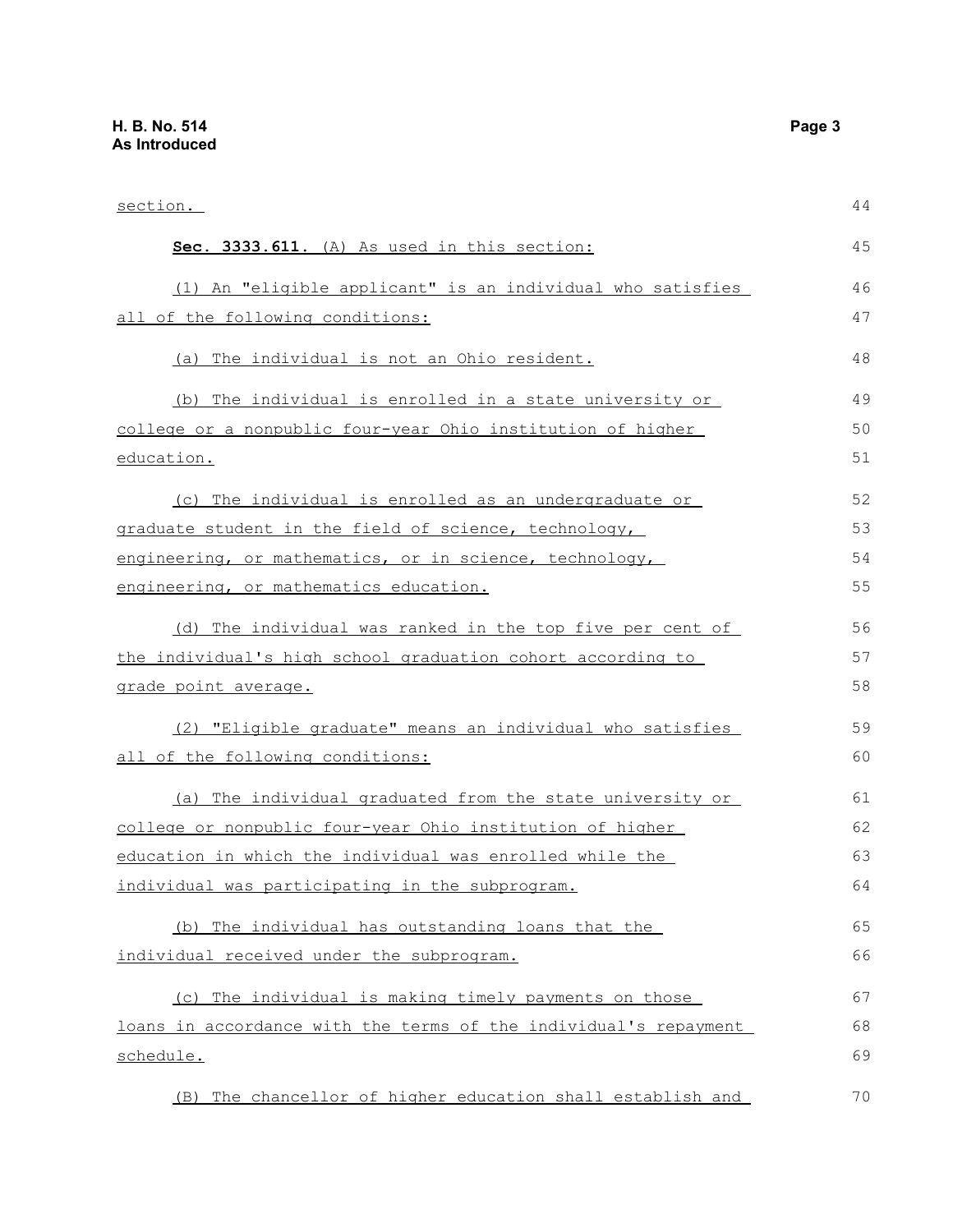section.

**Sec. 3333.611.** (A) As used in this section:

(1) An "eligible applicant" is an individual who satisfies all of the following conditions:

(a) The individual is not an Ohio resident.

(b) The individual is enrolled in a state university or college or a nonpublic four-year Ohio institution of higher education.

(c) The individual is enrolled as an undergraduate or graduate student in the field of science, technology, engineering, or mathematics, or in science, technology, engineering, or mathematics education.

(d) The individual was ranked in the top five per cent of the individual's high school graduation cohort according to grade point average.

(2) "Eligible graduate" means an individual who satisfies all of the following conditions:

(a) The individual graduated from the state university or college or nonpublic four-year Ohio institution of higher education in which the individual was enrolled while the individual was participating in the subprogram.

(b) The individual has outstanding loans that the individual received under the subprogram.

(c) The individual is making timely payments on those loans in accordance with the terms of the individual's repayment schedule.

(B) The chancellor of higher education shall establish and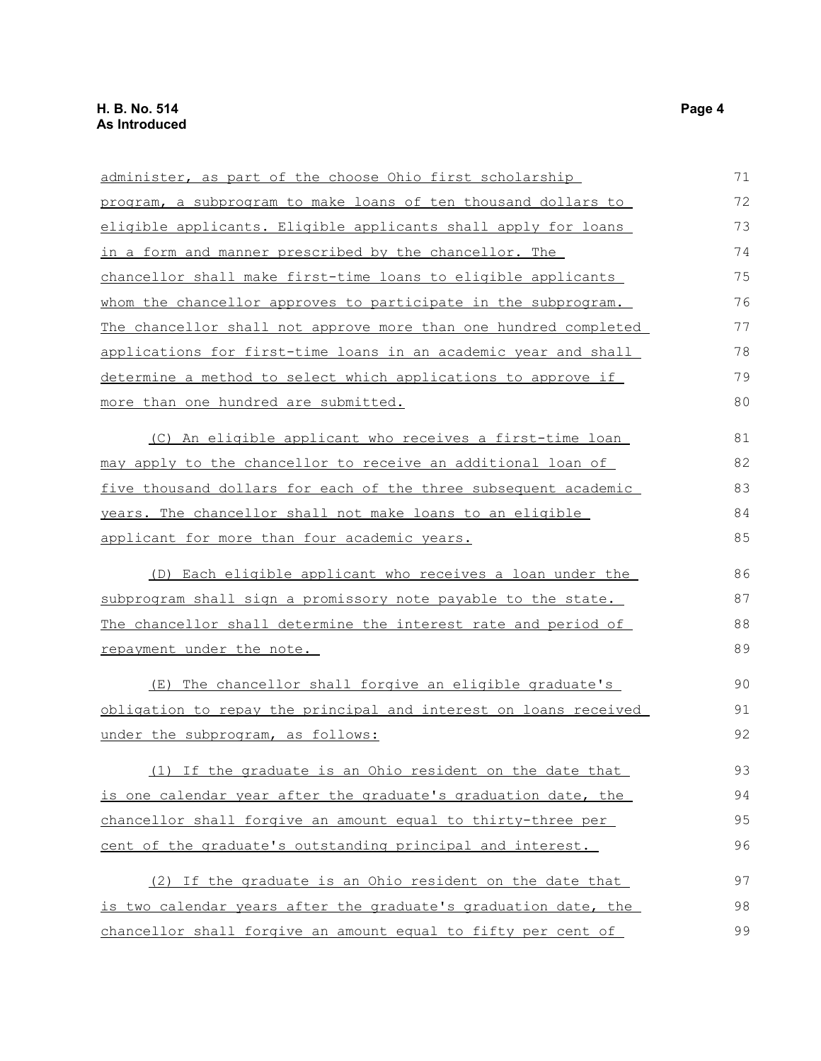administer, as part of the choose Ohio first scholarship program, a subprogram to make loans of ten thousand dollars to eligible applicants. Eligible applicants shall apply for loans in a form and manner prescribed by the chancellor. The chancellor shall make first-time loans to eligible applicants whom the chancellor approves to participate in the subprogram. The chancellor shall not approve more than one hundred completed applications for first-time loans in an academic year and shall determine a method to select which applications to approve if more than one hundred are submitted.

(C) An eligible applicant who receives a first-time loan may apply to the chancellor to receive an additional loan of five thousand dollars for each of the three subsequent academic years. The chancellor shall not make loans to an eligible applicant for more than four academic years.

(D) Each eligible applicant who receives a loan under the subprogram shall sign a promissory note payable to the state. The chancellor shall determine the interest rate and period of repayment under the note.

(E) The chancellor shall forgive an eligible graduate's obligation to repay the principal and interest on loans received under the subprogram, as follows:

(1) If the graduate is an Ohio resident on the date that is one calendar year after the graduate's graduation date, the chancellor shall forgive an amount equal to thirty-three per cent of the graduate's outstanding principal and interest.

(2) If the graduate is an Ohio resident on the date that is two calendar years after the graduate's graduation date, the chancellor shall forgive an amount equal to fifty per cent of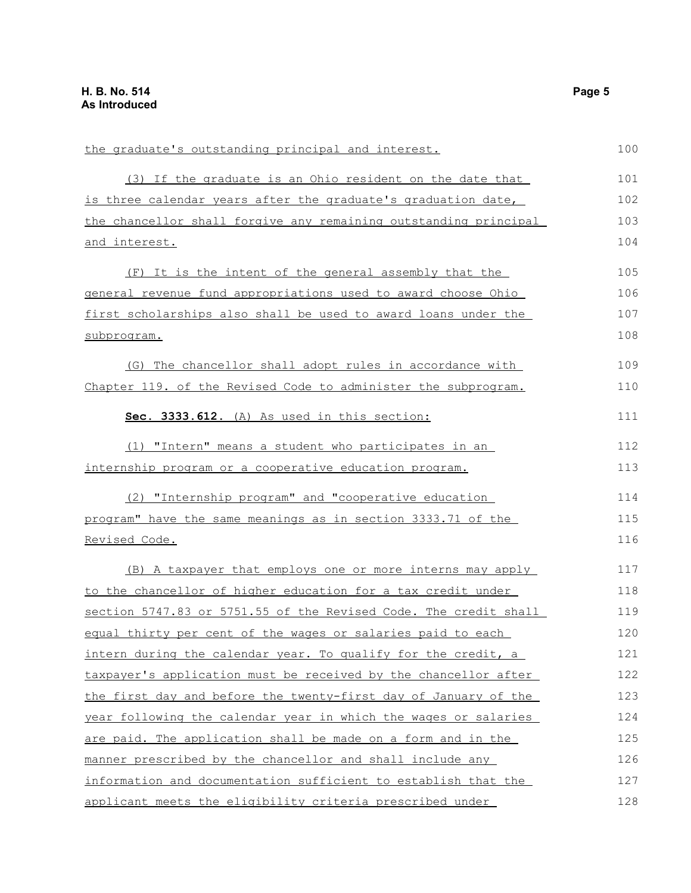the graduate's outstanding principal and interest.

(3) If the graduate is an Ohio resident on the date that is three calendar years after the graduate's graduation date, the chancellor shall forgive any remaining outstanding principal and interest.

(F) It is the intent of the general assembly that the general revenue fund appropriations used to award choose Ohio first scholarships also shall be used to award loans under the subprogram.

(G) The chancellor shall adopt rules in accordance with Chapter 119. of the Revised Code to administer the subprogram.

**Sec. 3333.612.** (A) As used in this section:

(1) "Intern" means a student who participates in an internship program or a cooperative education program.

(2) "Internship program" and "cooperative education program" have the same meanings as in section 3333.71 of the Revised Code.

(B) A taxpayer that employs one or more interns may apply to the chancellor of higher education for a tax credit under section 5747.83 or 5751.55 of the Revised Code. The credit shall equal thirty per cent of the wages or salaries paid to each intern during the calendar year. To qualify for the credit, a taxpayer's application must be received by the chancellor after the first day and before the twenty-first day of January of the year following the calendar year in which the wages or salaries are paid. The application shall be made on a form and in the manner prescribed by the chancellor and shall include any information and documentation sufficient to establish that the applicant meets the eligibility criteria prescribed under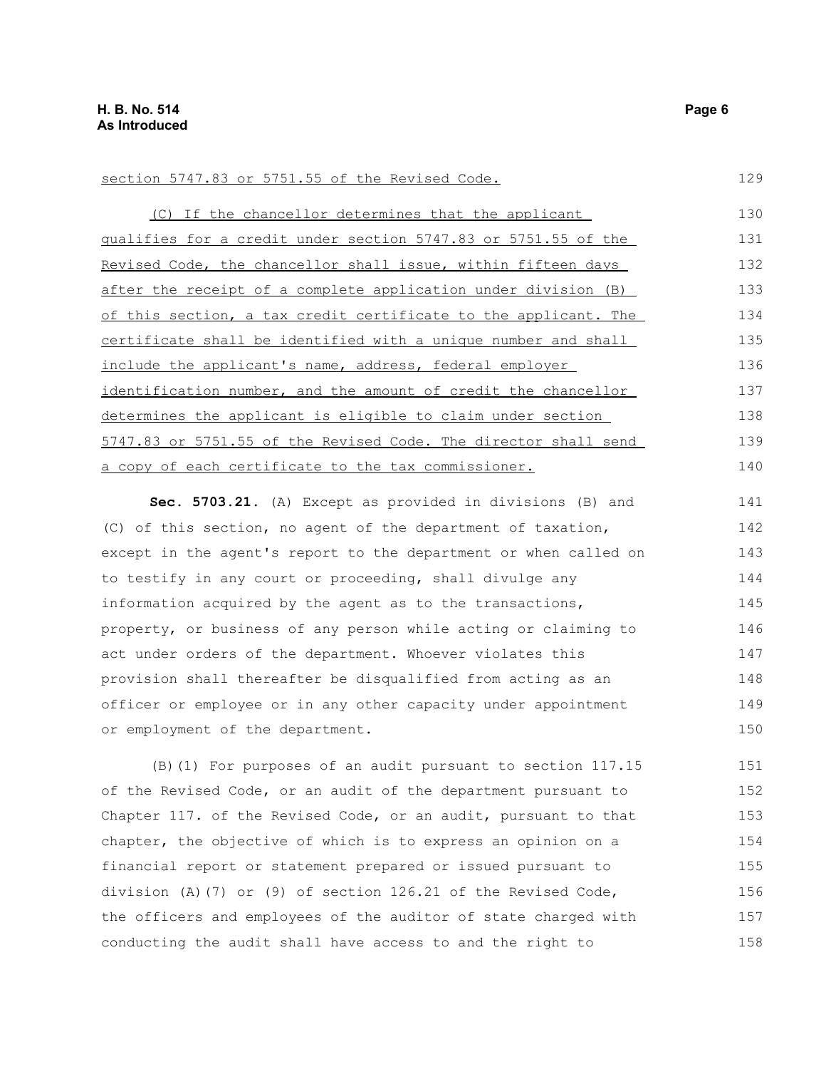section 5747.83 or 5751.55 of the Revised Code.

(C) If the chancellor determines that the applicant qualifies for a credit under section 5747.83 or 5751.55 of the Revised Code, the chancellor shall issue, within fifteen days after the receipt of a complete application under division (B) of this section, a tax credit certificate to the applicant. The certificate shall be identified with a unique number and shall include the applicant's name, address, federal employer identification number, and the amount of credit the chancellor determines the applicant is eligible to claim under section 5747.83 or 5751.55 of the Revised Code. The director shall send a copy of each certificate to the tax commissioner.

**Sec. 5703.21.** (A) Except as provided in divisions (B) and (C) of this section, no agent of the department of taxation, except in the agent's report to the department or when called on to testify in any court or proceeding, shall divulge any information acquired by the agent as to the transactions, property, or business of any person while acting or claiming to act under orders of the department. Whoever violates this provision shall thereafter be disqualified from acting as an officer or employee or in any other capacity under appointment or employment of the department.

(B)(1) For purposes of an audit pursuant to section 117.15 of the Revised Code, or an audit of the department pursuant to Chapter 117. of the Revised Code, or an audit, pursuant to that chapter, the objective of which is to express an opinion on a financial report or statement prepared or issued pursuant to division (A)(7) or (9) of section 126.21 of the Revised Code, the officers and employees of the auditor of state charged with conducting the audit shall have access to and the right to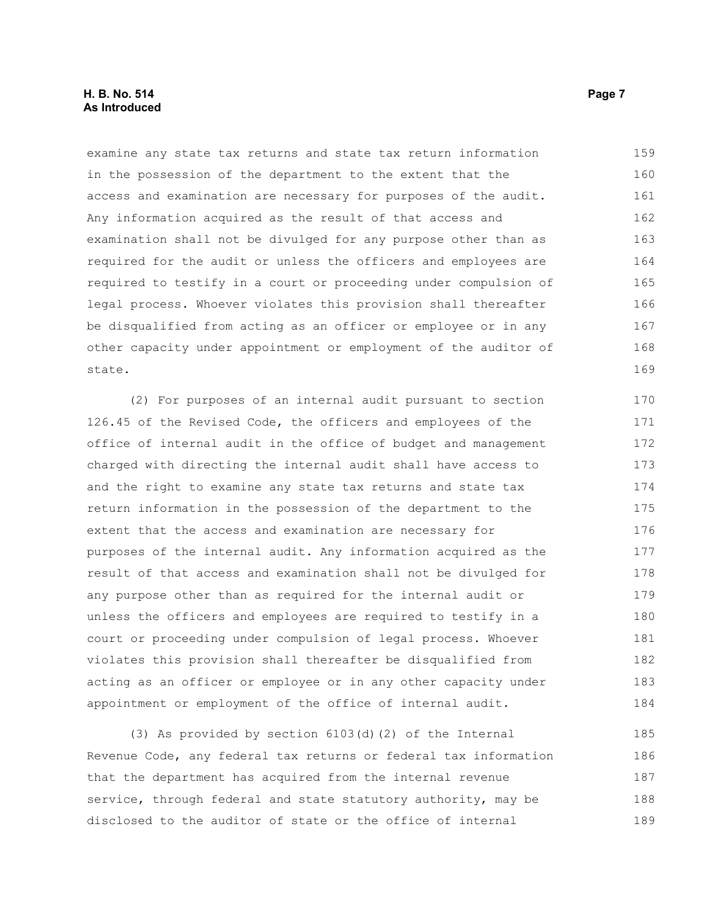examine any state tax returns and state tax return information in the possession of the department to the extent that the access and examination are necessary for purposes of the audit. Any information acquired as the result of that access and examination shall not be divulged for any purpose other than as required for the audit or unless the officers and employees are required to testify in a court or proceeding under compulsion of legal process. Whoever violates this provision shall thereafter be disqualified from acting as an officer or employee or in any other capacity under appointment or employment of the auditor of state.

(2) For purposes of an internal audit pursuant to section 126.45 of the Revised Code, the officers and employees of the office of internal audit in the office of budget and management charged with directing the internal audit shall have access to and the right to examine any state tax returns and state tax return information in the possession of the department to the extent that the access and examination are necessary for purposes of the internal audit. Any information acquired as the result of that access and examination shall not be divulged for any purpose other than as required for the internal audit or unless the officers and employees are required to testify in a court or proceeding under compulsion of legal process. Whoever violates this provision shall thereafter be disqualified from acting as an officer or employee or in any other capacity under appointment or employment of the office of internal audit.

(3) As provided by section 6103(d)(2) of the Internal Revenue Code, any federal tax returns or federal tax information that the department has acquired from the internal revenue service, through federal and state statutory authority, may be disclosed to the auditor of state or the office of internal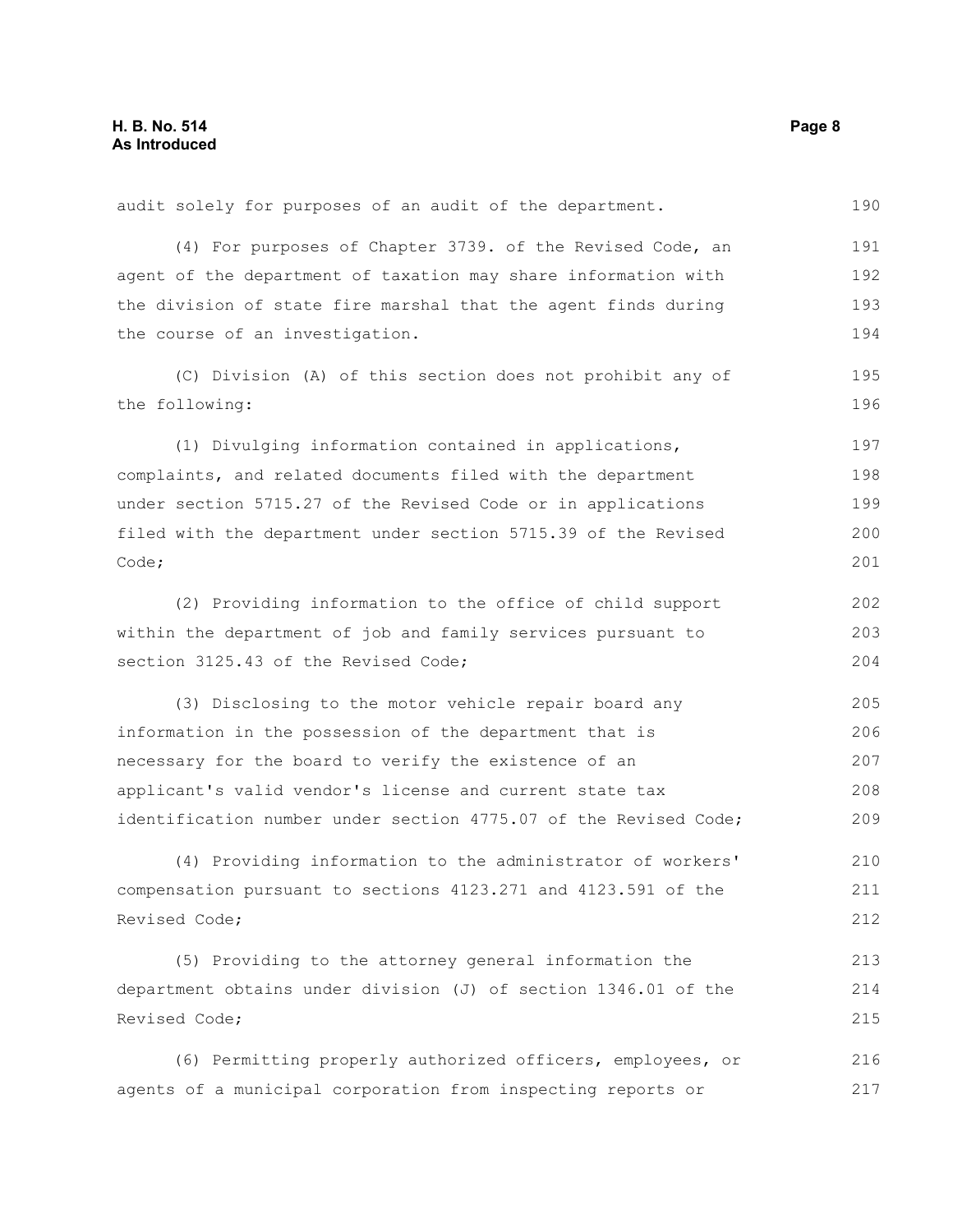audit solely for purposes of an audit of the department.

(4) For purposes of Chapter 3739. of the Revised Code, an agent of the department of taxation may share information with the division of state fire marshal that the agent finds during the course of an investigation.

(C) Division (A) of this section does not prohibit any of the following:

(1) Divulging information contained in applications, complaints, and related documents filed with the department under section 5715.27 of the Revised Code or in applications filed with the department under section 5715.39 of the Revised Code;

(2) Providing information to the office of child support within the department of job and family services pursuant to section 3125.43 of the Revised Code;

(3) Disclosing to the motor vehicle repair board any information in the possession of the department that is necessary for the board to verify the existence of an applicant's valid vendor's license and current state tax identification number under section 4775.07 of the Revised Code;

(4) Providing information to the administrator of workers' compensation pursuant to sections 4123.271 and 4123.591 of the Revised Code;

(5) Providing to the attorney general information the department obtains under division (J) of section 1346.01 of the Revised Code;

(6) Permitting properly authorized officers, employees, or agents of a municipal corporation from inspecting reports or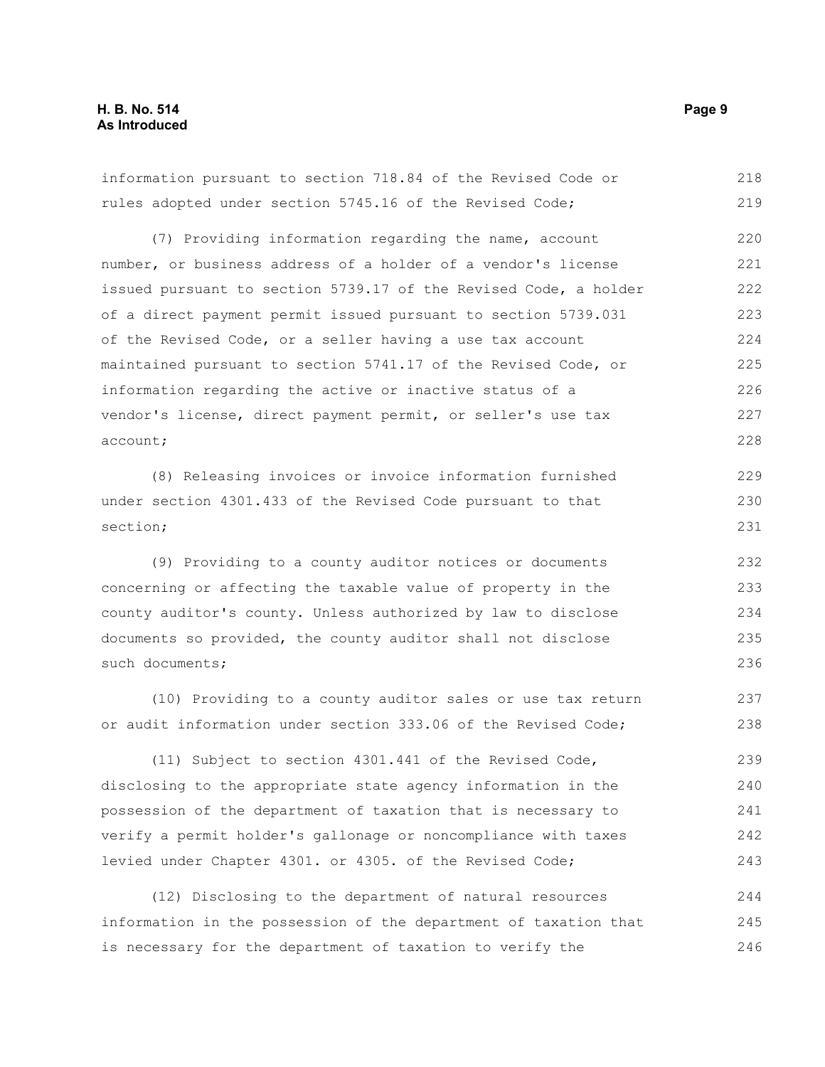information pursuant to section 718.84 of the Revised Code or rules adopted under section 5745.16 of the Revised Code;

(7) Providing information regarding the name, account number, or business address of a holder of a vendor's license issued pursuant to section 5739.17 of the Revised Code, a holder of a direct payment permit issued pursuant to section 5739.031 of the Revised Code, or a seller having a use tax account maintained pursuant to section 5741.17 of the Revised Code, or information regarding the active or inactive status of a vendor's license, direct payment permit, or seller's use tax account;

(8) Releasing invoices or invoice information furnished under section 4301.433 of the Revised Code pursuant to that section;

(9) Providing to a county auditor notices or documents concerning or affecting the taxable value of property in the county auditor's county. Unless authorized by law to disclose documents so provided, the county auditor shall not disclose such documents;

(10) Providing to a county auditor sales or use tax return or audit information under section 333.06 of the Revised Code;

(11) Subject to section 4301.441 of the Revised Code, disclosing to the appropriate state agency information in the possession of the department of taxation that is necessary to verify a permit holder's gallonage or noncompliance with taxes levied under Chapter 4301. or 4305. of the Revised Code;

(12) Disclosing to the department of natural resources information in the possession of the department of taxation that is necessary for the department of taxation to verify the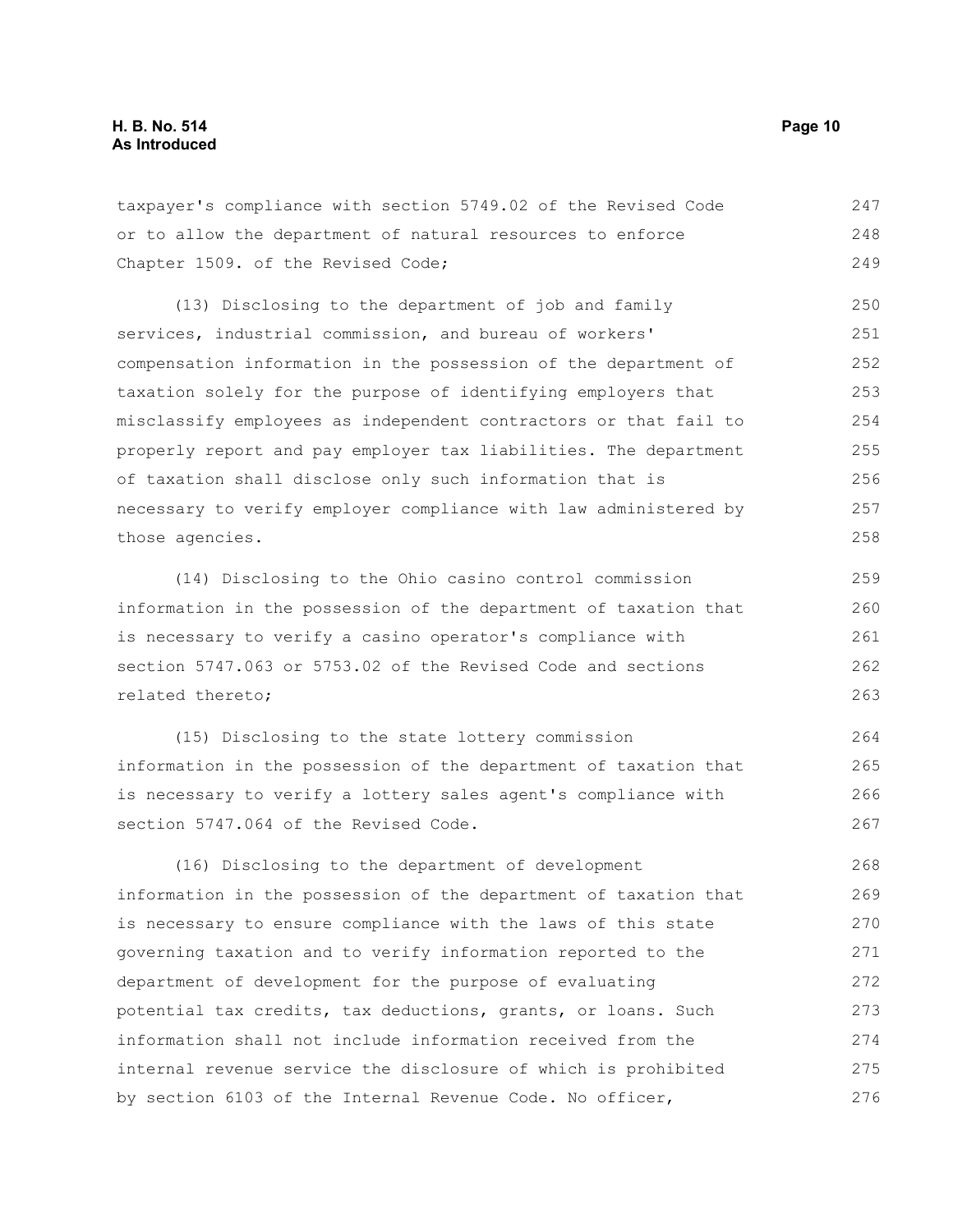taxpayer's compliance with section 5749.02 of the Revised Code or to allow the department of natural resources to enforce Chapter 1509. of the Revised Code;

(13) Disclosing to the department of job and family services, industrial commission, and bureau of workers' compensation information in the possession of the department of taxation solely for the purpose of identifying employers that misclassify employees as independent contractors or that fail to properly report and pay employer tax liabilities. The department of taxation shall disclose only such information that is necessary to verify employer compliance with law administered by those agencies.

(14) Disclosing to the Ohio casino control commission information in the possession of the department of taxation that is necessary to verify a casino operator's compliance with section 5747.063 or 5753.02 of the Revised Code and sections related thereto;

(15) Disclosing to the state lottery commission information in the possession of the department of taxation that is necessary to verify a lottery sales agent's compliance with section 5747.064 of the Revised Code.

(16) Disclosing to the department of development information in the possession of the department of taxation that is necessary to ensure compliance with the laws of this state governing taxation and to verify information reported to the department of development for the purpose of evaluating potential tax credits, tax deductions, grants, or loans. Such information shall not include information received from the internal revenue service the disclosure of which is prohibited by section 6103 of the Internal Revenue Code. No officer,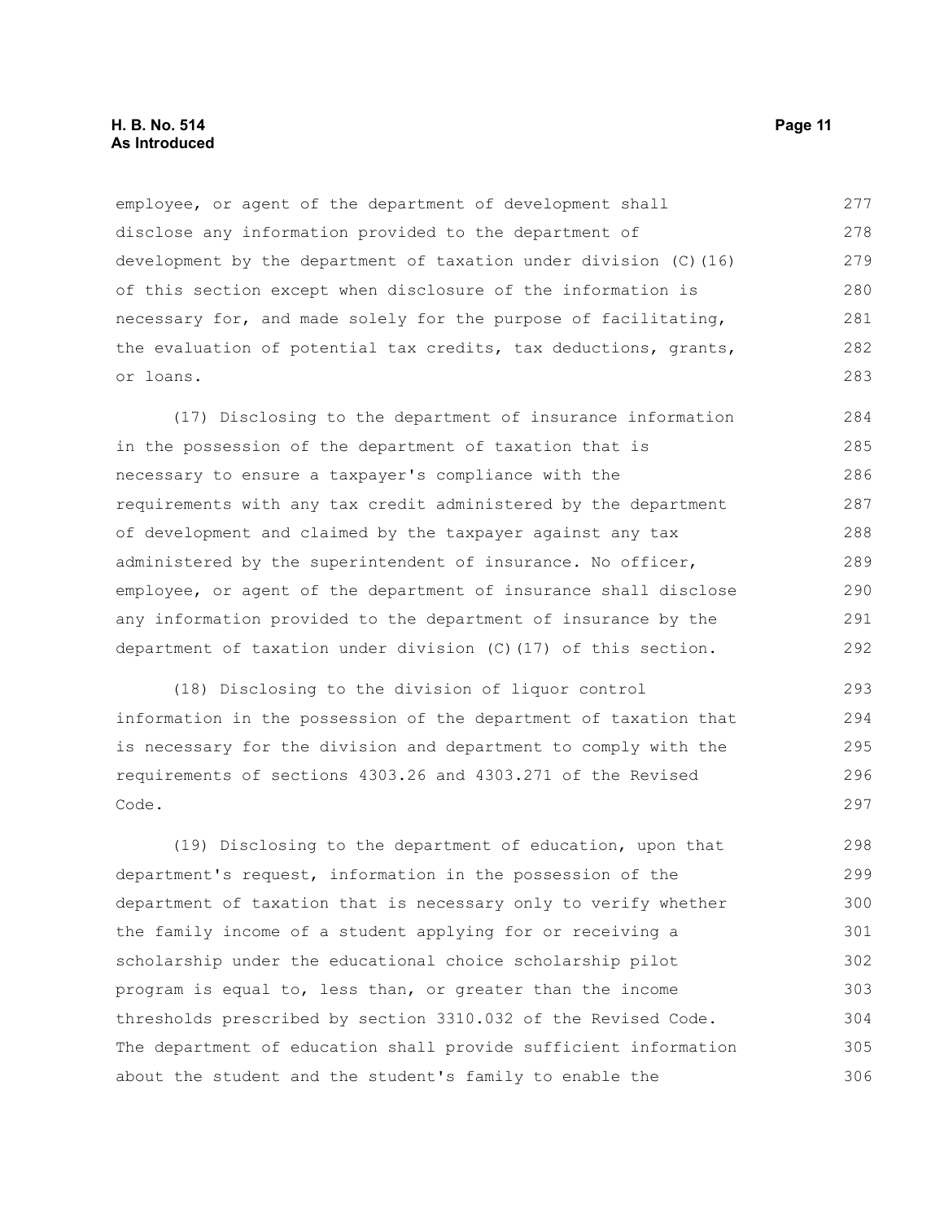employee, or agent of the department of development shall disclose any information provided to the department of development by the department of taxation under division (C)(16) of this section except when disclosure of the information is necessary for, and made solely for the purpose of facilitating, the evaluation of potential tax credits, tax deductions, grants, or loans.

(17) Disclosing to the department of insurance information in the possession of the department of taxation that is necessary to ensure a taxpayer's compliance with the requirements with any tax credit administered by the department of development and claimed by the taxpayer against any tax administered by the superintendent of insurance. No officer, employee, or agent of the department of insurance shall disclose any information provided to the department of insurance by the department of taxation under division (C)(17) of this section.

(18) Disclosing to the division of liquor control information in the possession of the department of taxation that is necessary for the division and department to comply with the requirements of sections 4303.26 and 4303.271 of the Revised Code.

(19) Disclosing to the department of education, upon that department's request, information in the possession of the department of taxation that is necessary only to verify whether the family income of a student applying for or receiving a scholarship under the educational choice scholarship pilot program is equal to, less than, or greater than the income thresholds prescribed by section 3310.032 of the Revised Code. The department of education shall provide sufficient information about the student and the student's family to enable the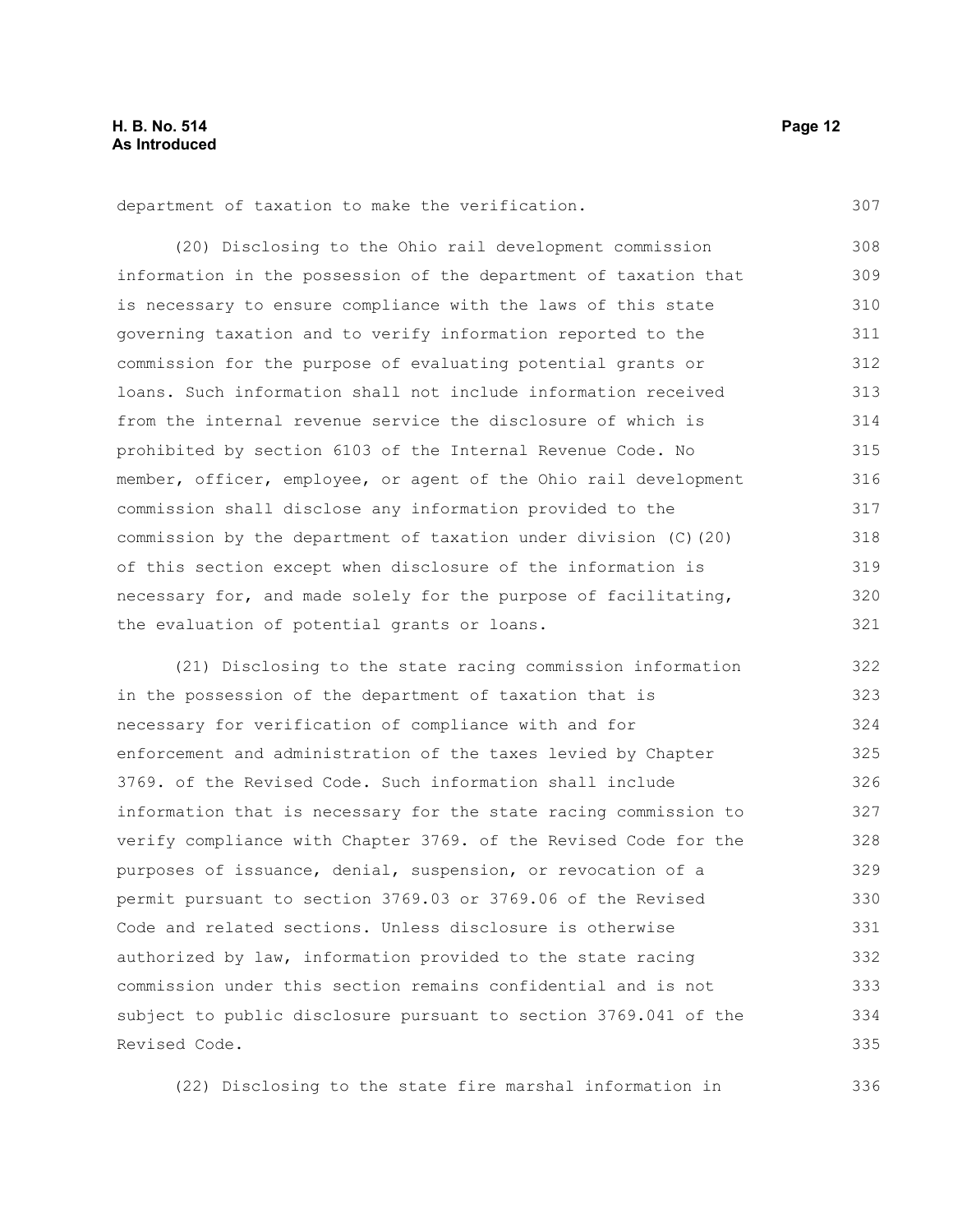department of taxation to make the verification.

(20) Disclosing to the Ohio rail development commission information in the possession of the department of taxation that is necessary to ensure compliance with the laws of this state governing taxation and to verify information reported to the commission for the purpose of evaluating potential grants or loans. Such information shall not include information received from the internal revenue service the disclosure of which is prohibited by section 6103 of the Internal Revenue Code. No member, officer, employee, or agent of the Ohio rail development commission shall disclose any information provided to the commission by the department of taxation under division (C)(20) of this section except when disclosure of the information is necessary for, and made solely for the purpose of facilitating, the evaluation of potential grants or loans.

(21) Disclosing to the state racing commission information in the possession of the department of taxation that is necessary for verification of compliance with and for enforcement and administration of the taxes levied by Chapter 3769. of the Revised Code. Such information shall include information that is necessary for the state racing commission to verify compliance with Chapter 3769. of the Revised Code for the purposes of issuance, denial, suspension, or revocation of a permit pursuant to section 3769.03 or 3769.06 of the Revised Code and related sections. Unless disclosure is otherwise authorized by law, information provided to the state racing commission under this section remains confidential and is not subject to public disclosure pursuant to section 3769.041 of the Revised Code.

(22) Disclosing to the state fire marshal information in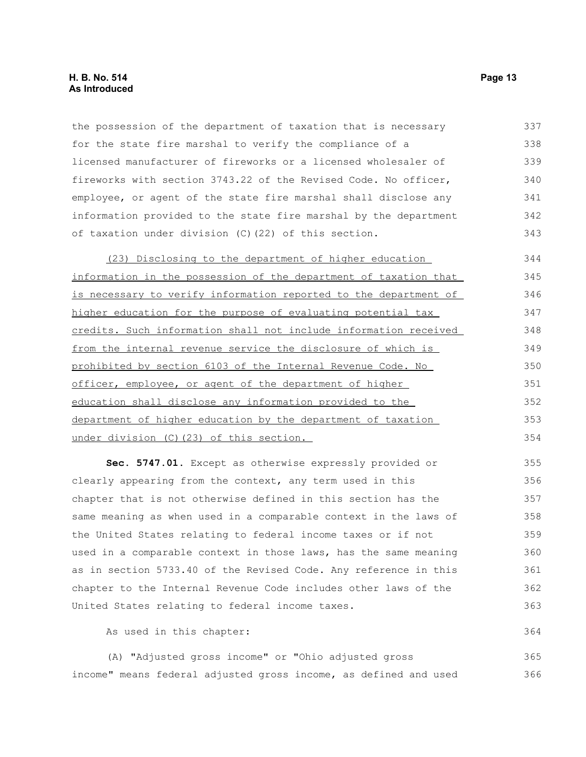the possession of the department of taxation that is necessary for the state fire marshal to verify the compliance of a licensed manufacturer of fireworks or a licensed wholesaler of fireworks with section 3743.22 of the Revised Code. No officer, employee, or agent of the state fire marshal shall disclose any information provided to the state fire marshal by the department of taxation under division (C)(22) of this section.

<u>(23) Disclosing to the department of higher education information in the possession of the department of taxation that is necessary to verify information reported to the department of higher education for the purpose of evaluating potential tax credits. Such information shall not include information received from the internal revenue service the disclosure of which is prohibited by section 6103 of the Internal Revenue Code. No officer, employee, or agent of the department of higher education shall disclose any information provided to the department of higher education by the department of taxation under division (C)(23) of this section.</u>

**Sec. 5747.01.** Except as otherwise expressly provided or clearly appearing from the context, any term used in this chapter that is not otherwise defined in this section has the same meaning as when used in a comparable context in the laws of the United States relating to federal income taxes or if not used in a comparable context in those laws, has the same meaning as in section 5733.40 of the Revised Code. Any reference in this chapter to the Internal Revenue Code includes other laws of the United States relating to federal income taxes.

As used in this chapter:

(A) "Adjusted gross income" or "Ohio adjusted gross income" means federal adjusted gross income, as defined and used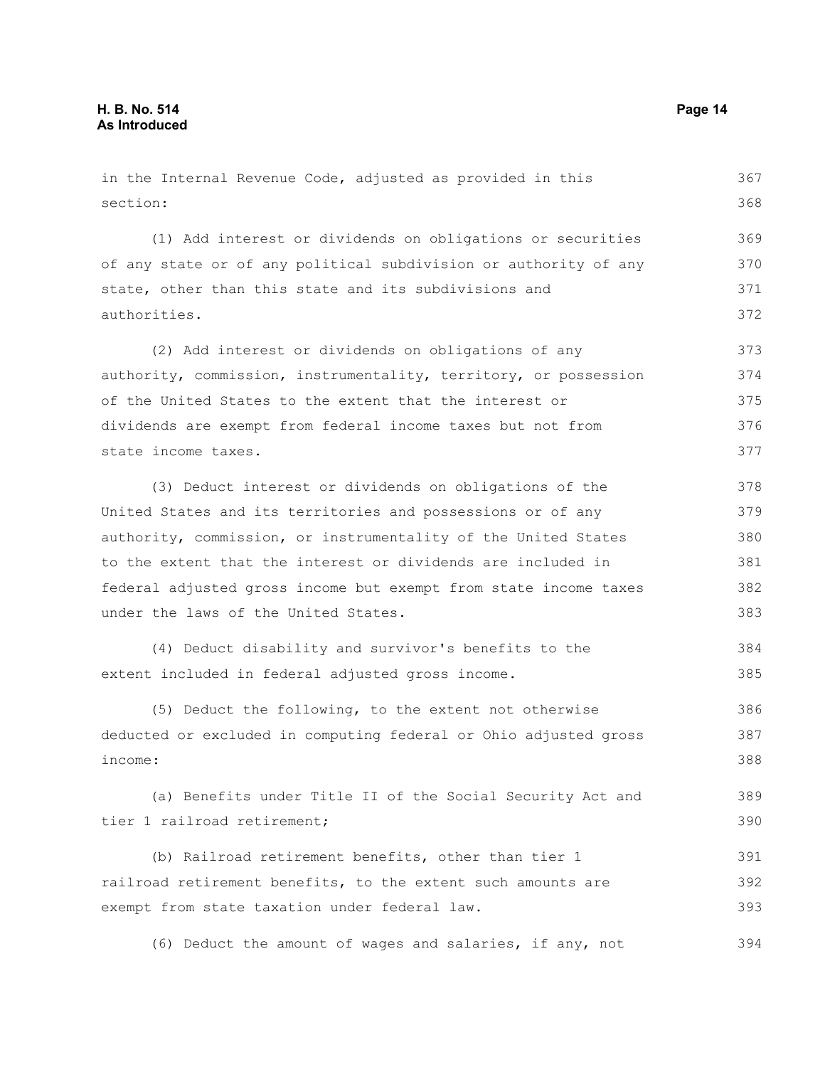in the Internal Revenue Code, adjusted as provided in this section:

(1) Add interest or dividends on obligations or securities of any state or of any political subdivision or authority of any state, other than this state and its subdivisions and authorities.

(2) Add interest or dividends on obligations of any authority, commission, instrumentality, territory, or possession of the United States to the extent that the interest or dividends are exempt from federal income taxes but not from state income taxes.

(3) Deduct interest or dividends on obligations of the United States and its territories and possessions or of any authority, commission, or instrumentality of the United States to the extent that the interest or dividends are included in federal adjusted gross income but exempt from state income taxes under the laws of the United States.

(4) Deduct disability and survivor's benefits to the extent included in federal adjusted gross income.

(5) Deduct the following, to the extent not otherwise deducted or excluded in computing federal or Ohio adjusted gross income:

(a) Benefits under Title II of the Social Security Act and tier 1 railroad retirement;

(b) Railroad retirement benefits, other than tier 1 railroad retirement benefits, to the extent such amounts are exempt from state taxation under federal law.

(6) Deduct the amount of wages and salaries, if any, not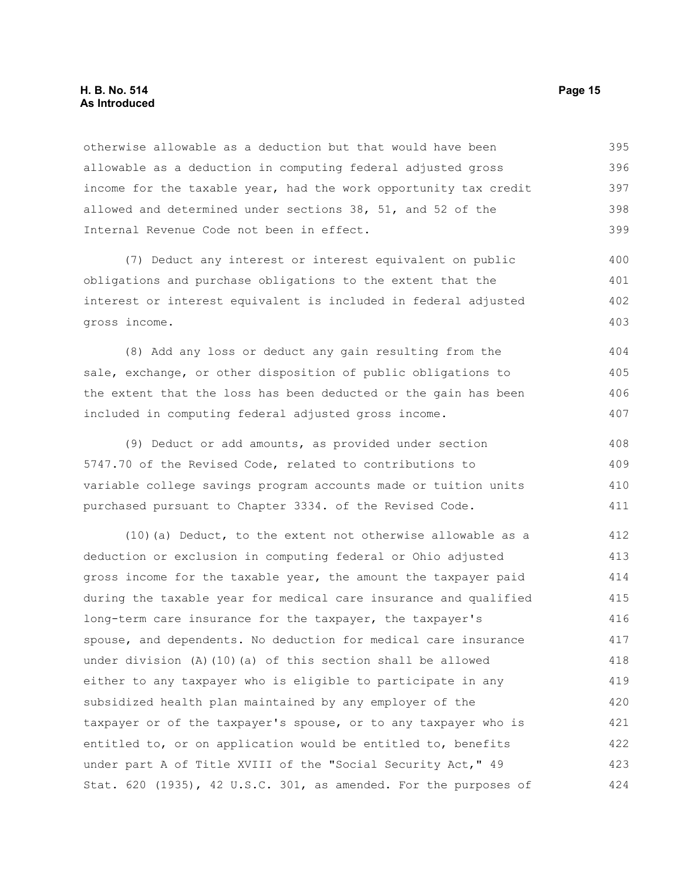otherwise allowable as a deduction but that would have been allowable as a deduction in computing federal adjusted gross income for the taxable year, had the work opportunity tax credit allowed and determined under sections 38, 51, and 52 of the Internal Revenue Code not been in effect.

(7) Deduct any interest or interest equivalent on public obligations and purchase obligations to the extent that the interest or interest equivalent is included in federal adjusted gross income.

(8) Add any loss or deduct any gain resulting from the sale, exchange, or other disposition of public obligations to the extent that the loss has been deducted or the gain has been included in computing federal adjusted gross income.

(9) Deduct or add amounts, as provided under section 5747.70 of the Revised Code, related to contributions to variable college savings program accounts made or tuition units purchased pursuant to Chapter 3334. of the Revised Code.

(10)(a) Deduct, to the extent not otherwise allowable as a deduction or exclusion in computing federal or Ohio adjusted gross income for the taxable year, the amount the taxpayer paid during the taxable year for medical care insurance and qualified long-term care insurance for the taxpayer, the taxpayer's spouse, and dependents. No deduction for medical care insurance under division (A)(10)(a) of this section shall be allowed either to any taxpayer who is eligible to participate in any subsidized health plan maintained by any employer of the taxpayer or of the taxpayer's spouse, or to any taxpayer who is entitled to, or on application would be entitled to, benefits under part A of Title XVIII of the "Social Security Act," 49 Stat. 620 (1935), 42 U.S.C. 301, as amended. For the purposes of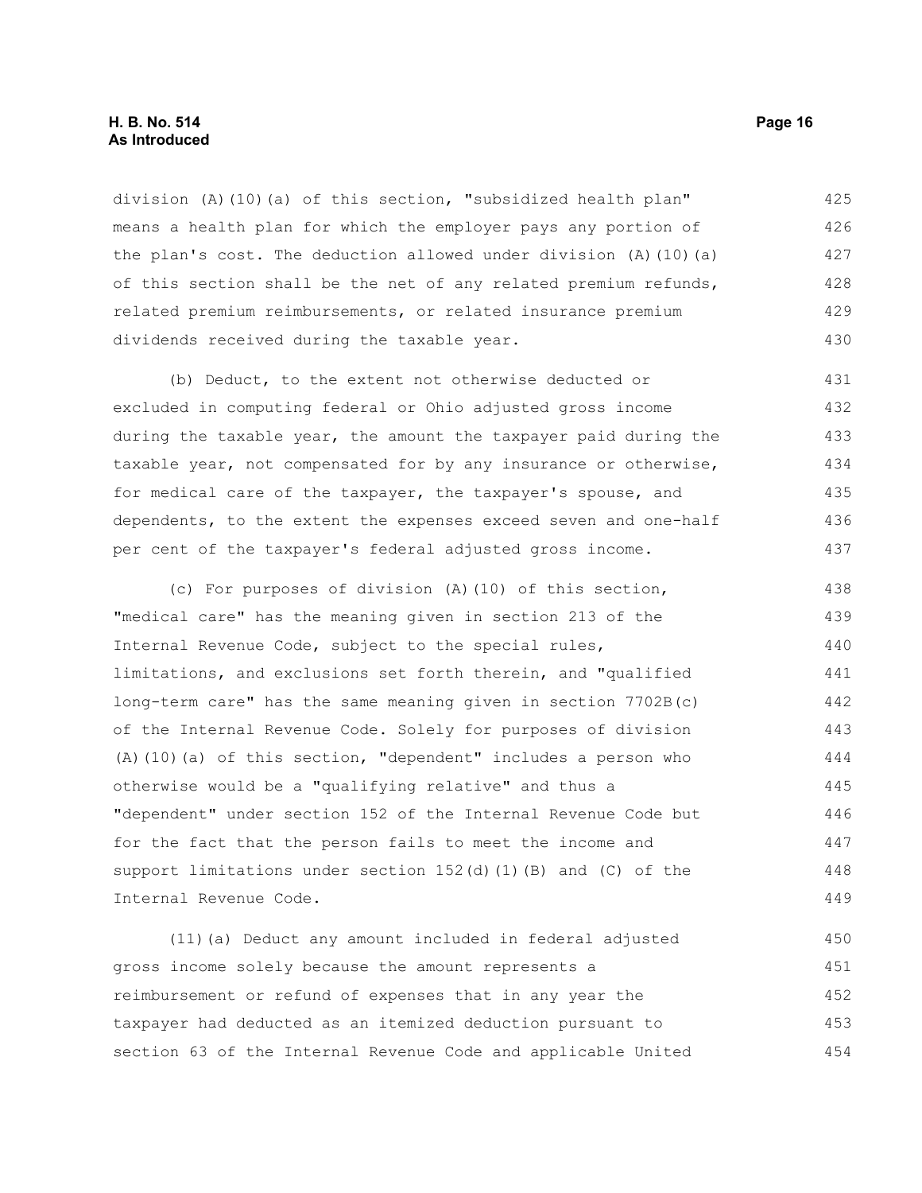division (A)(10)(a) of this section, "subsidized health plan" means a health plan for which the employer pays any portion of the plan's cost. The deduction allowed under division (A)(10)(a) of this section shall be the net of any related premium refunds, related premium reimbursements, or related insurance premium dividends received during the taxable year.

(b) Deduct, to the extent not otherwise deducted or excluded in computing federal or Ohio adjusted gross income during the taxable year, the amount the taxpayer paid during the taxable year, not compensated for by any insurance or otherwise, for medical care of the taxpayer, the taxpayer's spouse, and dependents, to the extent the expenses exceed seven and one-half per cent of the taxpayer's federal adjusted gross income.

(c) For purposes of division (A)(10) of this section, "medical care" has the meaning given in section 213 of the Internal Revenue Code, subject to the special rules, limitations, and exclusions set forth therein, and "qualified long-term care" has the same meaning given in section 7702B(c) of the Internal Revenue Code. Solely for purposes of division (A)(10)(a) of this section, "dependent" includes a person who otherwise would be a "qualifying relative" and thus a "dependent" under section 152 of the Internal Revenue Code but for the fact that the person fails to meet the income and support limitations under section 152(d)(1)(B) and (C) of the Internal Revenue Code.

(11)(a) Deduct any amount included in federal adjusted gross income solely because the amount represents a reimbursement or refund of expenses that in any year the taxpayer had deducted as an itemized deduction pursuant to section 63 of the Internal Revenue Code and applicable United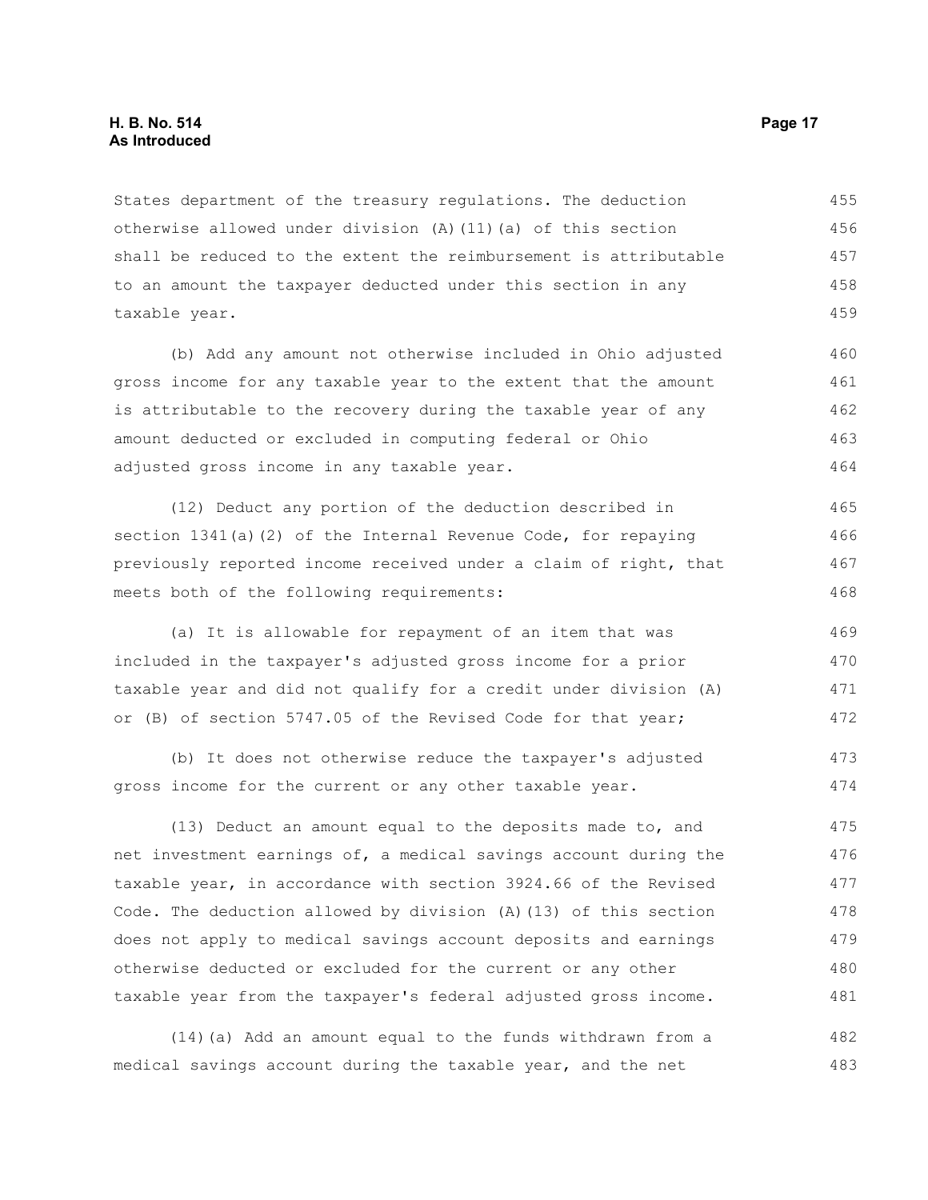States department of the treasury regulations. The deduction otherwise allowed under division (A)(11)(a) of this section shall be reduced to the extent the reimbursement is attributable to an amount the taxpayer deducted under this section in any taxable year.

(b) Add any amount not otherwise included in Ohio adjusted gross income for any taxable year to the extent that the amount is attributable to the recovery during the taxable year of any amount deducted or excluded in computing federal or Ohio adjusted gross income in any taxable year.

(12) Deduct any portion of the deduction described in section 1341(a)(2) of the Internal Revenue Code, for repaying previously reported income received under a claim of right, that meets both of the following requirements:

(a) It is allowable for repayment of an item that was included in the taxpayer's adjusted gross income for a prior taxable year and did not qualify for a credit under division (A) or (B) of section 5747.05 of the Revised Code for that year;

(b) It does not otherwise reduce the taxpayer's adjusted gross income for the current or any other taxable year.

(13) Deduct an amount equal to the deposits made to, and net investment earnings of, a medical savings account during the taxable year, in accordance with section 3924.66 of the Revised Code. The deduction allowed by division (A)(13) of this section does not apply to medical savings account deposits and earnings otherwise deducted or excluded for the current or any other taxable year from the taxpayer's federal adjusted gross income.

(14)(a) Add an amount equal to the funds withdrawn from a medical savings account during the taxable year, and the net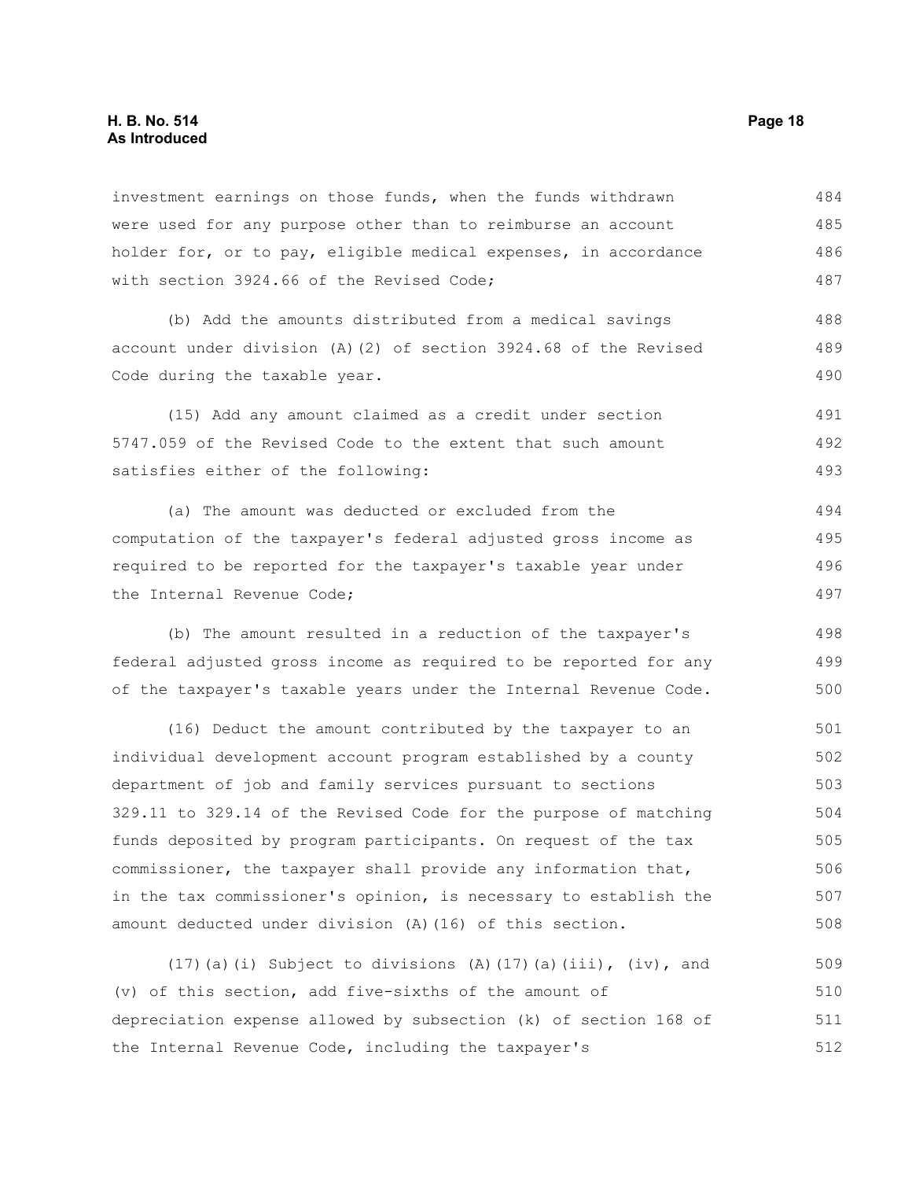investment earnings on those funds, when the funds withdrawn were used for any purpose other than to reimburse an account holder for, or to pay, eligible medical expenses, in accordance with section 3924.66 of the Revised Code;

(b) Add the amounts distributed from a medical savings account under division (A)(2) of section 3924.68 of the Revised Code during the taxable year.

(15) Add any amount claimed as a credit under section 5747.059 of the Revised Code to the extent that such amount satisfies either of the following:

(a) The amount was deducted or excluded from the computation of the taxpayer's federal adjusted gross income as required to be reported for the taxpayer's taxable year under the Internal Revenue Code;

(b) The amount resulted in a reduction of the taxpayer's federal adjusted gross income as required to be reported for any of the taxpayer's taxable years under the Internal Revenue Code.

(16) Deduct the amount contributed by the taxpayer to an individual development account program established by a county department of job and family services pursuant to sections 329.11 to 329.14 of the Revised Code for the purpose of matching funds deposited by program participants. On request of the tax commissioner, the taxpayer shall provide any information that, in the tax commissioner's opinion, is necessary to establish the amount deducted under division (A)(16) of this section.

(17)(a)(i) Subject to divisions (A)(17)(a)(iii), (iv), and (v) of this section, add five-sixths of the amount of depreciation expense allowed by subsection (k) of section 168 of the Internal Revenue Code, including the taxpayer's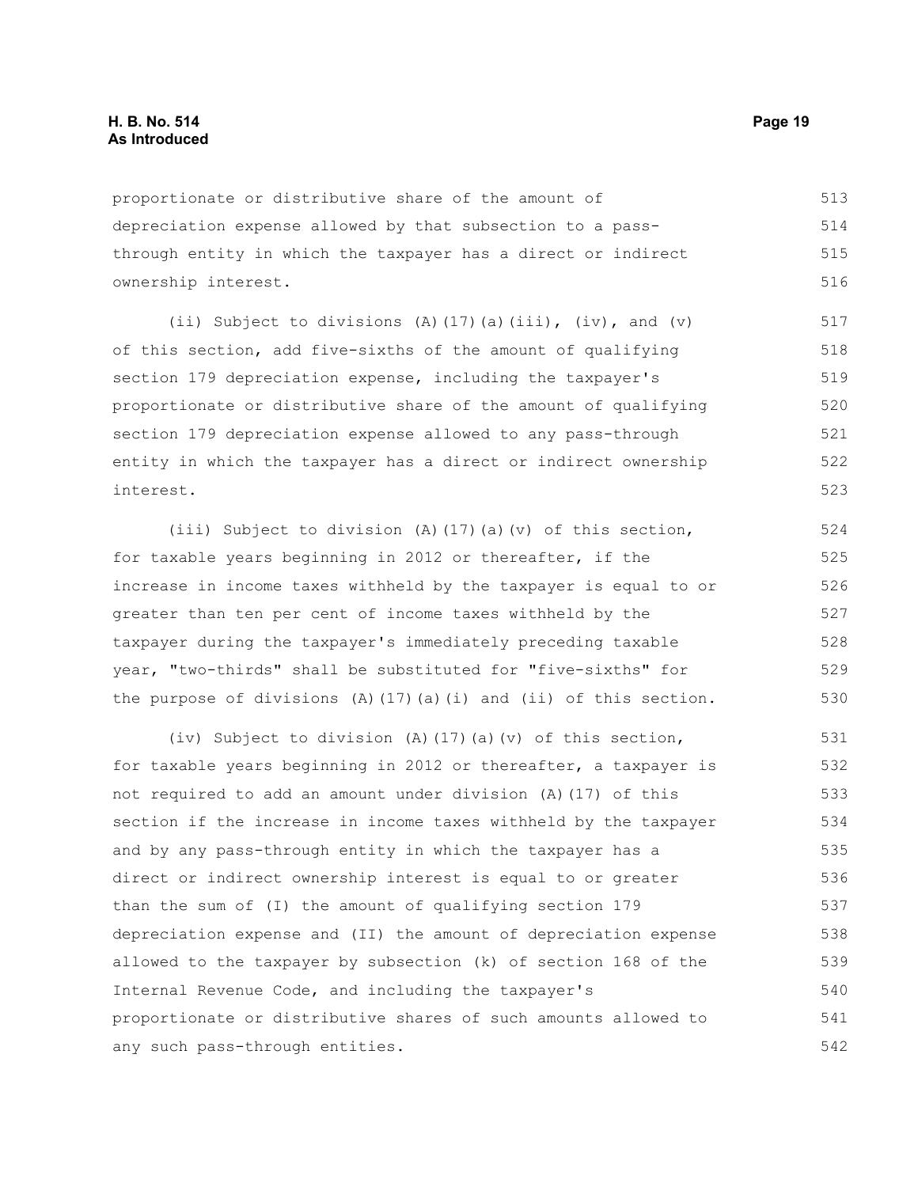proportionate or distributive share of the amount of depreciation expense allowed by that subsection to a pass-through entity in which the taxpayer has a direct or indirect ownership interest.

(ii) Subject to divisions (A)(17)(a)(iii), (iv), and (v) of this section, add five-sixths of the amount of qualifying section 179 depreciation expense, including the taxpayer's proportionate or distributive share of the amount of qualifying section 179 depreciation expense allowed to any pass-through entity in which the taxpayer has a direct or indirect ownership interest.

(iii) Subject to division (A)(17)(a)(v) of this section, for taxable years beginning in 2012 or thereafter, if the increase in income taxes withheld by the taxpayer is equal to or greater than ten per cent of income taxes withheld by the taxpayer during the taxpayer's immediately preceding taxable year, "two-thirds" shall be substituted for "five-sixths" for the purpose of divisions (A)(17)(a)(i) and (ii) of this section.

(iv) Subject to division (A)(17)(a)(v) of this section, for taxable years beginning in 2012 or thereafter, a taxpayer is not required to add an amount under division (A)(17) of this section if the increase in income taxes withheld by the taxpayer and by any pass-through entity in which the taxpayer has a direct or indirect ownership interest is equal to or greater than the sum of (I) the amount of qualifying section 179 depreciation expense and (II) the amount of depreciation expense allowed to the taxpayer by subsection (k) of section 168 of the Internal Revenue Code, and including the taxpayer's proportionate or distributive shares of such amounts allowed to any such pass-through entities.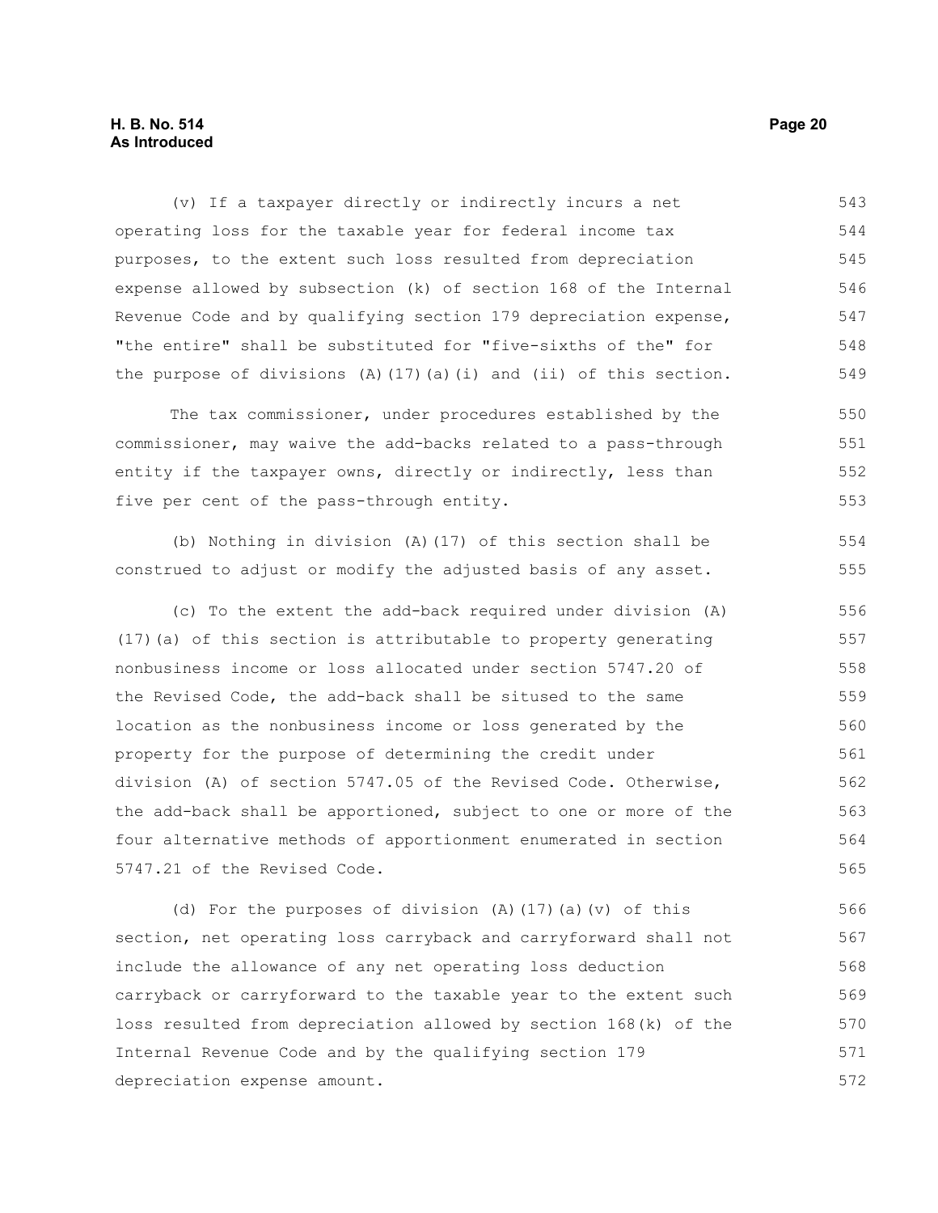(v) If a taxpayer directly or indirectly incurs a net operating loss for the taxable year for federal income tax purposes, to the extent such loss resulted from depreciation expense allowed by subsection (k) of section 168 of the Internal Revenue Code and by qualifying section 179 depreciation expense, "the entire" shall be substituted for "five-sixths of the" for the purpose of divisions (A)(17)(a)(i) and (ii) of this section.

The tax commissioner, under procedures established by the commissioner, may waive the add-backs related to a pass-through entity if the taxpayer owns, directly or indirectly, less than five per cent of the pass-through entity.

(b) Nothing in division (A)(17) of this section shall be construed to adjust or modify the adjusted basis of any asset.

(c) To the extent the add-back required under division (A)(17)(a) of this section is attributable to property generating nonbusiness income or loss allocated under section 5747.20 of the Revised Code, the add-back shall be sitused to the same location as the nonbusiness income or loss generated by the property for the purpose of determining the credit under division (A) of section 5747.05 of the Revised Code. Otherwise, the add-back shall be apportioned, subject to one or more of the four alternative methods of apportionment enumerated in section 5747.21 of the Revised Code.

(d) For the purposes of division (A)(17)(a)(v) of this section, net operating loss carryback and carryforward shall not include the allowance of any net operating loss deduction carryback or carryforward to the taxable year to the extent such loss resulted from depreciation allowed by section 168(k) of the Internal Revenue Code and by the qualifying section 179 depreciation expense amount.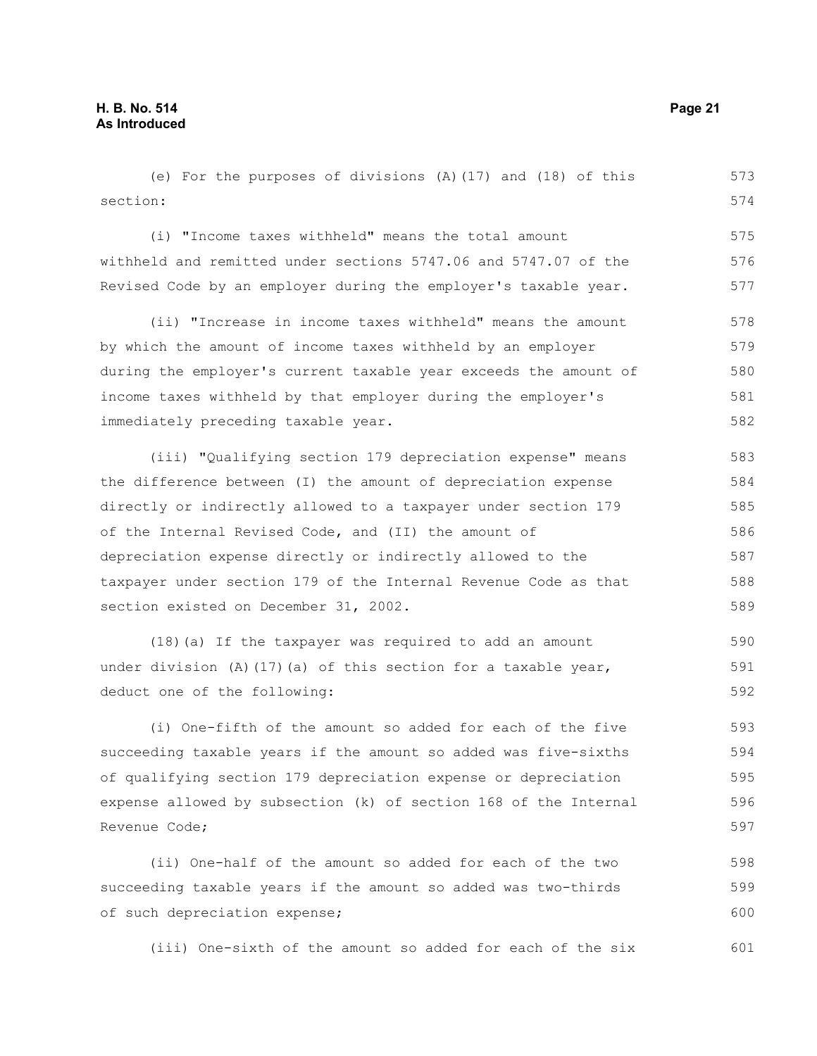(e) For the purposes of divisions (A)(17) and (18) of this section:

(i) "Income taxes withheld" means the total amount withheld and remitted under sections 5747.06 and 5747.07 of the Revised Code by an employer during the employer's taxable year.

(ii) "Increase in income taxes withheld" means the amount by which the amount of income taxes withheld by an employer during the employer's current taxable year exceeds the amount of income taxes withheld by that employer during the employer's immediately preceding taxable year.

(iii) "Qualifying section 179 depreciation expense" means the difference between (I) the amount of depreciation expense directly or indirectly allowed to a taxpayer under section 179 of the Internal Revised Code, and (II) the amount of depreciation expense directly or indirectly allowed to the taxpayer under section 179 of the Internal Revenue Code as that section existed on December 31, 2002.

(18)(a) If the taxpayer was required to add an amount under division (A)(17)(a) of this section for a taxable year, deduct one of the following:

(i) One-fifth of the amount so added for each of the five succeeding taxable years if the amount so added was five-sixths of qualifying section 179 depreciation expense or depreciation expense allowed by subsection (k) of section 168 of the Internal Revenue Code;

(ii) One-half of the amount so added for each of the two succeeding taxable years if the amount so added was two-thirds of such depreciation expense;

(iii) One-sixth of the amount so added for each of the six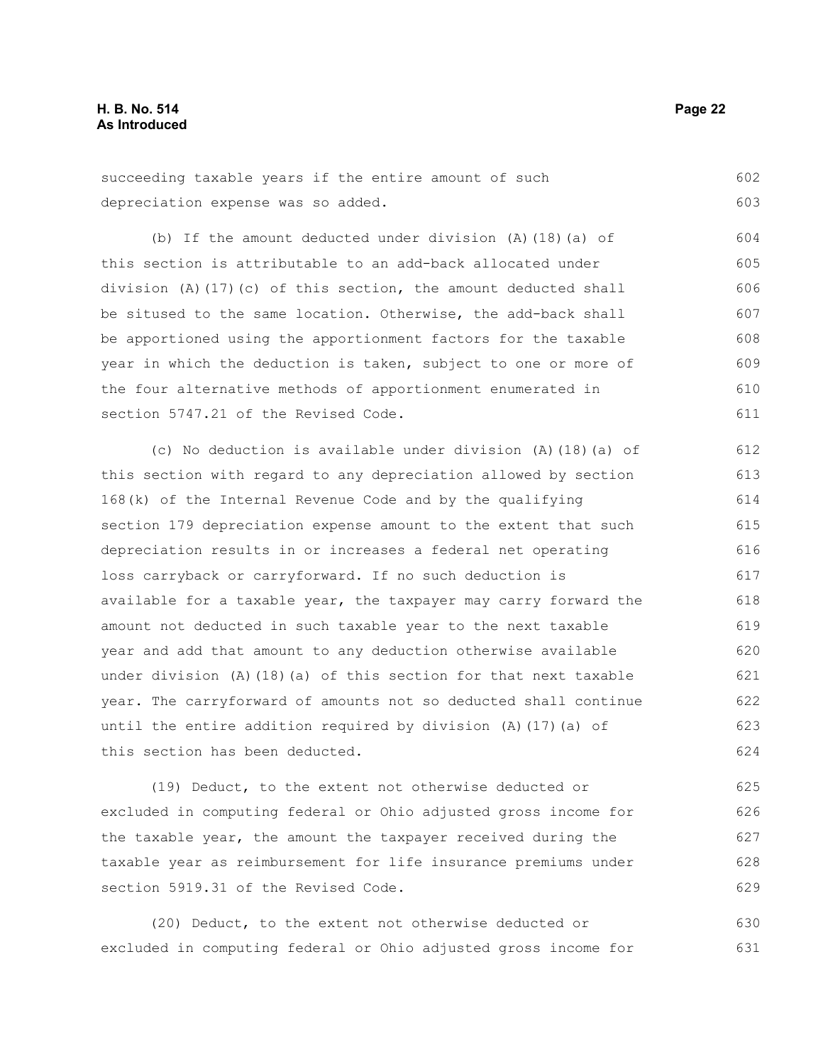succeeding taxable years if the entire amount of such depreciation expense was so added.

(b) If the amount deducted under division (A)(18)(a) of this section is attributable to an add-back allocated under division (A)(17)(c) of this section, the amount deducted shall be sitused to the same location. Otherwise, the add-back shall be apportioned using the apportionment factors for the taxable year in which the deduction is taken, subject to one or more of the four alternative methods of apportionment enumerated in section 5747.21 of the Revised Code.

(c) No deduction is available under division (A)(18)(a) of this section with regard to any depreciation allowed by section 168(k) of the Internal Revenue Code and by the qualifying section 179 depreciation expense amount to the extent that such depreciation results in or increases a federal net operating loss carryback or carryforward. If no such deduction is available for a taxable year, the taxpayer may carry forward the amount not deducted in such taxable year to the next taxable year and add that amount to any deduction otherwise available under division (A)(18)(a) of this section for that next taxable year. The carryforward of amounts not so deducted shall continue until the entire addition required by division (A)(17)(a) of this section has been deducted.

(19) Deduct, to the extent not otherwise deducted or excluded in computing federal or Ohio adjusted gross income for the taxable year, the amount the taxpayer received during the taxable year as reimbursement for life insurance premiums under section 5919.31 of the Revised Code.

(20) Deduct, to the extent not otherwise deducted or excluded in computing federal or Ohio adjusted gross income for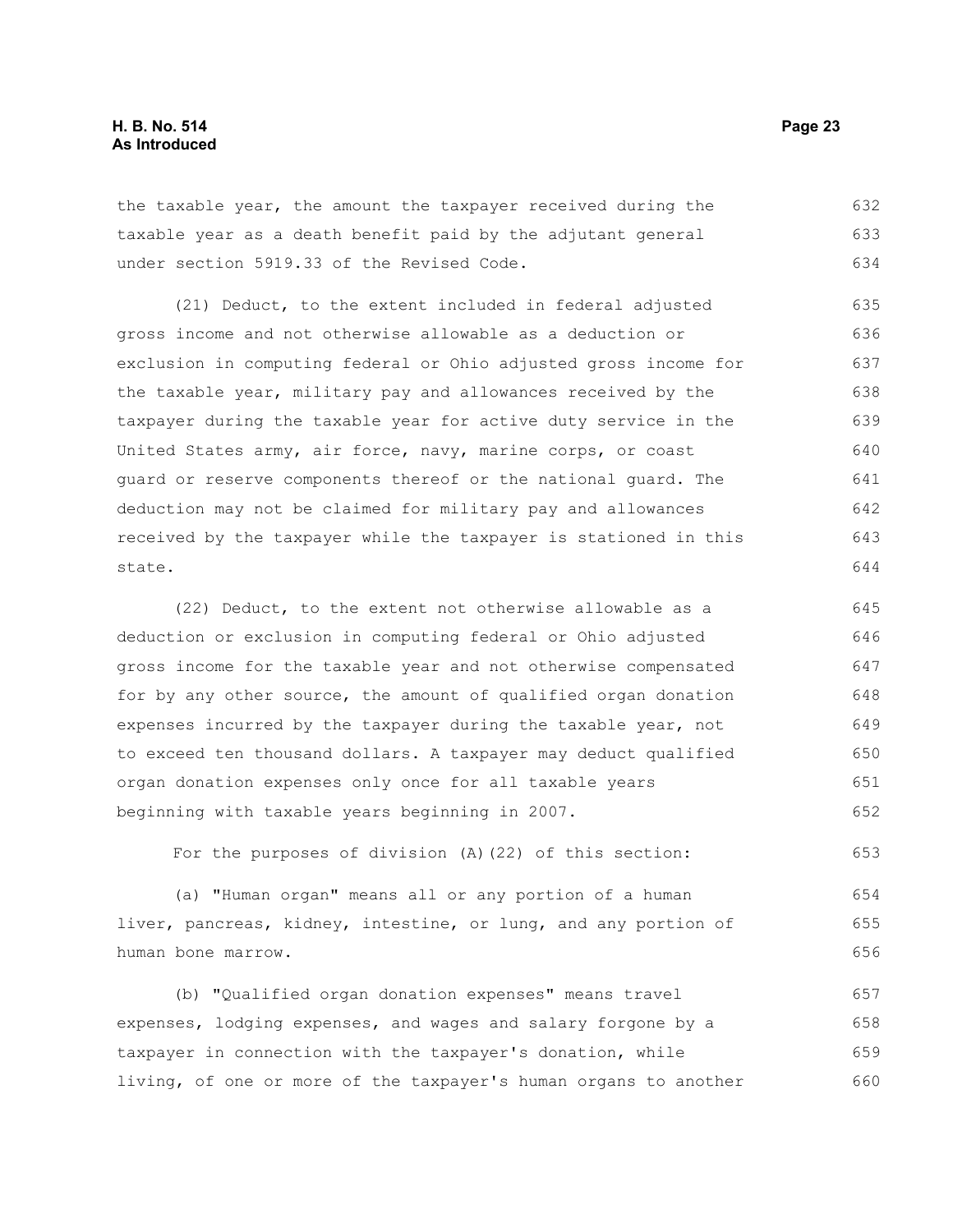the taxable year, the amount the taxpayer received during the taxable year as a death benefit paid by the adjutant general under section 5919.33 of the Revised Code.

(21) Deduct, to the extent included in federal adjusted gross income and not otherwise allowable as a deduction or exclusion in computing federal or Ohio adjusted gross income for the taxable year, military pay and allowances received by the taxpayer during the taxable year for active duty service in the United States army, air force, navy, marine corps, or coast guard or reserve components thereof or the national guard. The deduction may not be claimed for military pay and allowances received by the taxpayer while the taxpayer is stationed in this state.

(22) Deduct, to the extent not otherwise allowable as a deduction or exclusion in computing federal or Ohio adjusted gross income for the taxable year and not otherwise compensated for by any other source, the amount of qualified organ donation expenses incurred by the taxpayer during the taxable year, not to exceed ten thousand dollars. A taxpayer may deduct qualified organ donation expenses only once for all taxable years beginning with taxable years beginning in 2007.

For the purposes of division (A)(22) of this section:

(a) "Human organ" means all or any portion of a human liver, pancreas, kidney, intestine, or lung, and any portion of human bone marrow.

(b) "Qualified organ donation expenses" means travel expenses, lodging expenses, and wages and salary forgone by a taxpayer in connection with the taxpayer's donation, while living, of one or more of the taxpayer's human organs to another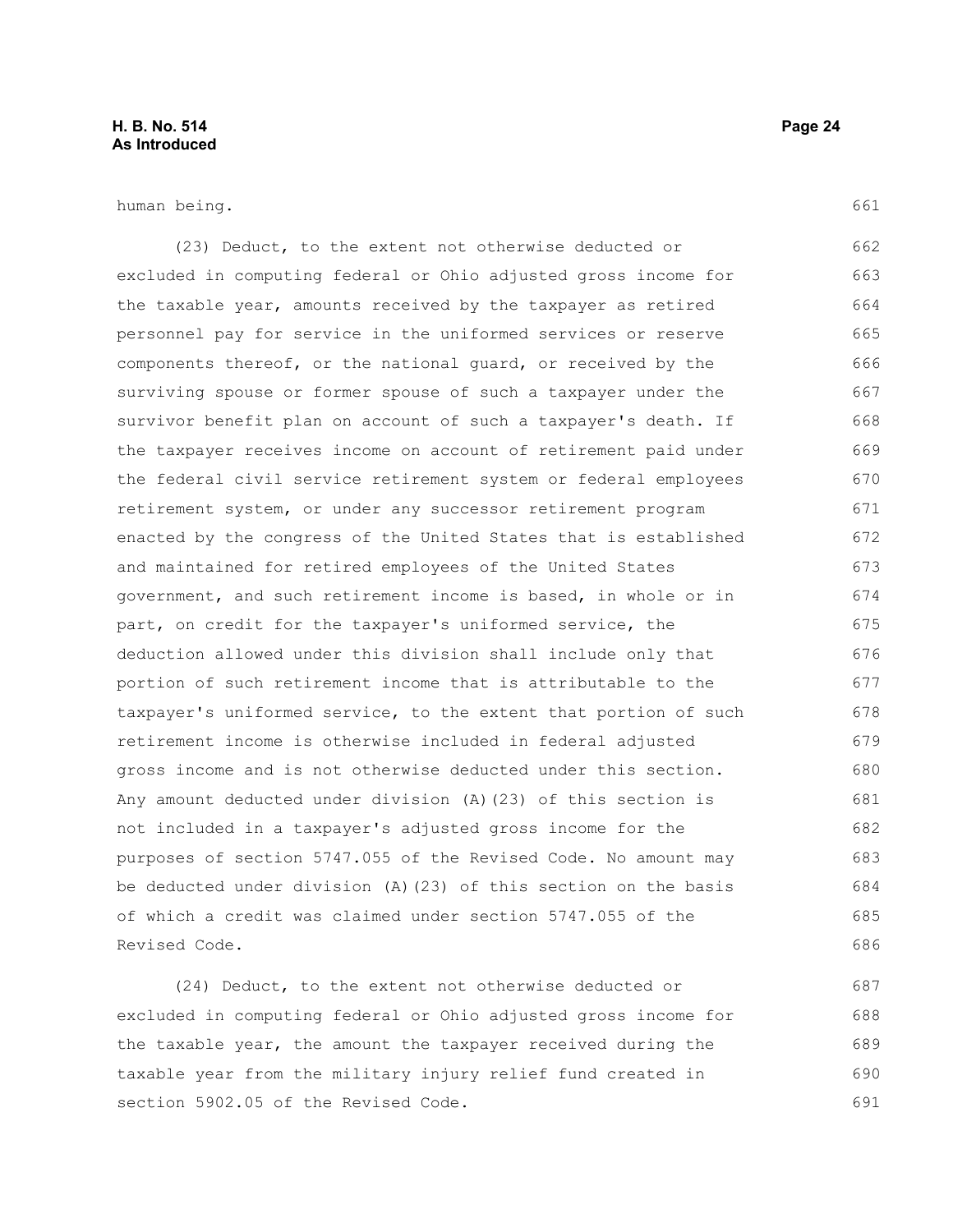human being.

(23) Deduct, to the extent not otherwise deducted or excluded in computing federal or Ohio adjusted gross income for the taxable year, amounts received by the taxpayer as retired personnel pay for service in the uniformed services or reserve components thereof, or the national guard, or received by the surviving spouse or former spouse of such a taxpayer under the survivor benefit plan on account of such a taxpayer's death. If the taxpayer receives income on account of retirement paid under the federal civil service retirement system or federal employees retirement system, or under any successor retirement program enacted by the congress of the United States that is established and maintained for retired employees of the United States government, and such retirement income is based, in whole or in part, on credit for the taxpayer's uniformed service, the deduction allowed under this division shall include only that portion of such retirement income that is attributable to the taxpayer's uniformed service, to the extent that portion of such retirement income is otherwise included in federal adjusted gross income and is not otherwise deducted under this section. Any amount deducted under division (A)(23) of this section is not included in a taxpayer's adjusted gross income for the purposes of section 5747.055 of the Revised Code. No amount may be deducted under division (A)(23) of this section on the basis of which a credit was claimed under section 5747.055 of the Revised Code.

(24) Deduct, to the extent not otherwise deducted or excluded in computing federal or Ohio adjusted gross income for the taxable year, the amount the taxpayer received during the taxable year from the military injury relief fund created in section 5902.05 of the Revised Code.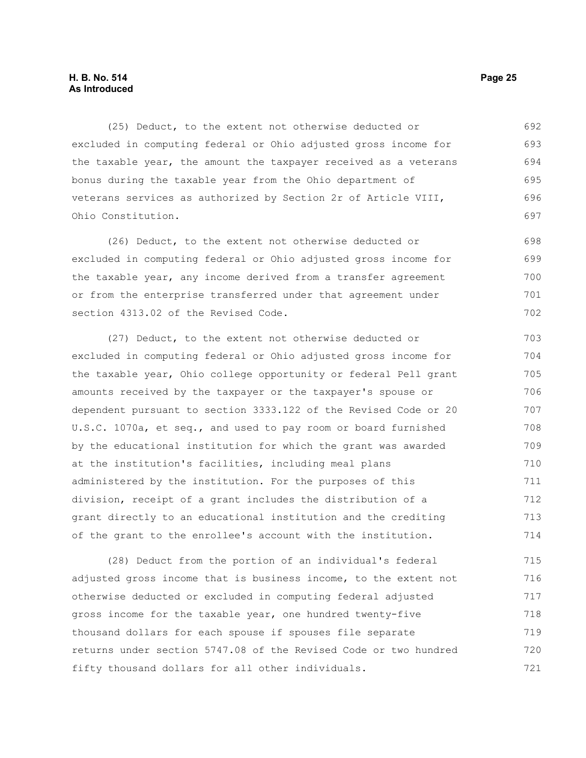(25) Deduct, to the extent not otherwise deducted or excluded in computing federal or Ohio adjusted gross income for the taxable year, the amount the taxpayer received as a veterans bonus during the taxable year from the Ohio department of veterans services as authorized by Section 2r of Article VIII, Ohio Constitution.

(26) Deduct, to the extent not otherwise deducted or excluded in computing federal or Ohio adjusted gross income for the taxable year, any income derived from a transfer agreement or from the enterprise transferred under that agreement under section 4313.02 of the Revised Code.

(27) Deduct, to the extent not otherwise deducted or excluded in computing federal or Ohio adjusted gross income for the taxable year, Ohio college opportunity or federal Pell grant amounts received by the taxpayer or the taxpayer's spouse or dependent pursuant to section 3333.122 of the Revised Code or 20 U.S.C. 1070a, et seq., and used to pay room or board furnished by the educational institution for which the grant was awarded at the institution's facilities, including meal plans administered by the institution. For the purposes of this division, receipt of a grant includes the distribution of a grant directly to an educational institution and the crediting of the grant to the enrollee's account with the institution.

(28) Deduct from the portion of an individual's federal adjusted gross income that is business income, to the extent not otherwise deducted or excluded in computing federal adjusted gross income for the taxable year, one hundred twenty-five thousand dollars for each spouse if spouses file separate returns under section 5747.08 of the Revised Code or two hundred fifty thousand dollars for all other individuals.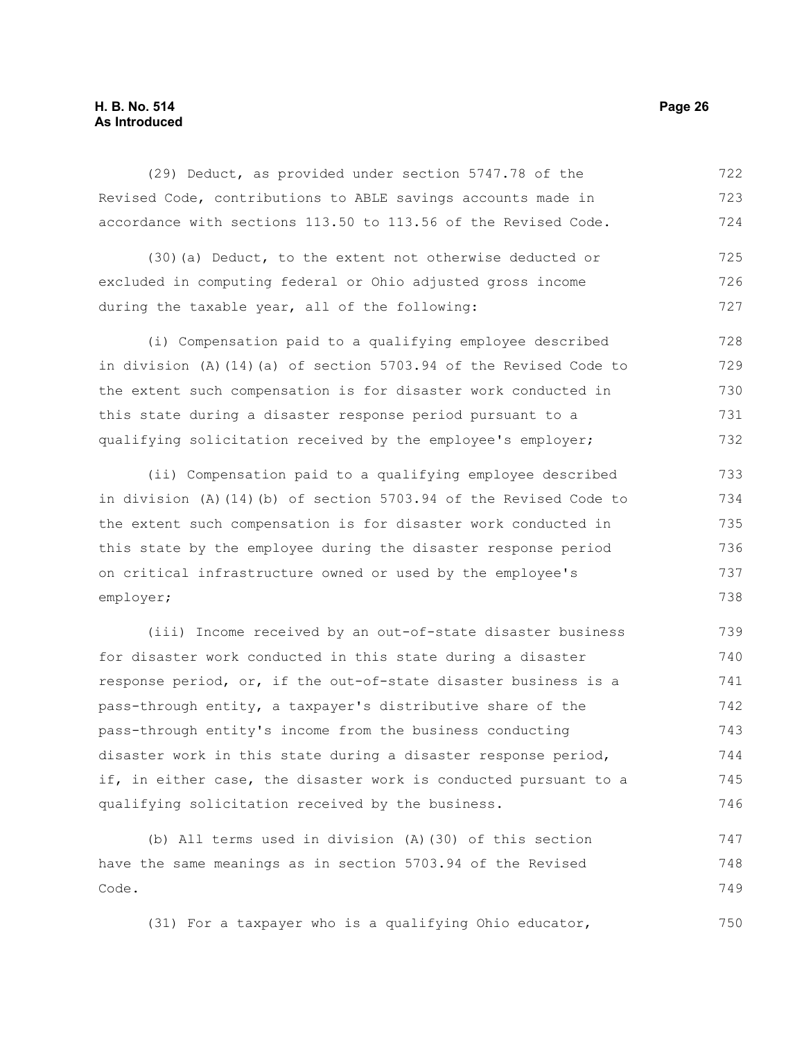(29) Deduct, as provided under section 5747.78 of the Revised Code, contributions to ABLE savings accounts made in accordance with sections 113.50 to 113.56 of the Revised Code.

(30)(a) Deduct, to the extent not otherwise deducted or excluded in computing federal or Ohio adjusted gross income during the taxable year, all of the following:

(i) Compensation paid to a qualifying employee described in division (A)(14)(a) of section 5703.94 of the Revised Code to the extent such compensation is for disaster work conducted in this state during a disaster response period pursuant to a qualifying solicitation received by the employee's employer;

(ii) Compensation paid to a qualifying employee described in division (A)(14)(b) of section 5703.94 of the Revised Code to the extent such compensation is for disaster work conducted in this state by the employee during the disaster response period on critical infrastructure owned or used by the employee's employer;

(iii) Income received by an out-of-state disaster business for disaster work conducted in this state during a disaster response period, or, if the out-of-state disaster business is a pass-through entity, a taxpayer's distributive share of the pass-through entity's income from the business conducting disaster work in this state during a disaster response period, if, in either case, the disaster work is conducted pursuant to a qualifying solicitation received by the business.

(b) All terms used in division (A)(30) of this section have the same meanings as in section 5703.94 of the Revised Code.

(31) For a taxpayer who is a qualifying Ohio educator,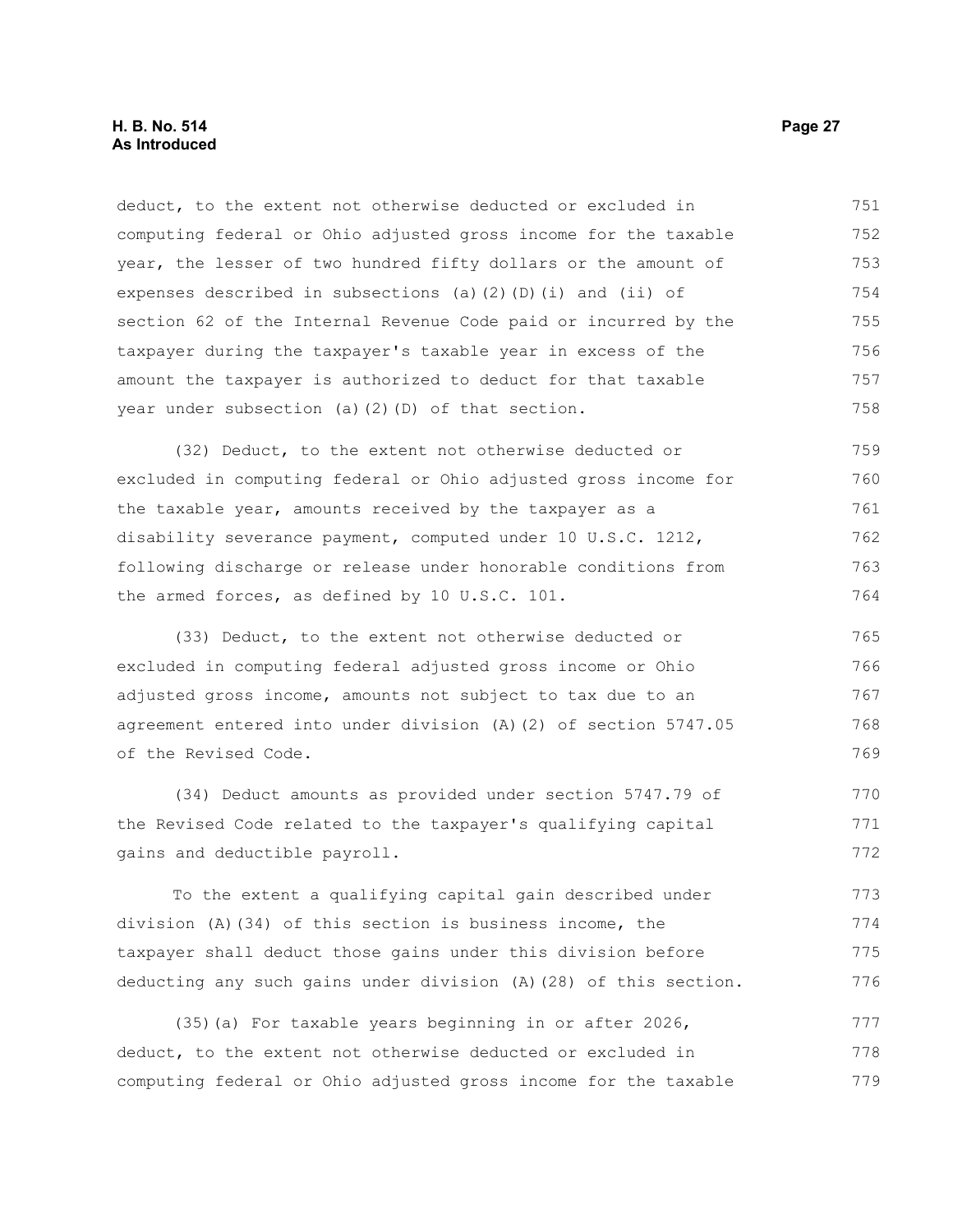deduct, to the extent not otherwise deducted or excluded in computing federal or Ohio adjusted gross income for the taxable year, the lesser of two hundred fifty dollars or the amount of expenses described in subsections (a)(2)(D)(i) and (ii) of section 62 of the Internal Revenue Code paid or incurred by the taxpayer during the taxpayer's taxable year in excess of the amount the taxpayer is authorized to deduct for that taxable year under subsection (a)(2)(D) of that section.

(32) Deduct, to the extent not otherwise deducted or excluded in computing federal or Ohio adjusted gross income for the taxable year, amounts received by the taxpayer as a disability severance payment, computed under 10 U.S.C. 1212, following discharge or release under honorable conditions from the armed forces, as defined by 10 U.S.C. 101.

(33) Deduct, to the extent not otherwise deducted or excluded in computing federal adjusted gross income or Ohio adjusted gross income, amounts not subject to tax due to an agreement entered into under division (A)(2) of section 5747.05 of the Revised Code.

(34) Deduct amounts as provided under section 5747.79 of the Revised Code related to the taxpayer's qualifying capital gains and deductible payroll.

To the extent a qualifying capital gain described under division (A)(34) of this section is business income, the taxpayer shall deduct those gains under this division before deducting any such gains under division (A)(28) of this section.

(35)(a) For taxable years beginning in or after 2026, deduct, to the extent not otherwise deducted or excluded in computing federal or Ohio adjusted gross income for the taxable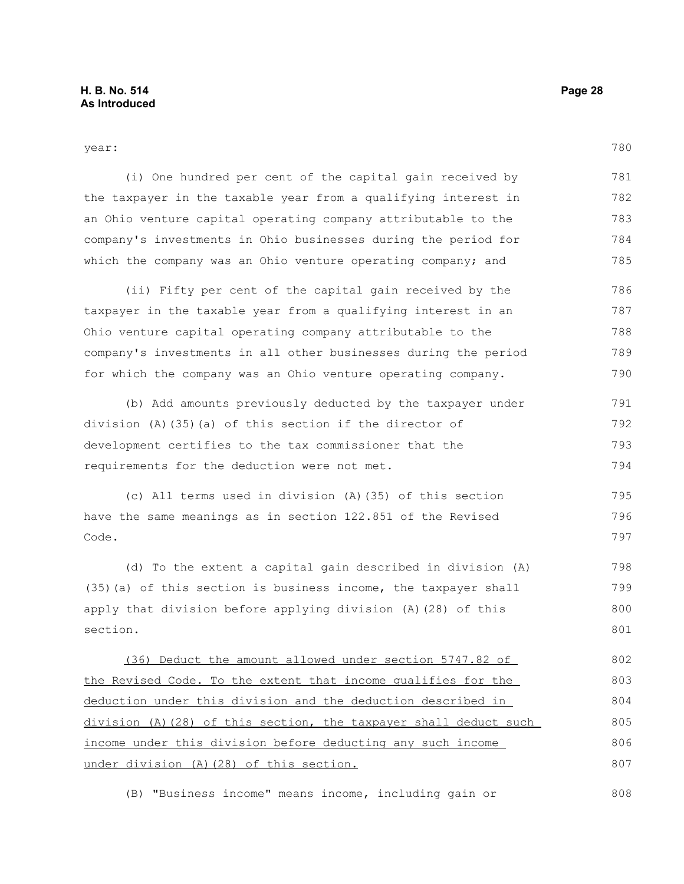year:

(i) One hundred per cent of the capital gain received by the taxpayer in the taxable year from a qualifying interest in an Ohio venture capital operating company attributable to the company's investments in Ohio businesses during the period for which the company was an Ohio venture operating company; and

(ii) Fifty per cent of the capital gain received by the taxpayer in the taxable year from a qualifying interest in an Ohio venture capital operating company attributable to the company's investments in all other businesses during the period for which the company was an Ohio venture operating company.

(b) Add amounts previously deducted by the taxpayer under division (A)(35)(a) of this section if the director of development certifies to the tax commissioner that the requirements for the deduction were not met.

(c) All terms used in division (A)(35) of this section have the same meanings as in section 122.851 of the Revised Code.

(d) To the extent a capital gain described in division (A)(35)(a) of this section is business income, the taxpayer shall apply that division before applying division (A)(28) of this section.

<u>(36) Deduct the amount allowed under section 5747.82 of the Revised Code. To the extent that income qualifies for the deduction under this division and the deduction described in division (A)(28) of this section, the taxpayer shall deduct such income under this division before deducting any such income under division (A)(28) of this section.</u>

(B) "Business income" means income, including gain or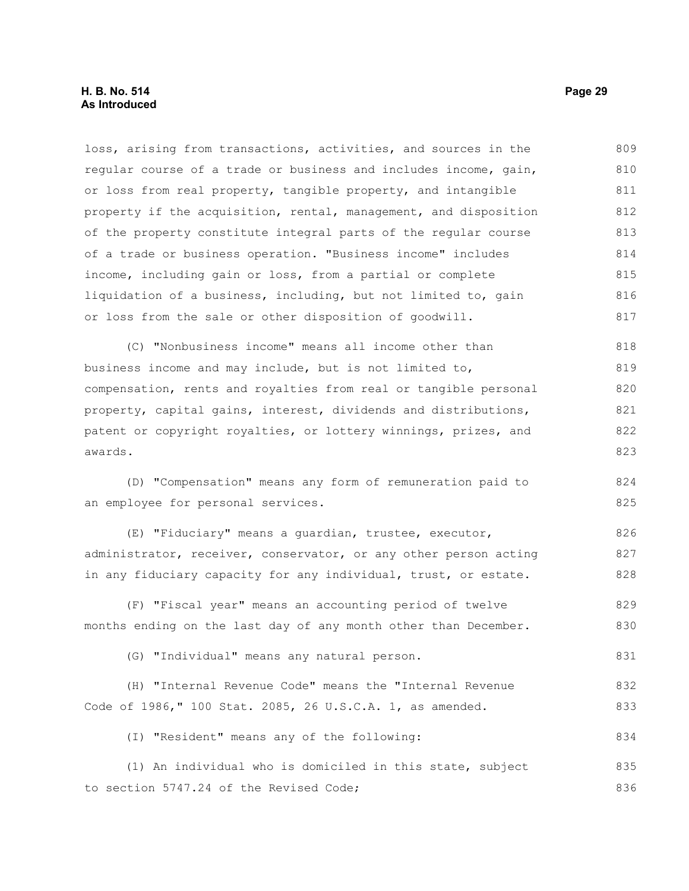loss, arising from transactions, activities, and sources in the regular course of a trade or business and includes income, gain, or loss from real property, tangible property, and intangible property if the acquisition, rental, management, and disposition of the property constitute integral parts of the regular course of a trade or business operation. "Business income" includes income, including gain or loss, from a partial or complete liquidation of a business, including, but not limited to, gain or loss from the sale or other disposition of goodwill.

(C) "Nonbusiness income" means all income other than business income and may include, but is not limited to, compensation, rents and royalties from real or tangible personal property, capital gains, interest, dividends and distributions, patent or copyright royalties, or lottery winnings, prizes, and awards.

(D) "Compensation" means any form of remuneration paid to an employee for personal services.

(E) "Fiduciary" means a guardian, trustee, executor, administrator, receiver, conservator, or any other person acting in any fiduciary capacity for any individual, trust, or estate.

(F) "Fiscal year" means an accounting period of twelve months ending on the last day of any month other than December.

(G) "Individual" means any natural person.

(H) "Internal Revenue Code" means the "Internal Revenue Code of 1986," 100 Stat. 2085, 26 U.S.C.A. 1, as amended.

(I) "Resident" means any of the following:

(1) An individual who is domiciled in this state, subject to section 5747.24 of the Revised Code;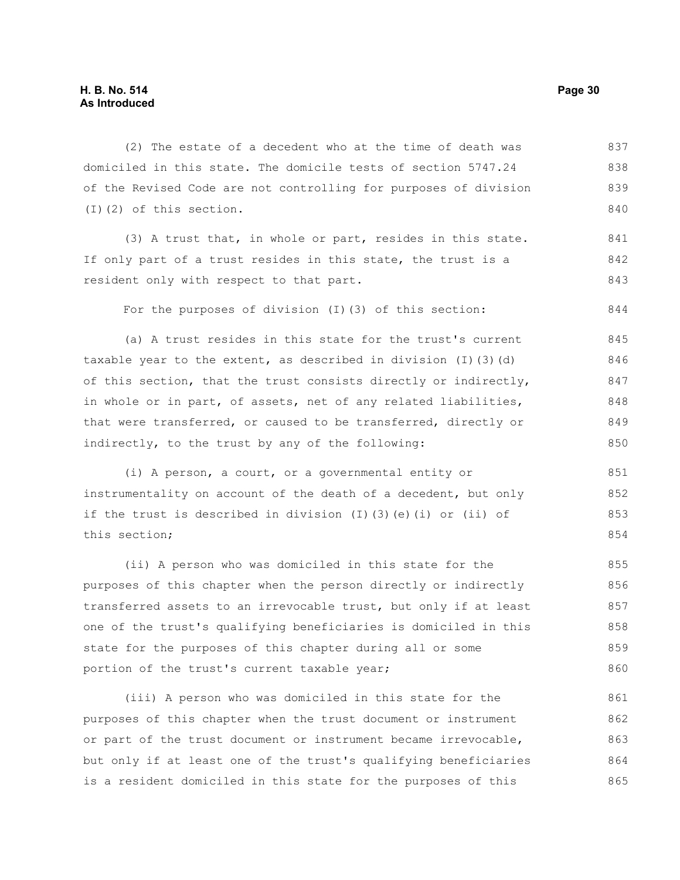(2) The estate of a decedent who at the time of death was domiciled in this state. The domicile tests of section 5747.24 of the Revised Code are not controlling for purposes of division (I)(2) of this section.

(3) A trust that, in whole or part, resides in this state. If only part of a trust resides in this state, the trust is a resident only with respect to that part.

For the purposes of division (I)(3) of this section:

(a) A trust resides in this state for the trust's current taxable year to the extent, as described in division (I)(3)(d) of this section, that the trust consists directly or indirectly, in whole or in part, of assets, net of any related liabilities, that were transferred, or caused to be transferred, directly or indirectly, to the trust by any of the following:

(i) A person, a court, or a governmental entity or instrumentality on account of the death of a decedent, but only if the trust is described in division (I)(3)(e)(i) or (ii) of this section;

(ii) A person who was domiciled in this state for the purposes of this chapter when the person directly or indirectly transferred assets to an irrevocable trust, but only if at least one of the trust's qualifying beneficiaries is domiciled in this state for the purposes of this chapter during all or some portion of the trust's current taxable year;

(iii) A person who was domiciled in this state for the purposes of this chapter when the trust document or instrument or part of the trust document or instrument became irrevocable, but only if at least one of the trust's qualifying beneficiaries is a resident domiciled in this state for the purposes of this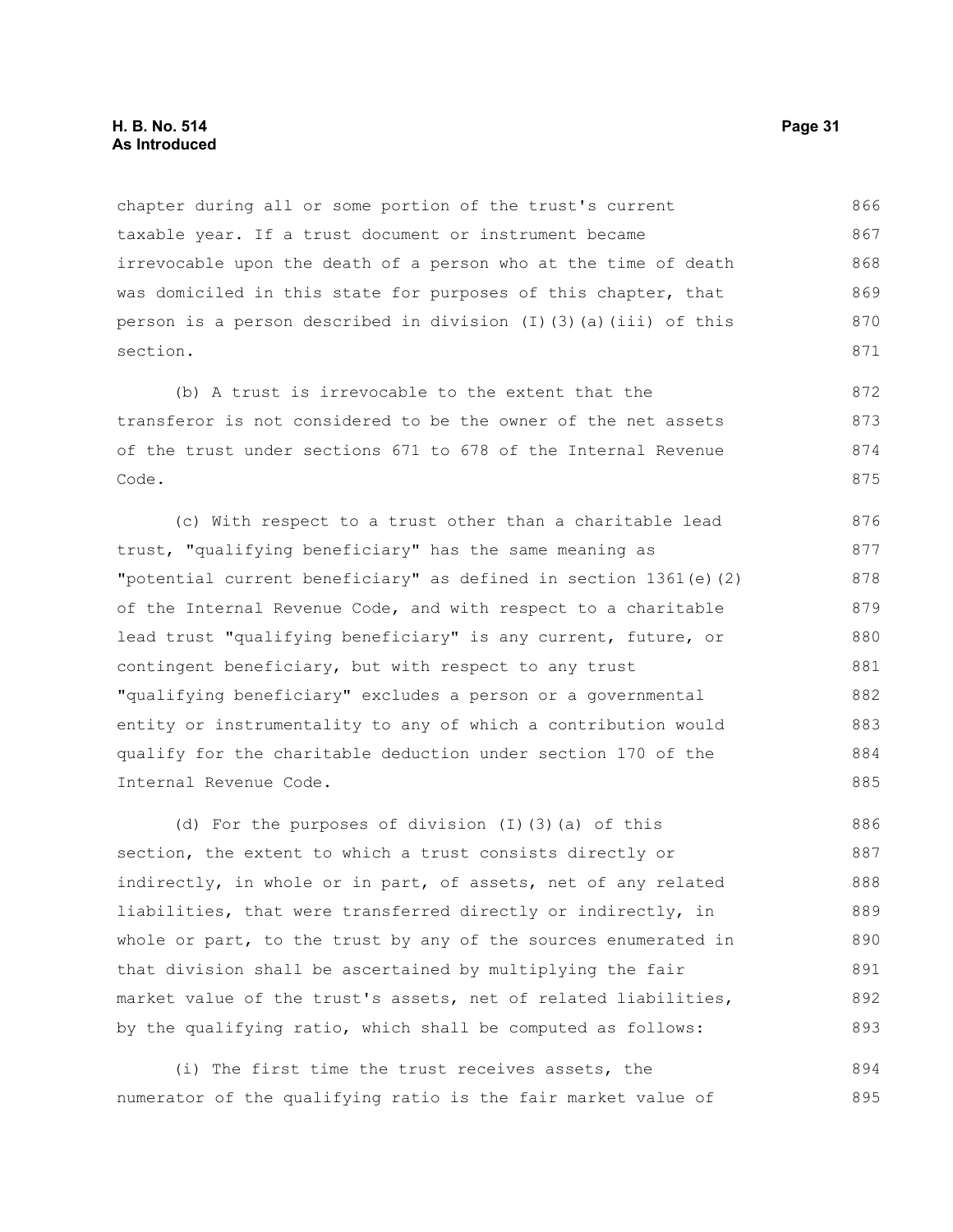chapter during all or some portion of the trust's current taxable year. If a trust document or instrument became irrevocable upon the death of a person who at the time of death was domiciled in this state for purposes of this chapter, that person is a person described in division (I)(3)(a)(iii) of this section.

(b) A trust is irrevocable to the extent that the transferor is not considered to be the owner of the net assets of the trust under sections 671 to 678 of the Internal Revenue Code.

(c) With respect to a trust other than a charitable lead trust, "qualifying beneficiary" has the same meaning as "potential current beneficiary" as defined in section 1361(e)(2) of the Internal Revenue Code, and with respect to a charitable lead trust "qualifying beneficiary" is any current, future, or contingent beneficiary, but with respect to any trust "qualifying beneficiary" excludes a person or a governmental entity or instrumentality to any of which a contribution would qualify for the charitable deduction under section 170 of the Internal Revenue Code.

(d) For the purposes of division (I)(3)(a) of this section, the extent to which a trust consists directly or indirectly, in whole or in part, of assets, net of any related liabilities, that were transferred directly or indirectly, in whole or part, to the trust by any of the sources enumerated in that division shall be ascertained by multiplying the fair market value of the trust's assets, net of related liabilities, by the qualifying ratio, which shall be computed as follows:

(i) The first time the trust receives assets, the numerator of the qualifying ratio is the fair market value of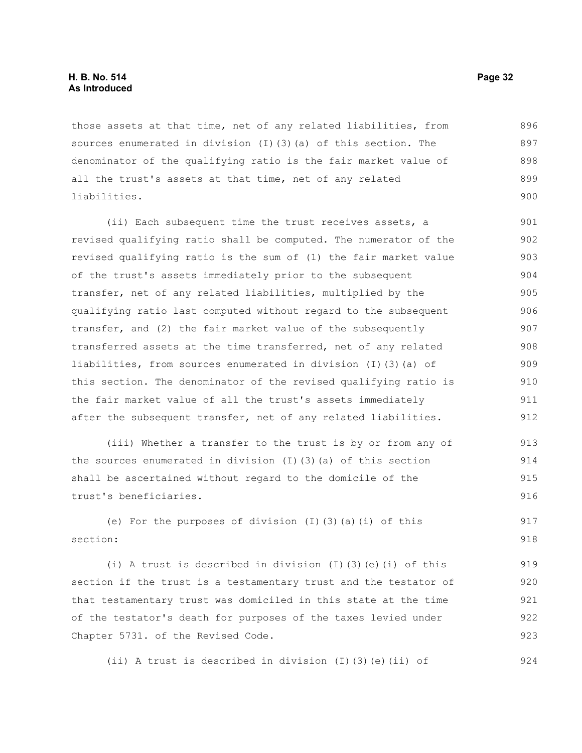those assets at that time, net of any related liabilities, from sources enumerated in division (I)(3)(a) of this section. The denominator of the qualifying ratio is the fair market value of all the trust's assets at that time, net of any related liabilities.

(ii) Each subsequent time the trust receives assets, a revised qualifying ratio shall be computed. The numerator of the revised qualifying ratio is the sum of (1) the fair market value of the trust's assets immediately prior to the subsequent transfer, net of any related liabilities, multiplied by the qualifying ratio last computed without regard to the subsequent transfer, and (2) the fair market value of the subsequently transferred assets at the time transferred, net of any related liabilities, from sources enumerated in division (I)(3)(a) of this section. The denominator of the revised qualifying ratio is the fair market value of all the trust's assets immediately after the subsequent transfer, net of any related liabilities.

(iii) Whether a transfer to the trust is by or from any of the sources enumerated in division (I)(3)(a) of this section shall be ascertained without regard to the domicile of the trust's beneficiaries.

(e) For the purposes of division (I)(3)(a)(i) of this section:

(i) A trust is described in division (I)(3)(e)(i) of this section if the trust is a testamentary trust and the testator of that testamentary trust was domiciled in this state at the time of the testator's death for purposes of the taxes levied under Chapter 5731. of the Revised Code.

(ii) A trust is described in division (I)(3)(e)(ii) of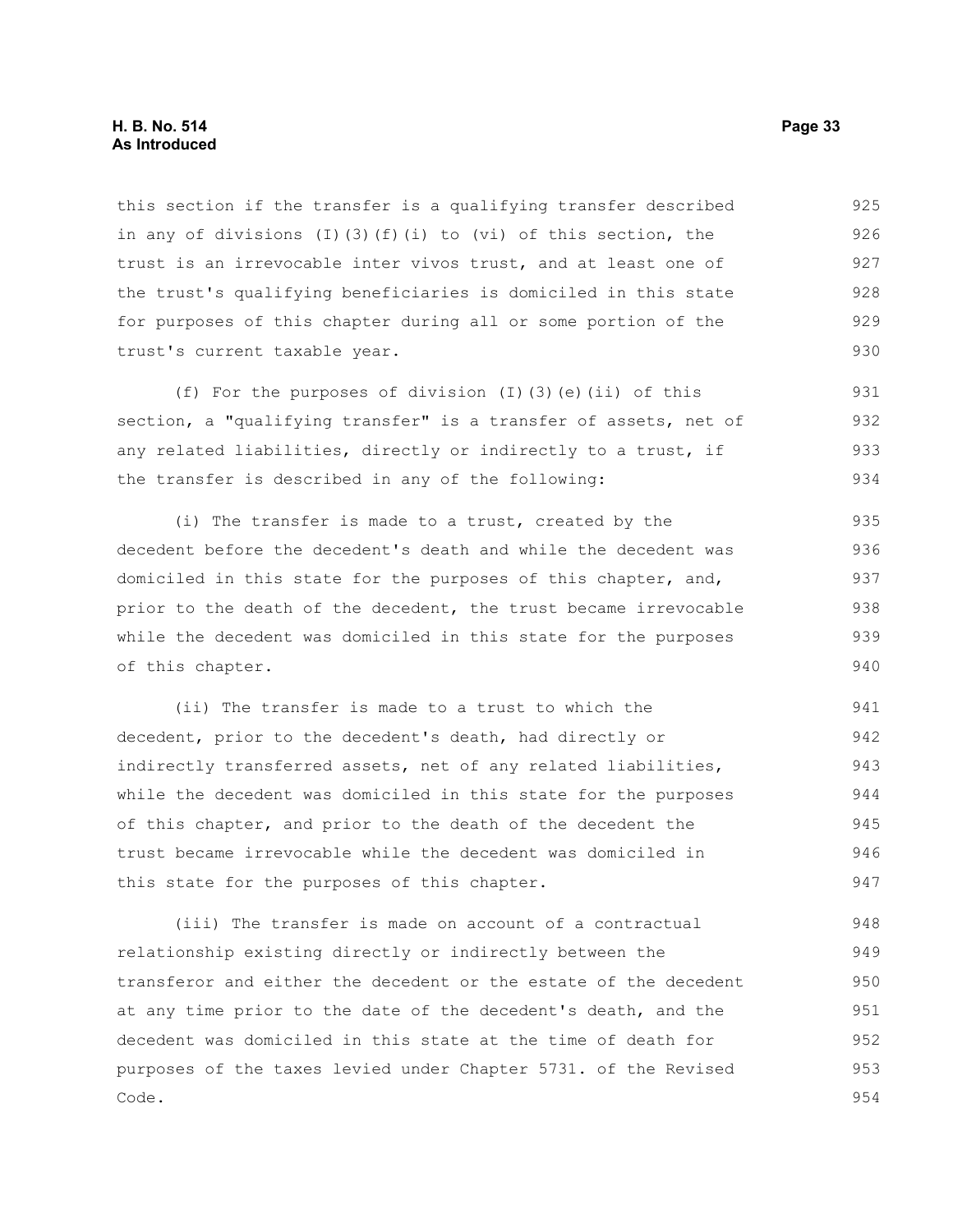this section if the transfer is a qualifying transfer described in any of divisions (I)(3)(f)(i) to (vi) of this section, the trust is an irrevocable inter vivos trust, and at least one of the trust's qualifying beneficiaries is domiciled in this state for purposes of this chapter during all or some portion of the trust's current taxable year.

(f) For the purposes of division (I)(3)(e)(ii) of this section, a "qualifying transfer" is a transfer of assets, net of any related liabilities, directly or indirectly to a trust, if the transfer is described in any of the following:

(i) The transfer is made to a trust, created by the decedent before the decedent's death and while the decedent was domiciled in this state for the purposes of this chapter, and, prior to the death of the decedent, the trust became irrevocable while the decedent was domiciled in this state for the purposes of this chapter.

(ii) The transfer is made to a trust to which the decedent, prior to the decedent's death, had directly or indirectly transferred assets, net of any related liabilities, while the decedent was domiciled in this state for the purposes of this chapter, and prior to the death of the decedent the trust became irrevocable while the decedent was domiciled in this state for the purposes of this chapter.

(iii) The transfer is made on account of a contractual relationship existing directly or indirectly between the transferor and either the decedent or the estate of the decedent at any time prior to the date of the decedent's death, and the decedent was domiciled in this state at the time of death for purposes of the taxes levied under Chapter 5731. of the Revised Code.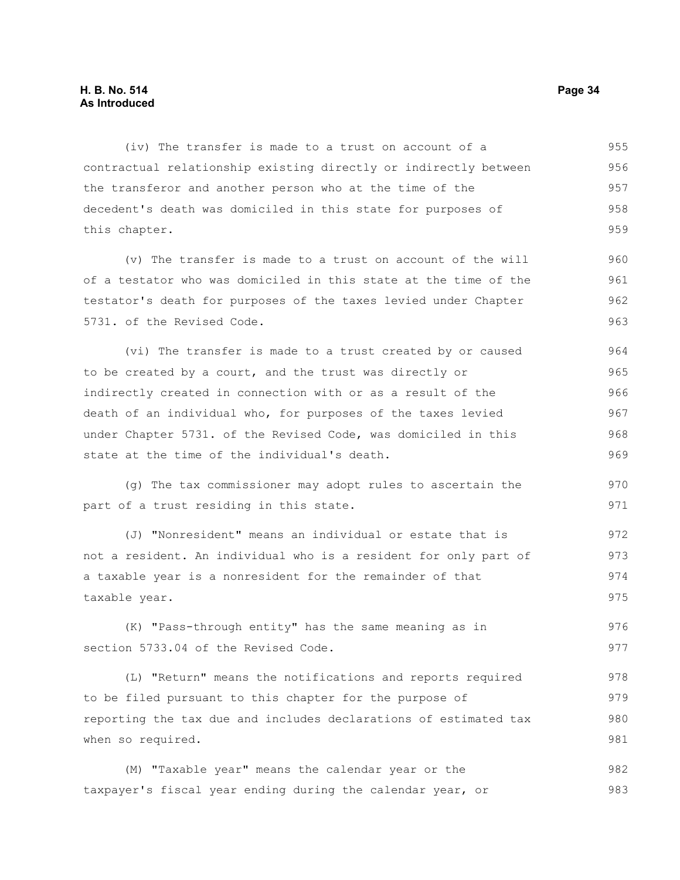(iv) The transfer is made to a trust on account of a contractual relationship existing directly or indirectly between the transferor and another person who at the time of the decedent's death was domiciled in this state for purposes of this chapter.

(v) The transfer is made to a trust on account of the will of a testator who was domiciled in this state at the time of the testator's death for purposes of the taxes levied under Chapter 5731. of the Revised Code.

(vi) The transfer is made to a trust created by or caused to be created by a court, and the trust was directly or indirectly created in connection with or as a result of the death of an individual who, for purposes of the taxes levied under Chapter 5731. of the Revised Code, was domiciled in this state at the time of the individual's death.

(g) The tax commissioner may adopt rules to ascertain the part of a trust residing in this state.

(J) "Nonresident" means an individual or estate that is not a resident. An individual who is a resident for only part of a taxable year is a nonresident for the remainder of that taxable year.

(K) "Pass-through entity" has the same meaning as in section 5733.04 of the Revised Code.

(L) "Return" means the notifications and reports required to be filed pursuant to this chapter for the purpose of reporting the tax due and includes declarations of estimated tax when so required.

(M) "Taxable year" means the calendar year or the taxpayer's fiscal year ending during the calendar year, or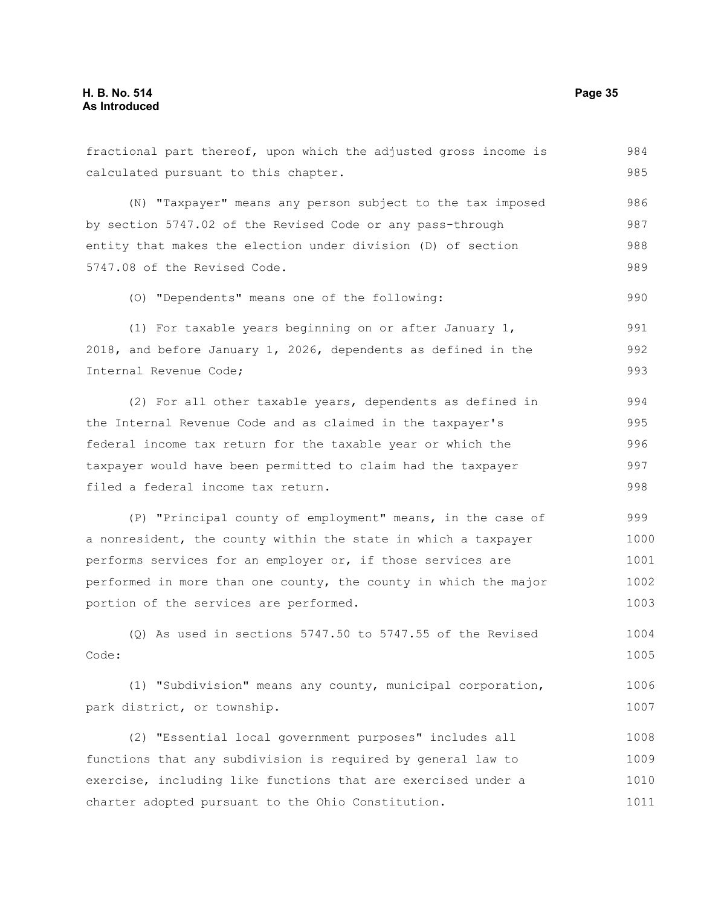fractional part thereof, upon which the adjusted gross income is calculated pursuant to this chapter.

(N) "Taxpayer" means any person subject to the tax imposed by section 5747.02 of the Revised Code or any pass-through entity that makes the election under division (D) of section 5747.08 of the Revised Code.

(O) "Dependents" means one of the following:

(1) For taxable years beginning on or after January 1, 2018, and before January 1, 2026, dependents as defined in the Internal Revenue Code;

(2) For all other taxable years, dependents as defined in the Internal Revenue Code and as claimed in the taxpayer's federal income tax return for the taxable year or which the taxpayer would have been permitted to claim had the taxpayer filed a federal income tax return.

(P) "Principal county of employment" means, in the case of a nonresident, the county within the state in which a taxpayer performs services for an employer or, if those services are performed in more than one county, the county in which the major portion of the services are performed.

(Q) As used in sections 5747.50 to 5747.55 of the Revised Code:

(1) "Subdivision" means any county, municipal corporation, park district, or township.

(2) "Essential local government purposes" includes all functions that any subdivision is required by general law to exercise, including like functions that are exercised under a charter adopted pursuant to the Ohio Constitution.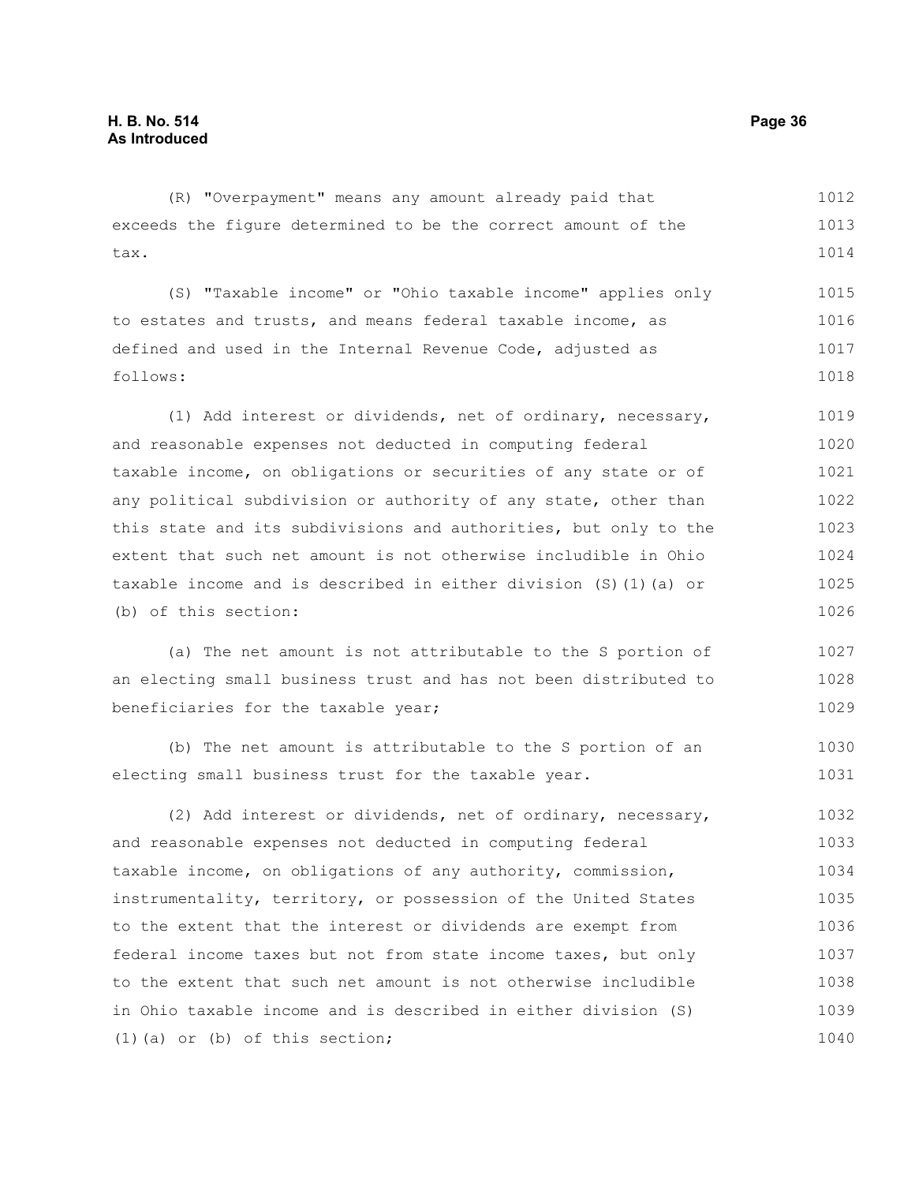(R) "Overpayment" means any amount already paid that exceeds the figure determined to be the correct amount of the tax.

(S) "Taxable income" or "Ohio taxable income" applies only to estates and trusts, and means federal taxable income, as defined and used in the Internal Revenue Code, adjusted as follows:

(1) Add interest or dividends, net of ordinary, necessary, and reasonable expenses not deducted in computing federal taxable income, on obligations or securities of any state or of any political subdivision or authority of any state, other than this state and its subdivisions and authorities, but only to the extent that such net amount is not otherwise includible in Ohio taxable income and is described in either division (S)(1)(a) or (b) of this section:

(a) The net amount is not attributable to the S portion of an electing small business trust and has not been distributed to beneficiaries for the taxable year;

(b) The net amount is attributable to the S portion of an electing small business trust for the taxable year.

(2) Add interest or dividends, net of ordinary, necessary, and reasonable expenses not deducted in computing federal taxable income, on obligations of any authority, commission, instrumentality, territory, or possession of the United States to the extent that the interest or dividends are exempt from federal income taxes but not from state income taxes, but only to the extent that such net amount is not otherwise includible in Ohio taxable income and is described in either division (S)(1)(a) or (b) of this section;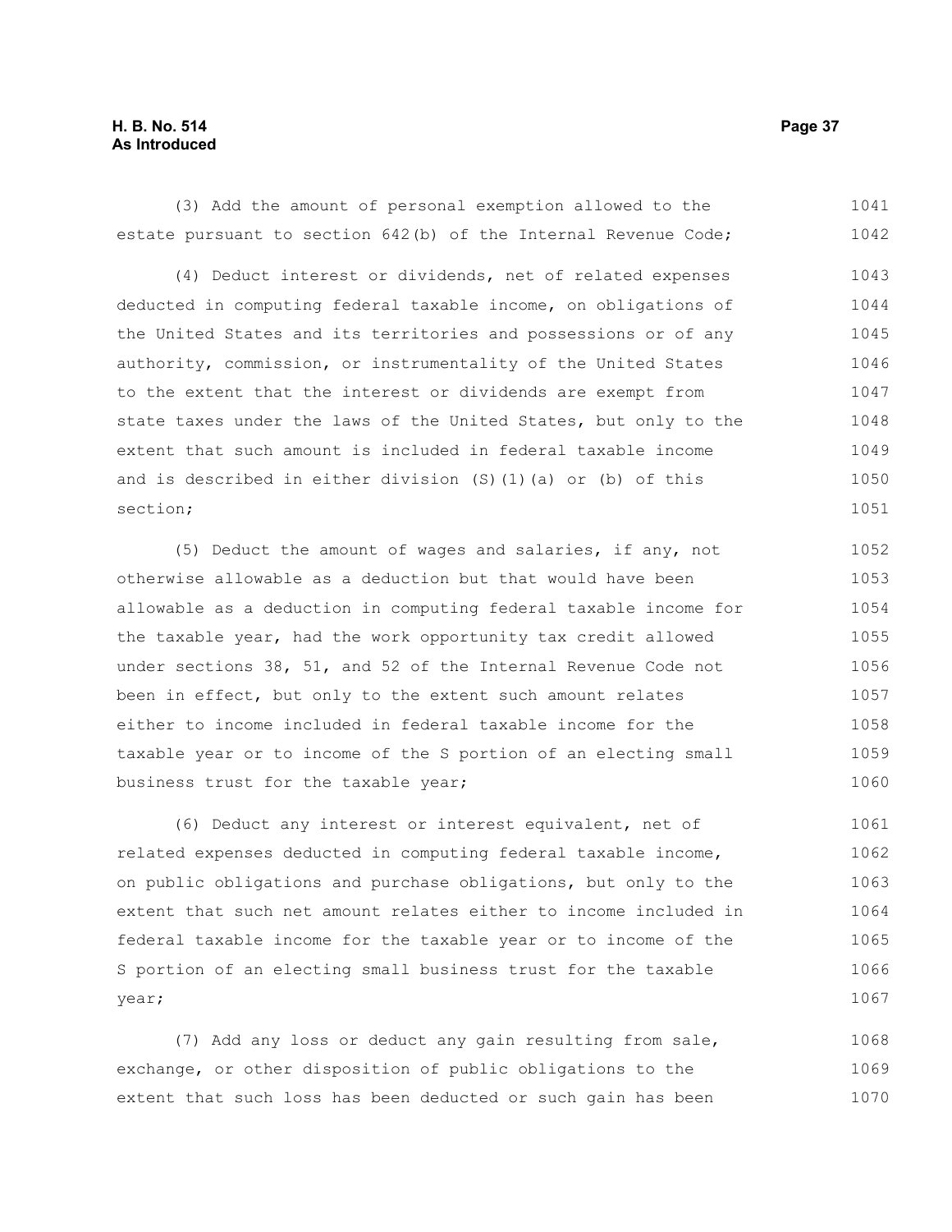(3) Add the amount of personal exemption allowed to the estate pursuant to section 642(b) of the Internal Revenue Code;

(4) Deduct interest or dividends, net of related expenses deducted in computing federal taxable income, on obligations of the United States and its territories and possessions or of any authority, commission, or instrumentality of the United States to the extent that the interest or dividends are exempt from state taxes under the laws of the United States, but only to the extent that such amount is included in federal taxable income and is described in either division (S)(1)(a) or (b) of this section;

(5) Deduct the amount of wages and salaries, if any, not otherwise allowable as a deduction but that would have been allowable as a deduction in computing federal taxable income for the taxable year, had the work opportunity tax credit allowed under sections 38, 51, and 52 of the Internal Revenue Code not been in effect, but only to the extent such amount relates either to income included in federal taxable income for the taxable year or to income of the S portion of an electing small business trust for the taxable year;

(6) Deduct any interest or interest equivalent, net of related expenses deducted in computing federal taxable income, on public obligations and purchase obligations, but only to the extent that such net amount relates either to income included in federal taxable income for the taxable year or to income of the S portion of an electing small business trust for the taxable year;

(7) Add any loss or deduct any gain resulting from sale, exchange, or other disposition of public obligations to the extent that such loss has been deducted or such gain has been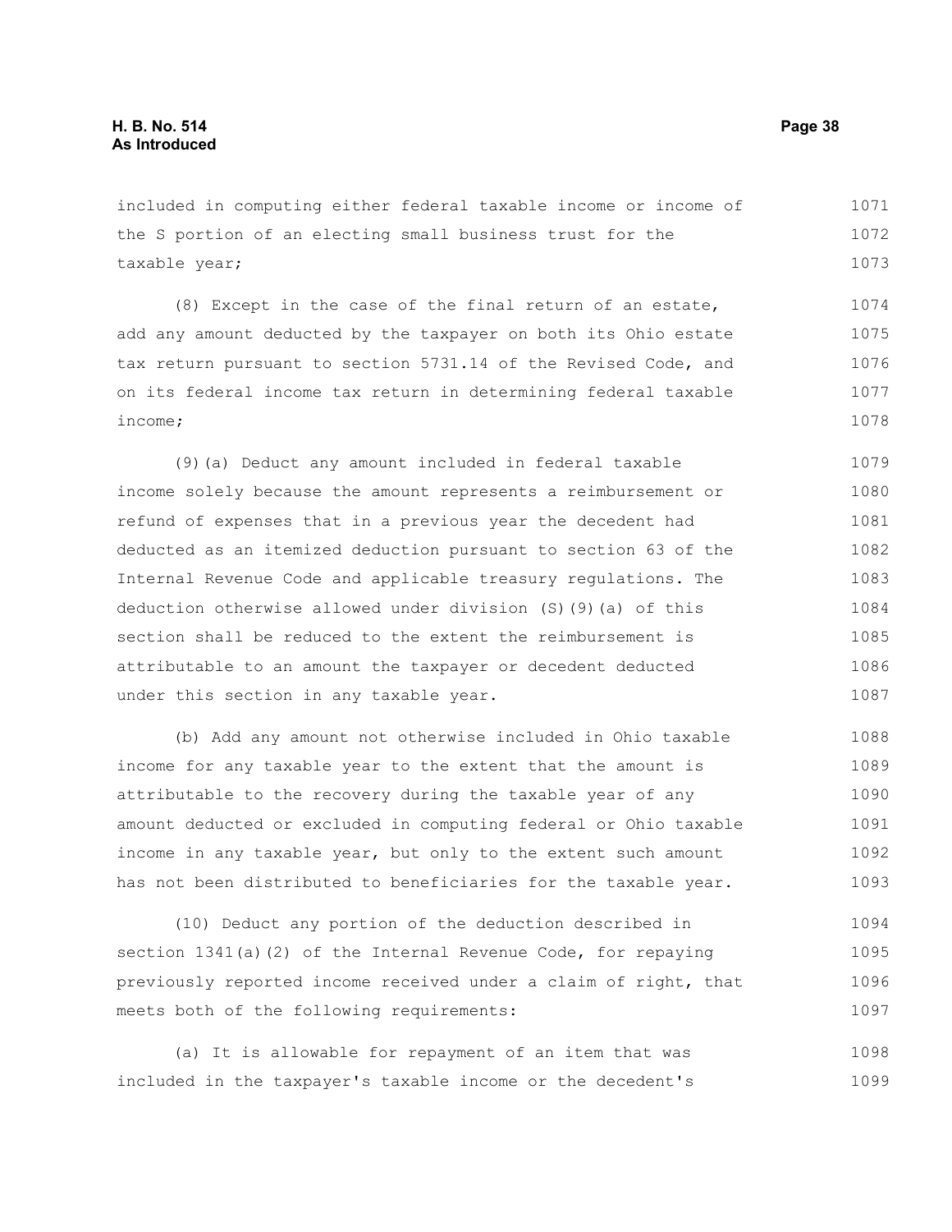included in computing either federal taxable income or income of the S portion of an electing small business trust for the taxable year;

(8) Except in the case of the final return of an estate, add any amount deducted by the taxpayer on both its Ohio estate tax return pursuant to section 5731.14 of the Revised Code, and on its federal income tax return in determining federal taxable income;

(9)(a) Deduct any amount included in federal taxable income solely because the amount represents a reimbursement or refund of expenses that in a previous year the decedent had deducted as an itemized deduction pursuant to section 63 of the Internal Revenue Code and applicable treasury regulations. The deduction otherwise allowed under division (S)(9)(a) of this section shall be reduced to the extent the reimbursement is attributable to an amount the taxpayer or decedent deducted under this section in any taxable year.

(b) Add any amount not otherwise included in Ohio taxable income for any taxable year to the extent that the amount is attributable to the recovery during the taxable year of any amount deducted or excluded in computing federal or Ohio taxable income in any taxable year, but only to the extent such amount has not been distributed to beneficiaries for the taxable year.

(10) Deduct any portion of the deduction described in section 1341(a)(2) of the Internal Revenue Code, for repaying previously reported income received under a claim of right, that meets both of the following requirements:

(a) It is allowable for repayment of an item that was included in the taxpayer's taxable income or the decedent's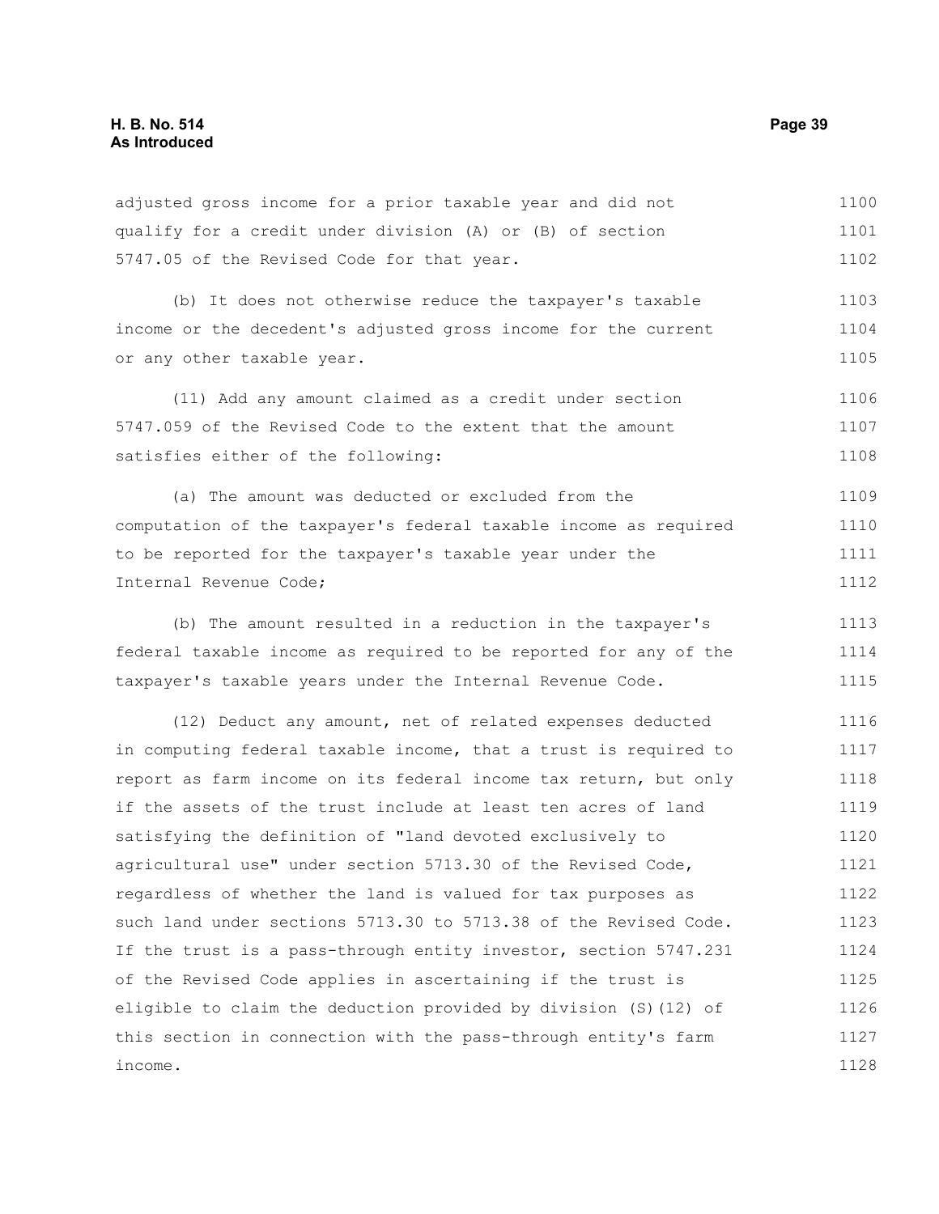adjusted gross income for a prior taxable year and did not qualify for a credit under division (A) or (B) of section 5747.05 of the Revised Code for that year.

(b) It does not otherwise reduce the taxpayer's taxable income or the decedent's adjusted gross income for the current or any other taxable year.

(11) Add any amount claimed as a credit under section 5747.059 of the Revised Code to the extent that the amount satisfies either of the following:

(a) The amount was deducted or excluded from the computation of the taxpayer's federal taxable income as required to be reported for the taxpayer's taxable year under the Internal Revenue Code;

(b) The amount resulted in a reduction in the taxpayer's federal taxable income as required to be reported for any of the taxpayer's taxable years under the Internal Revenue Code.

(12) Deduct any amount, net of related expenses deducted in computing federal taxable income, that a trust is required to report as farm income on its federal income tax return, but only if the assets of the trust include at least ten acres of land satisfying the definition of "land devoted exclusively to agricultural use" under section 5713.30 of the Revised Code, regardless of whether the land is valued for tax purposes as such land under sections 5713.30 to 5713.38 of the Revised Code. If the trust is a pass-through entity investor, section 5747.231 of the Revised Code applies in ascertaining if the trust is eligible to claim the deduction provided by division (S)(12) of this section in connection with the pass-through entity's farm income.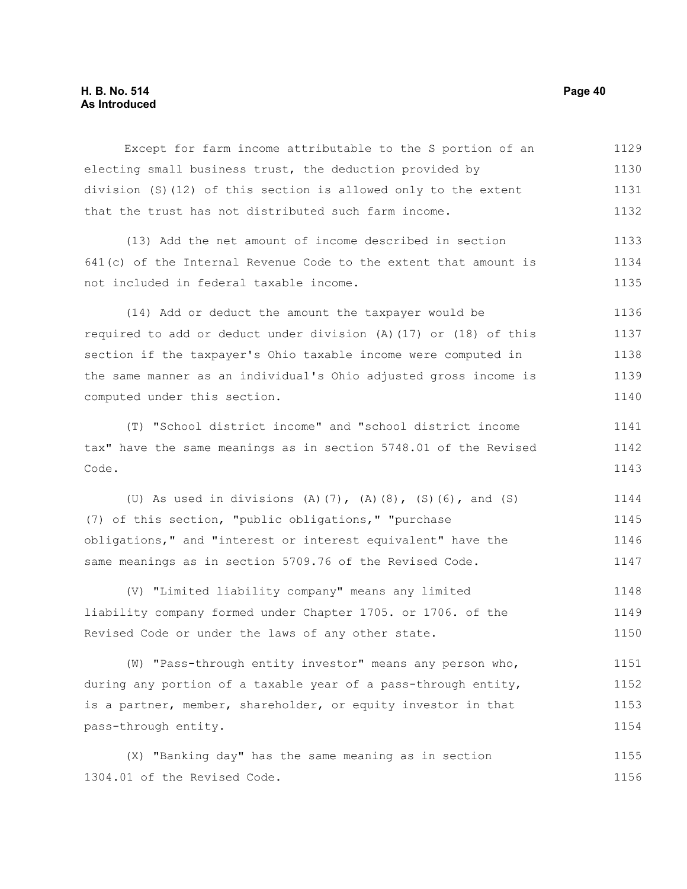Except for farm income attributable to the S portion of an electing small business trust, the deduction provided by division (S)(12) of this section is allowed only to the extent that the trust has not distributed such farm income.

(13) Add the net amount of income described in section 641(c) of the Internal Revenue Code to the extent that amount is not included in federal taxable income.

(14) Add or deduct the amount the taxpayer would be required to add or deduct under division (A)(17) or (18) of this section if the taxpayer's Ohio taxable income were computed in the same manner as an individual's Ohio adjusted gross income is computed under this section.

(T) "School district income" and "school district income tax" have the same meanings as in section 5748.01 of the Revised Code.

(U) As used in divisions (A)(7), (A)(8), (S)(6), and (S)(7) of this section, "public obligations," "purchase obligations," and "interest or interest equivalent" have the same meanings as in section 5709.76 of the Revised Code.

(V) "Limited liability company" means any limited liability company formed under Chapter 1705. or 1706. of the Revised Code or under the laws of any other state.

(W) "Pass-through entity investor" means any person who, during any portion of a taxable year of a pass-through entity, is a partner, member, shareholder, or equity investor in that pass-through entity.

(X) "Banking day" has the same meaning as in section 1304.01 of the Revised Code.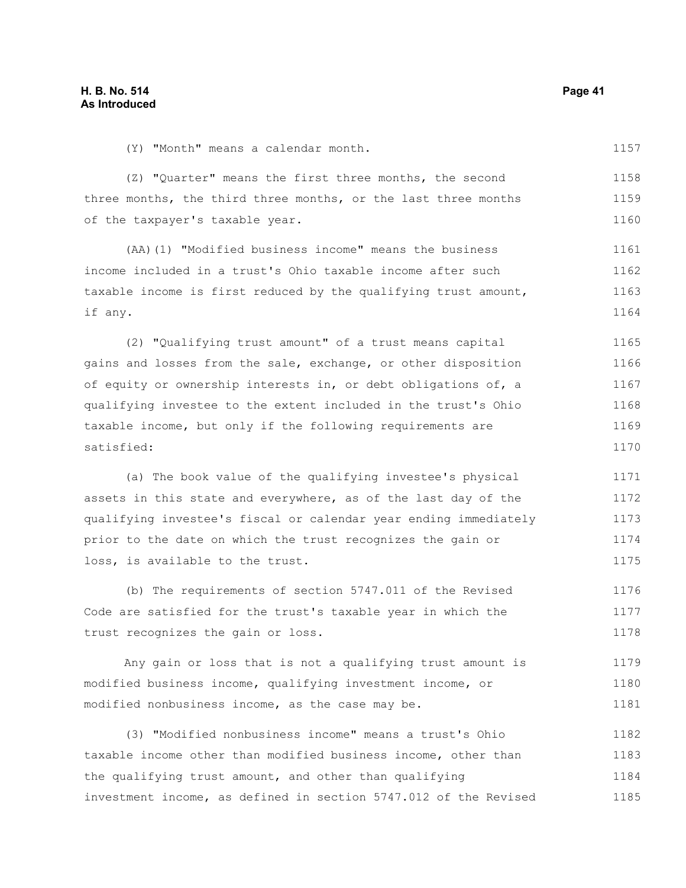(Y) "Month" means a calendar month.

(Z) "Quarter" means the first three months, the second three months, the third three months, or the last three months of the taxpayer's taxable year.

(AA)(1) "Modified business income" means the business income included in a trust's Ohio taxable income after such taxable income is first reduced by the qualifying trust amount, if any.

(2) "Qualifying trust amount" of a trust means capital gains and losses from the sale, exchange, or other disposition of equity or ownership interests in, or debt obligations of, a qualifying investee to the extent included in the trust's Ohio taxable income, but only if the following requirements are satisfied:

(a) The book value of the qualifying investee's physical assets in this state and everywhere, as of the last day of the qualifying investee's fiscal or calendar year ending immediately prior to the date on which the trust recognizes the gain or loss, is available to the trust.

(b) The requirements of section 5747.011 of the Revised Code are satisfied for the trust's taxable year in which the trust recognizes the gain or loss.

Any gain or loss that is not a qualifying trust amount is modified business income, qualifying investment income, or modified nonbusiness income, as the case may be.

(3) "Modified nonbusiness income" means a trust's Ohio taxable income other than modified business income, other than the qualifying trust amount, and other than qualifying investment income, as defined in section 5747.012 of the Revised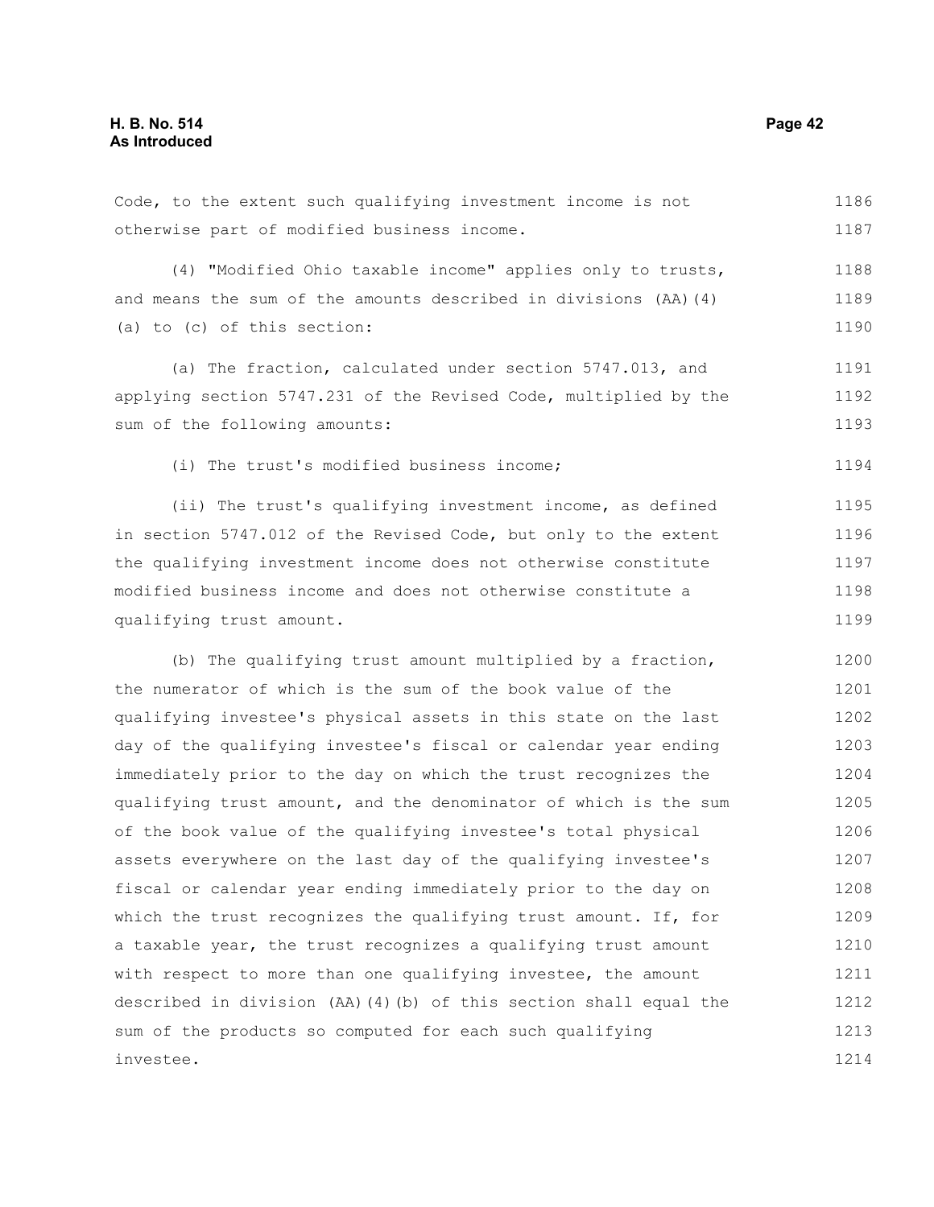Code, to the extent such qualifying investment income is not otherwise part of modified business income.

(4) "Modified Ohio taxable income" applies only to trusts, and means the sum of the amounts described in divisions (AA)(4)(a) to (c) of this section:

(a) The fraction, calculated under section 5747.013, and applying section 5747.231 of the Revised Code, multiplied by the sum of the following amounts:

(i) The trust's modified business income;

(ii) The trust's qualifying investment income, as defined in section 5747.012 of the Revised Code, but only to the extent the qualifying investment income does not otherwise constitute modified business income and does not otherwise constitute a qualifying trust amount.

(b) The qualifying trust amount multiplied by a fraction, the numerator of which is the sum of the book value of the qualifying investee's physical assets in this state on the last day of the qualifying investee's fiscal or calendar year ending immediately prior to the day on which the trust recognizes the qualifying trust amount, and the denominator of which is the sum of the book value of the qualifying investee's total physical assets everywhere on the last day of the qualifying investee's fiscal or calendar year ending immediately prior to the day on which the trust recognizes the qualifying trust amount. If, for a taxable year, the trust recognizes a qualifying trust amount with respect to more than one qualifying investee, the amount described in division (AA)(4)(b) of this section shall equal the sum of the products so computed for each such qualifying investee.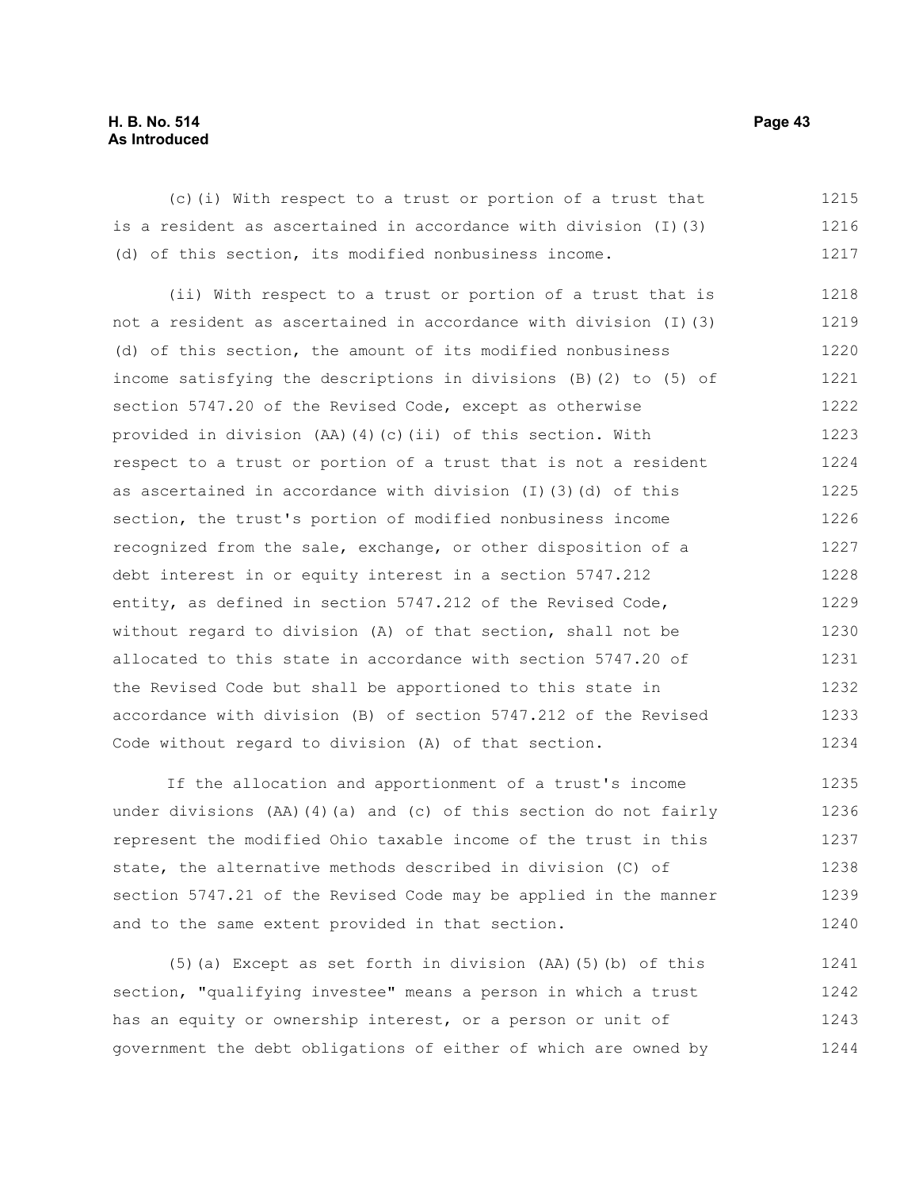(c)(i) With respect to a trust or portion of a trust that is a resident as ascertained in accordance with division (I)(3)(d) of this section, its modified nonbusiness income.

(ii) With respect to a trust or portion of a trust that is not a resident as ascertained in accordance with division (I)(3)(d) of this section, the amount of its modified nonbusiness income satisfying the descriptions in divisions (B)(2) to (5) of section 5747.20 of the Revised Code, except as otherwise provided in division (AA)(4)(c)(ii) of this section. With respect to a trust or portion of a trust that is not a resident as ascertained in accordance with division (I)(3)(d) of this section, the trust's portion of modified nonbusiness income recognized from the sale, exchange, or other disposition of a debt interest in or equity interest in a section 5747.212 entity, as defined in section 5747.212 of the Revised Code, without regard to division (A) of that section, shall not be allocated to this state in accordance with section 5747.20 of the Revised Code but shall be apportioned to this state in accordance with division (B) of section 5747.212 of the Revised Code without regard to division (A) of that section.

If the allocation and apportionment of a trust's income under divisions (AA)(4)(a) and (c) of this section do not fairly represent the modified Ohio taxable income of the trust in this state, the alternative methods described in division (C) of section 5747.21 of the Revised Code may be applied in the manner and to the same extent provided in that section.

(5)(a) Except as set forth in division (AA)(5)(b) of this section, "qualifying investee" means a person in which a trust has an equity or ownership interest, or a person or unit of government the debt obligations of either of which are owned by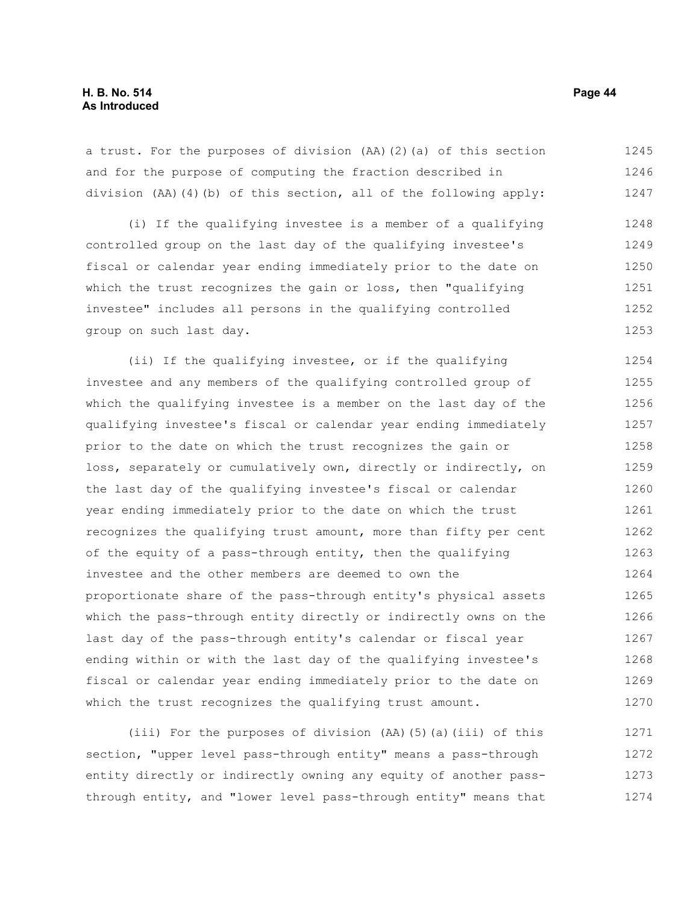a trust. For the purposes of division (AA)(2)(a) of this section and for the purpose of computing the fraction described in division (AA)(4)(b) of this section, all of the following apply:

(i) If the qualifying investee is a member of a qualifying controlled group on the last day of the qualifying investee's fiscal or calendar year ending immediately prior to the date on which the trust recognizes the gain or loss, then "qualifying investee" includes all persons in the qualifying controlled group on such last day.

(ii) If the qualifying investee, or if the qualifying investee and any members of the qualifying controlled group of which the qualifying investee is a member on the last day of the qualifying investee's fiscal or calendar year ending immediately prior to the date on which the trust recognizes the gain or loss, separately or cumulatively own, directly or indirectly, on the last day of the qualifying investee's fiscal or calendar year ending immediately prior to the date on which the trust recognizes the qualifying trust amount, more than fifty per cent of the equity of a pass-through entity, then the qualifying investee and the other members are deemed to own the proportionate share of the pass-through entity's physical assets which the pass-through entity directly or indirectly owns on the last day of the pass-through entity's calendar or fiscal year ending within or with the last day of the qualifying investee's fiscal or calendar year ending immediately prior to the date on which the trust recognizes the qualifying trust amount.

(iii) For the purposes of division (AA)(5)(a)(iii) of this section, "upper level pass-through entity" means a pass-through entity directly or indirectly owning any equity of another pass-through entity, and "lower level pass-through entity" means that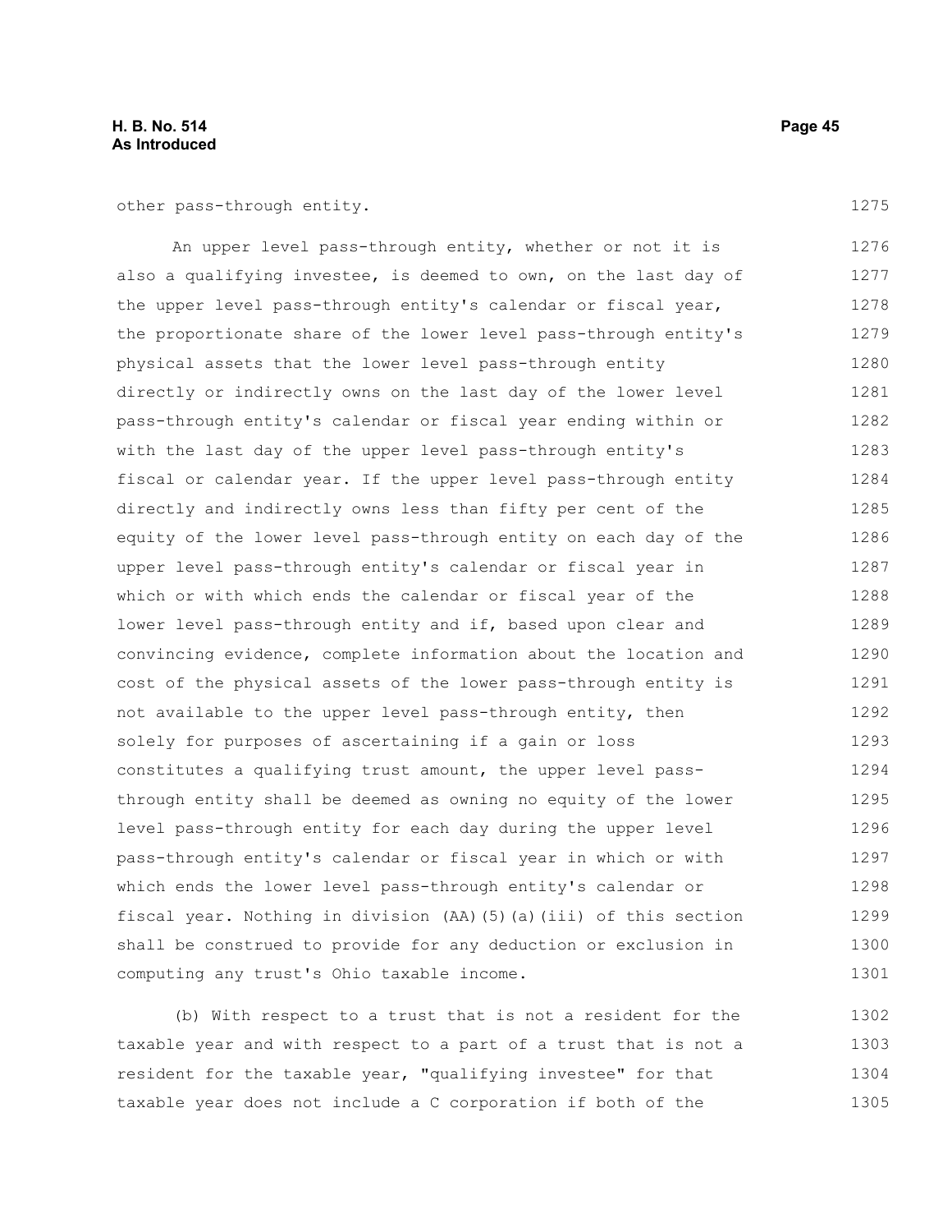other pass-through entity.

An upper level pass-through entity, whether or not it is also a qualifying investee, is deemed to own, on the last day of the upper level pass-through entity's calendar or fiscal year, the proportionate share of the lower level pass-through entity's physical assets that the lower level pass-through entity directly or indirectly owns on the last day of the lower level pass-through entity's calendar or fiscal year ending within or with the last day of the upper level pass-through entity's fiscal or calendar year. If the upper level pass-through entity directly and indirectly owns less than fifty per cent of the equity of the lower level pass-through entity on each day of the upper level pass-through entity's calendar or fiscal year in which or with which ends the calendar or fiscal year of the lower level pass-through entity and if, based upon clear and convincing evidence, complete information about the location and cost of the physical assets of the lower pass-through entity is not available to the upper level pass-through entity, then solely for purposes of ascertaining if a gain or loss constitutes a qualifying trust amount, the upper level pass-through entity shall be deemed as owning no equity of the lower level pass-through entity for each day during the upper level pass-through entity's calendar or fiscal year in which or with which ends the lower level pass-through entity's calendar or fiscal year. Nothing in division (AA)(5)(a)(iii) of this section shall be construed to provide for any deduction or exclusion in computing any trust's Ohio taxable income.

(b) With respect to a trust that is not a resident for the taxable year and with respect to a part of a trust that is not a resident for the taxable year, "qualifying investee" for that taxable year does not include a C corporation if both of the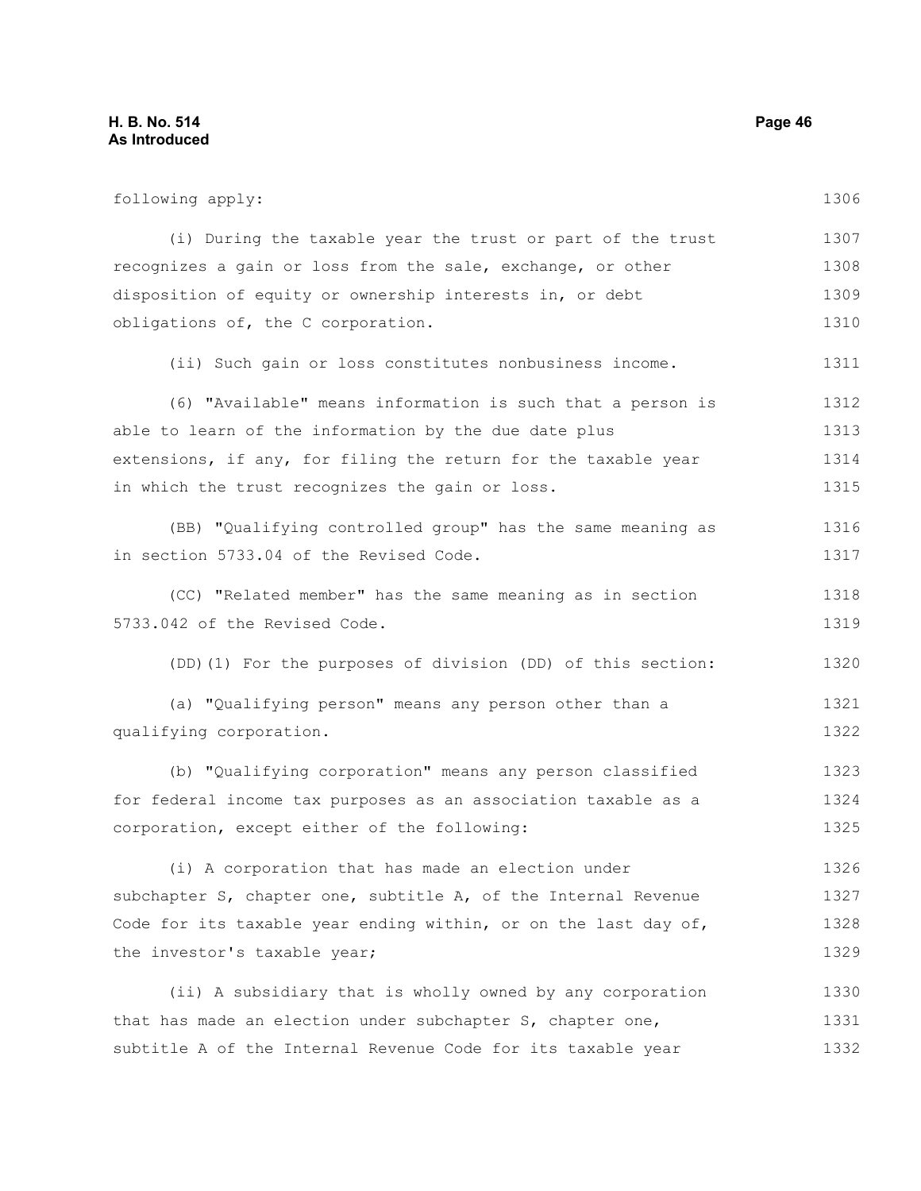following apply:

(i) During the taxable year the trust or part of the trust recognizes a gain or loss from the sale, exchange, or other disposition of equity or ownership interests in, or debt obligations of, the C corporation.

(ii) Such gain or loss constitutes nonbusiness income.

(6) "Available" means information is such that a person is able to learn of the information by the due date plus extensions, if any, for filing the return for the taxable year in which the trust recognizes the gain or loss.

(BB) "Qualifying controlled group" has the same meaning as in section 5733.04 of the Revised Code.

(CC) "Related member" has the same meaning as in section 5733.042 of the Revised Code.

(DD)(1) For the purposes of division (DD) of this section:

(a) "Qualifying person" means any person other than a qualifying corporation.

(b) "Qualifying corporation" means any person classified for federal income tax purposes as an association taxable as a corporation, except either of the following:

(i) A corporation that has made an election under subchapter S, chapter one, subtitle A, of the Internal Revenue Code for its taxable year ending within, or on the last day of, the investor's taxable year;

(ii) A subsidiary that is wholly owned by any corporation that has made an election under subchapter S, chapter one, subtitle A of the Internal Revenue Code for its taxable year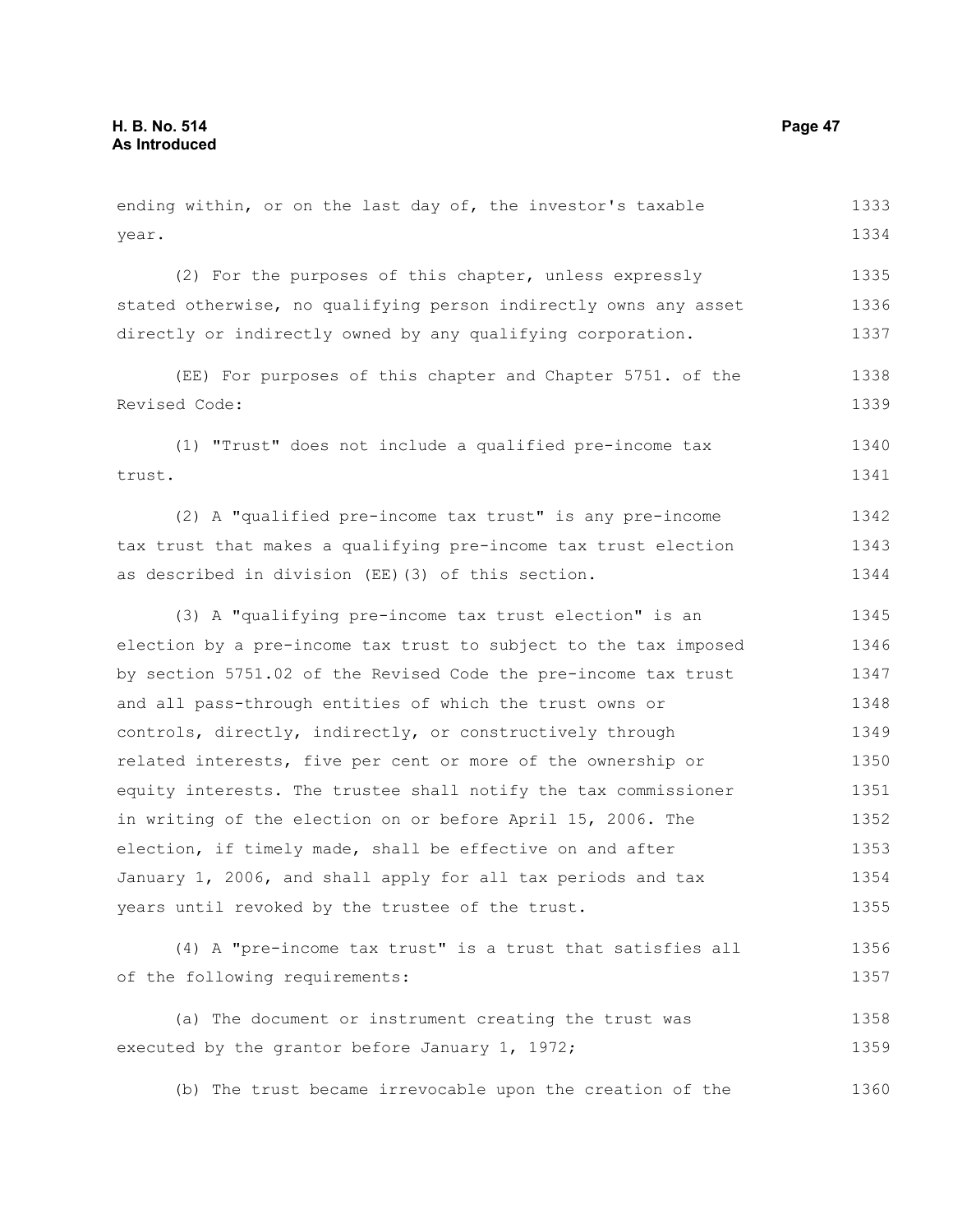ending within, or on the last day of, the investor's taxable year.

(2) For the purposes of this chapter, unless expressly stated otherwise, no qualifying person indirectly owns any asset directly or indirectly owned by any qualifying corporation.

(EE) For purposes of this chapter and Chapter 5751. of the Revised Code:

(1) "Trust" does not include a qualified pre-income tax trust.

(2) A "qualified pre-income tax trust" is any pre-income tax trust that makes a qualifying pre-income tax trust election as described in division (EE)(3) of this section.

(3) A "qualifying pre-income tax trust election" is an election by a pre-income tax trust to subject to the tax imposed by section 5751.02 of the Revised Code the pre-income tax trust and all pass-through entities of which the trust owns or controls, directly, indirectly, or constructively through related interests, five per cent or more of the ownership or equity interests. The trustee shall notify the tax commissioner in writing of the election on or before April 15, 2006. The election, if timely made, shall be effective on and after January 1, 2006, and shall apply for all tax periods and tax years until revoked by the trustee of the trust.

(4) A "pre-income tax trust" is a trust that satisfies all of the following requirements:

(a) The document or instrument creating the trust was executed by the grantor before January 1, 1972;

(b) The trust became irrevocable upon the creation of the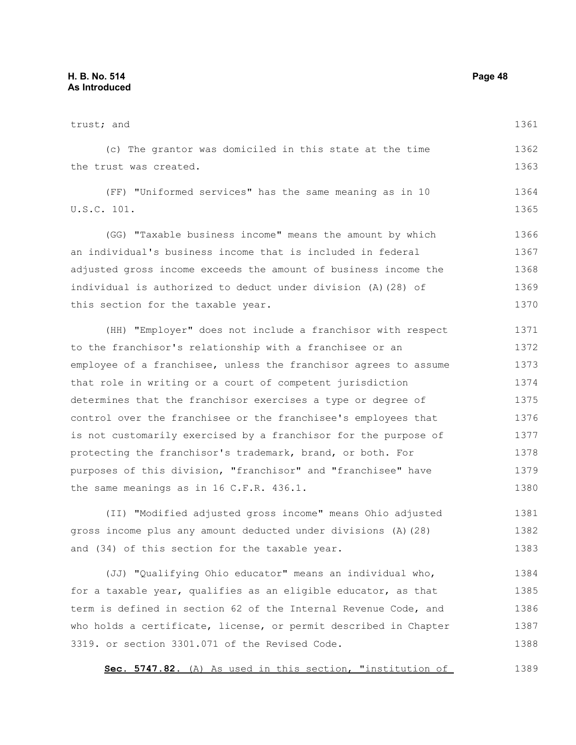trust; and

(c) The grantor was domiciled in this state at the time the trust was created.

(FF) "Uniformed services" has the same meaning as in 10 U.S.C. 101.

(GG) "Taxable business income" means the amount by which an individual's business income that is included in federal adjusted gross income exceeds the amount of business income the individual is authorized to deduct under division (A)(28) of this section for the taxable year.

(HH) "Employer" does not include a franchisor with respect to the franchisor's relationship with a franchisee or an employee of a franchisee, unless the franchisor agrees to assume that role in writing or a court of competent jurisdiction determines that the franchisor exercises a type or degree of control over the franchisee or the franchisee's employees that is not customarily exercised by a franchisor for the purpose of protecting the franchisor's trademark, brand, or both. For purposes of this division, "franchisor" and "franchisee" have the same meanings as in 16 C.F.R. 436.1.

(II) "Modified adjusted gross income" means Ohio adjusted gross income plus any amount deducted under divisions (A)(28) and (34) of this section for the taxable year.

(JJ) "Qualifying Ohio educator" means an individual who, for a taxable year, qualifies as an eligible educator, as that term is defined in section 62 of the Internal Revenue Code, and who holds a certificate, license, or permit described in Chapter 3319. or section 3301.071 of the Revised Code.

**Sec. 5747.82.** (A) As used in this section, "institution of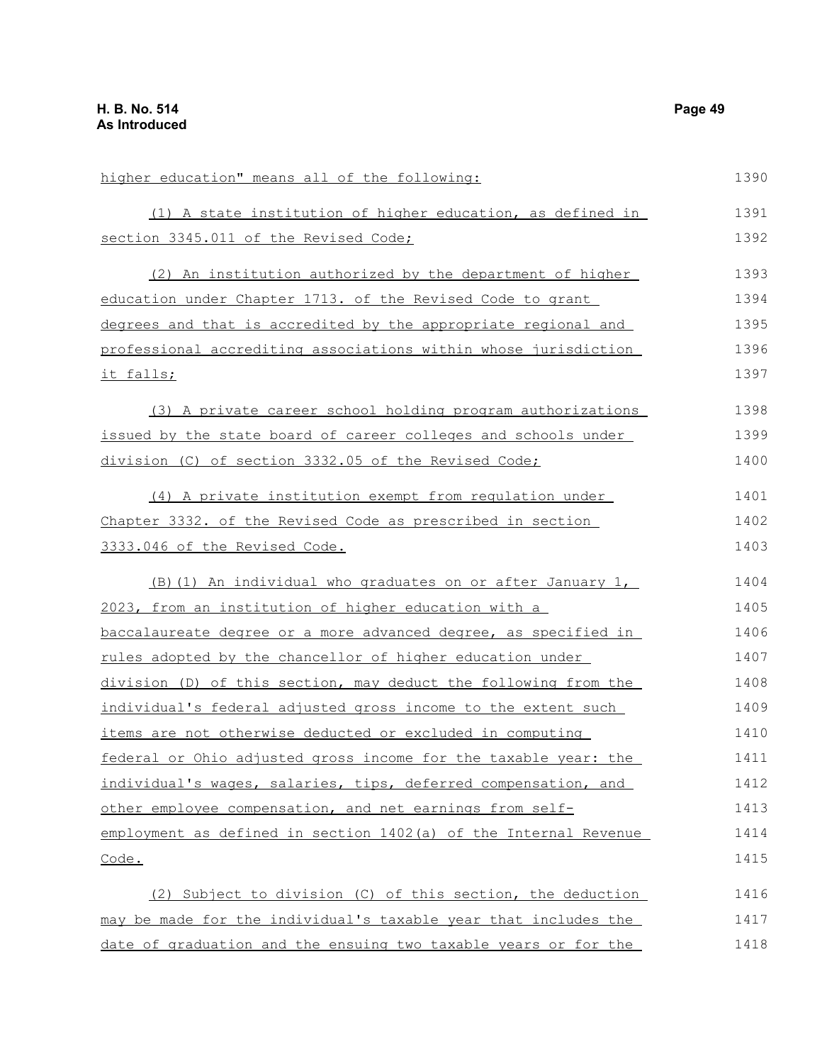higher education" means all of the following:

(1) A state institution of higher education, as defined in section 3345.011 of the Revised Code;

(2) An institution authorized by the department of higher education under Chapter 1713. of the Revised Code to grant degrees and that is accredited by the appropriate regional and professional accrediting associations within whose jurisdiction it falls;

(3) A private career school holding program authorizations issued by the state board of career colleges and schools under division (C) of section 3332.05 of the Revised Code;

(4) A private institution exempt from regulation under Chapter 3332. of the Revised Code as prescribed in section 3333.046 of the Revised Code.

(B)(1) An individual who graduates on or after January 1, 2023, from an institution of higher education with a baccalaureate degree or a more advanced degree, as specified in rules adopted by the chancellor of higher education under division (D) of this section, may deduct the following from the individual's federal adjusted gross income to the extent such items are not otherwise deducted or excluded in computing federal or Ohio adjusted gross income for the taxable year: the individual's wages, salaries, tips, deferred compensation, and other employee compensation, and net earnings from self-employment as defined in section 1402(a) of the Internal Revenue Code.

(2) Subject to division (C) of this section, the deduction may be made for the individual's taxable year that includes the date of graduation and the ensuing two taxable years or for the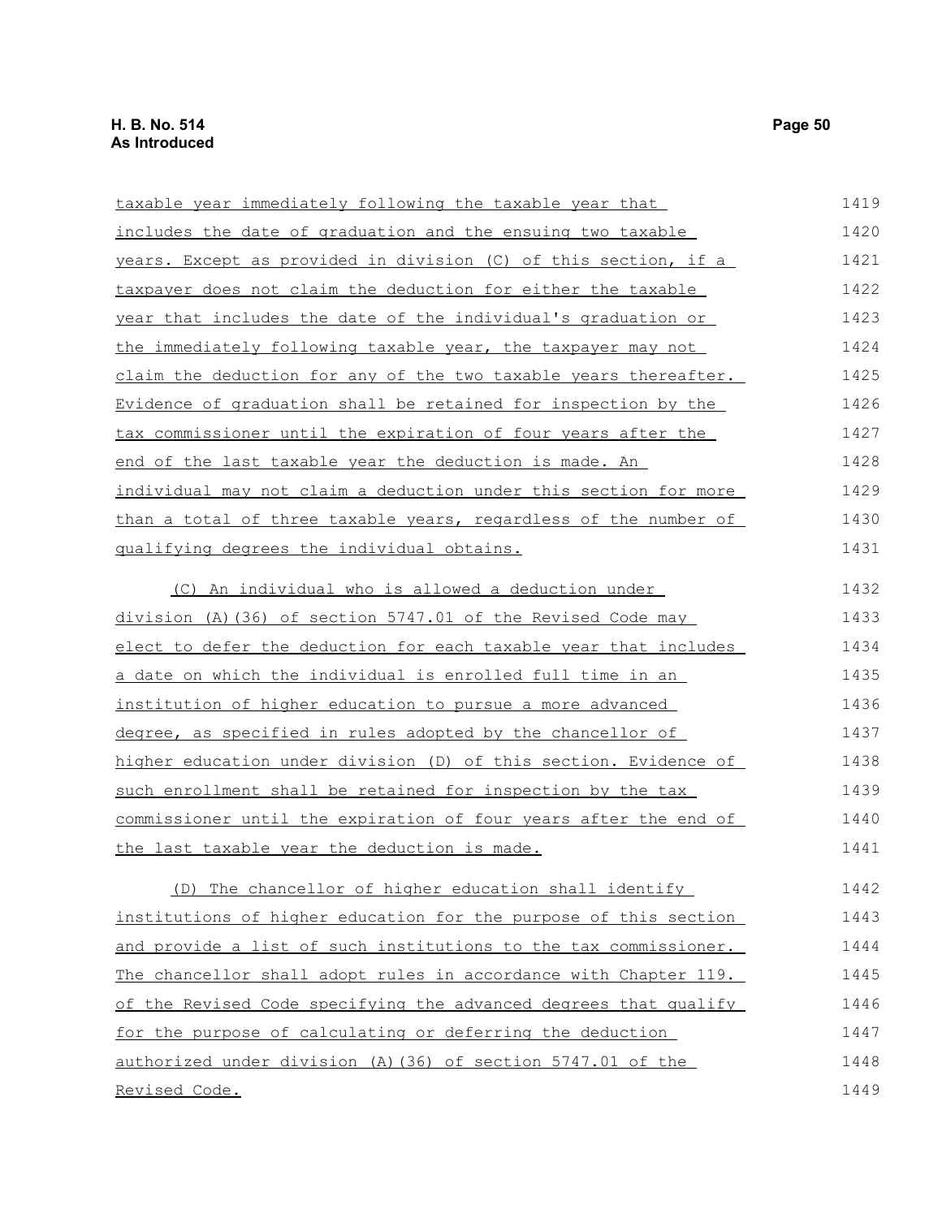taxable year immediately following the taxable year that includes the date of graduation and the ensuing two taxable years. Except as provided in division (C) of this section, if a taxpayer does not claim the deduction for either the taxable year that includes the date of the individual's graduation or the immediately following taxable year, the taxpayer may not claim the deduction for any of the two taxable years thereafter. Evidence of graduation shall be retained for inspection by the tax commissioner until the expiration of four years after the end of the last taxable year the deduction is made. An individual may not claim a deduction under this section for more than a total of three taxable years, regardless of the number of qualifying degrees the individual obtains.

(C) An individual who is allowed a deduction under division (A)(36) of section 5747.01 of the Revised Code may elect to defer the deduction for each taxable year that includes a date on which the individual is enrolled full time in an institution of higher education to pursue a more advanced degree, as specified in rules adopted by the chancellor of higher education under division (D) of this section. Evidence of such enrollment shall be retained for inspection by the tax commissioner until the expiration of four years after the end of the last taxable year the deduction is made.

(D) The chancellor of higher education shall identify institutions of higher education for the purpose of this section and provide a list of such institutions to the tax commissioner. The chancellor shall adopt rules in accordance with Chapter 119. of the Revised Code specifying the advanced degrees that qualify for the purpose of calculating or deferring the deduction authorized under division (A)(36) of section 5747.01 of the Revised Code.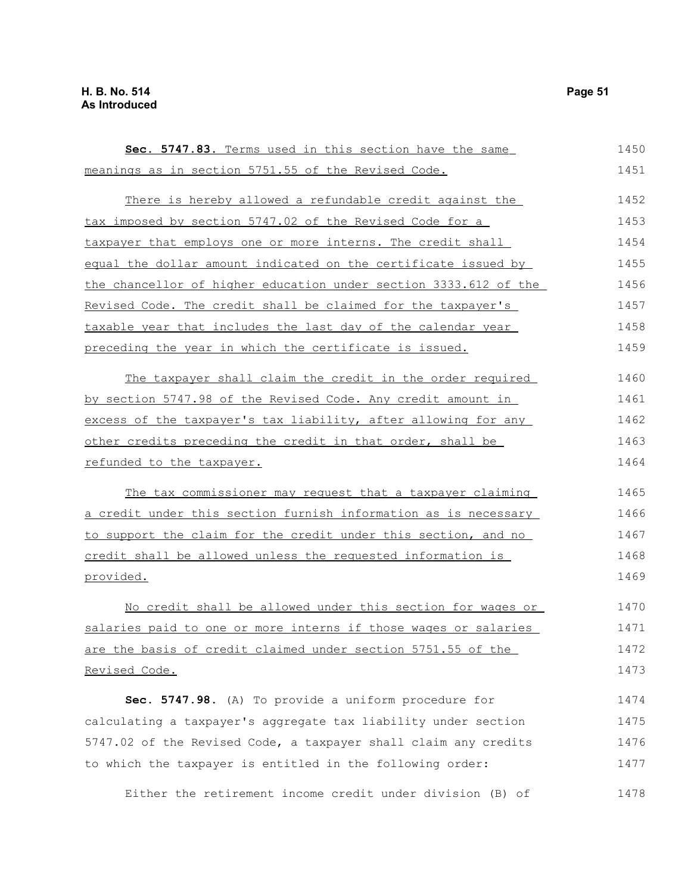**Sec. 5747.83.** Terms used in this section have the same meanings as in section 5751.55 of the Revised Code.

There is hereby allowed a refundable credit against the tax imposed by section 5747.02 of the Revised Code for a taxpayer that employs one or more interns. The credit shall equal the dollar amount indicated on the certificate issued by the chancellor of higher education under section 3333.612 of the Revised Code. The credit shall be claimed for the taxpayer's taxable year that includes the last day of the calendar year preceding the year in which the certificate is issued.

The taxpayer shall claim the credit in the order required by section 5747.98 of the Revised Code. Any credit amount in excess of the taxpayer's tax liability, after allowing for any other credits preceding the credit in that order, shall be refunded to the taxpayer.

The tax commissioner may request that a taxpayer claiming a credit under this section furnish information as is necessary to support the claim for the credit under this section, and no credit shall be allowed unless the requested information is provided.

No credit shall be allowed under this section for wages or salaries paid to one or more interns if those wages or salaries are the basis of credit claimed under section 5751.55 of the Revised Code.

**Sec. 5747.98.** (A) To provide a uniform procedure for calculating a taxpayer's aggregate tax liability under section 5747.02 of the Revised Code, a taxpayer shall claim any credits to which the taxpayer is entitled in the following order:

Either the retirement income credit under division (B) of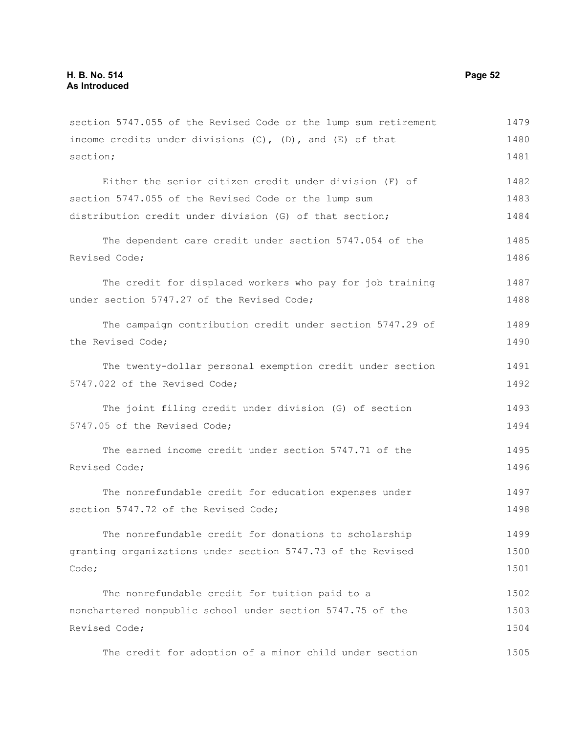section 5747.055 of the Revised Code or the lump sum retirement income credits under divisions (C), (D), and (E) of that section;

Either the senior citizen credit under division (F) of section 5747.055 of the Revised Code or the lump sum distribution credit under division (G) of that section;

The dependent care credit under section 5747.054 of the Revised Code;

The credit for displaced workers who pay for job training under section 5747.27 of the Revised Code;

The campaign contribution credit under section 5747.29 of the Revised Code;

The twenty-dollar personal exemption credit under section 5747.022 of the Revised Code;

The joint filing credit under division (G) of section 5747.05 of the Revised Code;

The earned income credit under section 5747.71 of the Revised Code;

The nonrefundable credit for education expenses under section 5747.72 of the Revised Code;

The nonrefundable credit for donations to scholarship granting organizations under section 5747.73 of the Revised Code;

The nonrefundable credit for tuition paid to a nonchartered nonpublic school under section 5747.75 of the Revised Code;

The credit for adoption of a minor child under section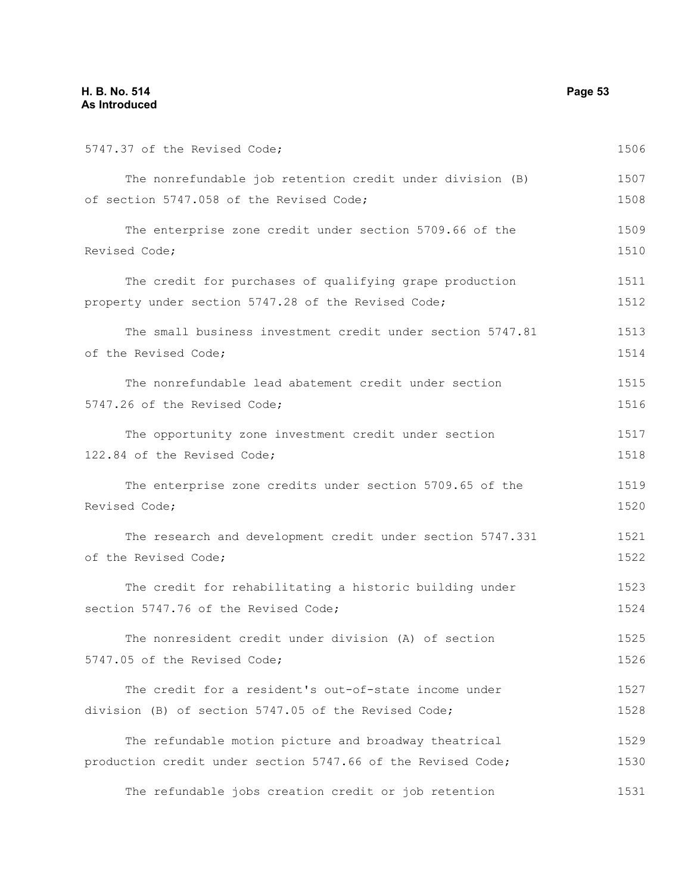5747.37 of the Revised Code;

The nonrefundable job retention credit under division (B) of section 5747.058 of the Revised Code;

The enterprise zone credit under section 5709.66 of the Revised Code;

The credit for purchases of qualifying grape production property under section 5747.28 of the Revised Code;

The small business investment credit under section 5747.81 of the Revised Code;

The nonrefundable lead abatement credit under section 5747.26 of the Revised Code;

The opportunity zone investment credit under section 122.84 of the Revised Code;

The enterprise zone credits under section 5709.65 of the Revised Code;

The research and development credit under section 5747.331 of the Revised Code;

The credit for rehabilitating a historic building under section 5747.76 of the Revised Code;

The nonresident credit under division (A) of section 5747.05 of the Revised Code;

The credit for a resident's out-of-state income under division (B) of section 5747.05 of the Revised Code;

The refundable motion picture and broadway theatrical production credit under section 5747.66 of the Revised Code;

The refundable jobs creation credit or job retention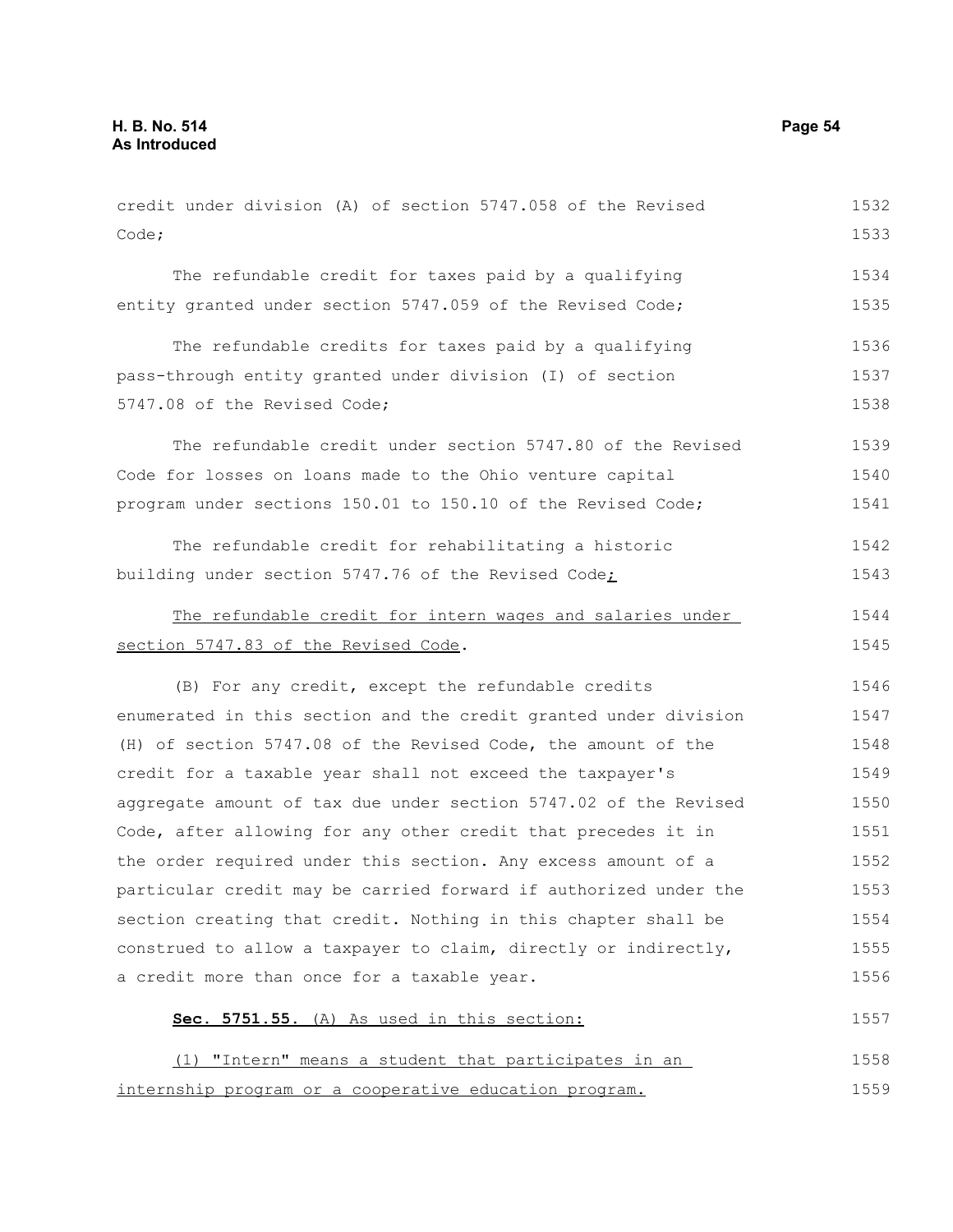credit under division (A) of section 5747.058 of the Revised Code;

The refundable credit for taxes paid by a qualifying entity granted under section 5747.059 of the Revised Code;

The refundable credits for taxes paid by a qualifying pass-through entity granted under division (I) of section 5747.08 of the Revised Code;

The refundable credit under section 5747.80 of the Revised Code for losses on loans made to the Ohio venture capital program under sections 150.01 to 150.10 of the Revised Code;

The refundable credit for rehabilitating a historic building under section 5747.76 of the Revised Code;

The refundable credit for intern wages and salaries under section 5747.83 of the Revised Code.

(B) For any credit, except the refundable credits enumerated in this section and the credit granted under division (H) of section 5747.08 of the Revised Code, the amount of the credit for a taxable year shall not exceed the taxpayer's aggregate amount of tax due under section 5747.02 of the Revised Code, after allowing for any other credit that precedes it in the order required under this section. Any excess amount of a particular credit may be carried forward if authorized under the section creating that credit. Nothing in this chapter shall be construed to allow a taxpayer to claim, directly or indirectly, a credit more than once for a taxable year.

**Sec. 5751.55.** (A) As used in this section:

(1) "Intern" means a student that participates in an internship program or a cooperative education program.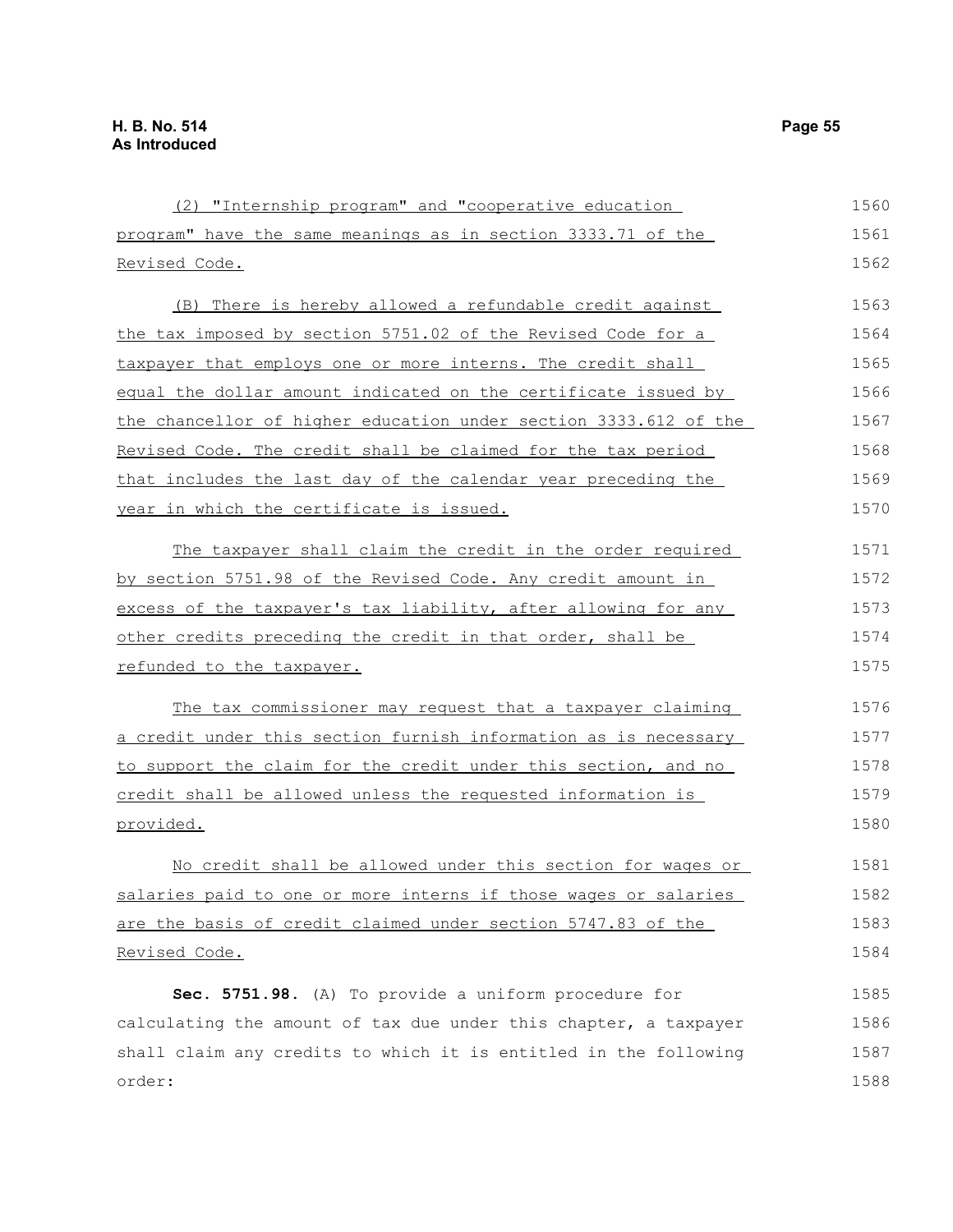(2) "Internship program" and "cooperative education program" have the same meanings as in section 3333.71 of the Revised Code.

(B) There is hereby allowed a refundable credit against the tax imposed by section 5751.02 of the Revised Code for a taxpayer that employs one or more interns. The credit shall equal the dollar amount indicated on the certificate issued by the chancellor of higher education under section 3333.612 of the Revised Code. The credit shall be claimed for the tax period that includes the last day of the calendar year preceding the year in which the certificate is issued.

The taxpayer shall claim the credit in the order required by section 5751.98 of the Revised Code. Any credit amount in excess of the taxpayer's tax liability, after allowing for any other credits preceding the credit in that order, shall be refunded to the taxpayer.

The tax commissioner may request that a taxpayer claiming a credit under this section furnish information as is necessary to support the claim for the credit under this section, and no credit shall be allowed unless the requested information is provided.

No credit shall be allowed under this section for wages or salaries paid to one or more interns if those wages or salaries are the basis of credit claimed under section 5747.83 of the Revised Code.

**Sec. 5751.98.** (A) To provide a uniform procedure for calculating the amount of tax due under this chapter, a taxpayer shall claim any credits to which it is entitled in the following order: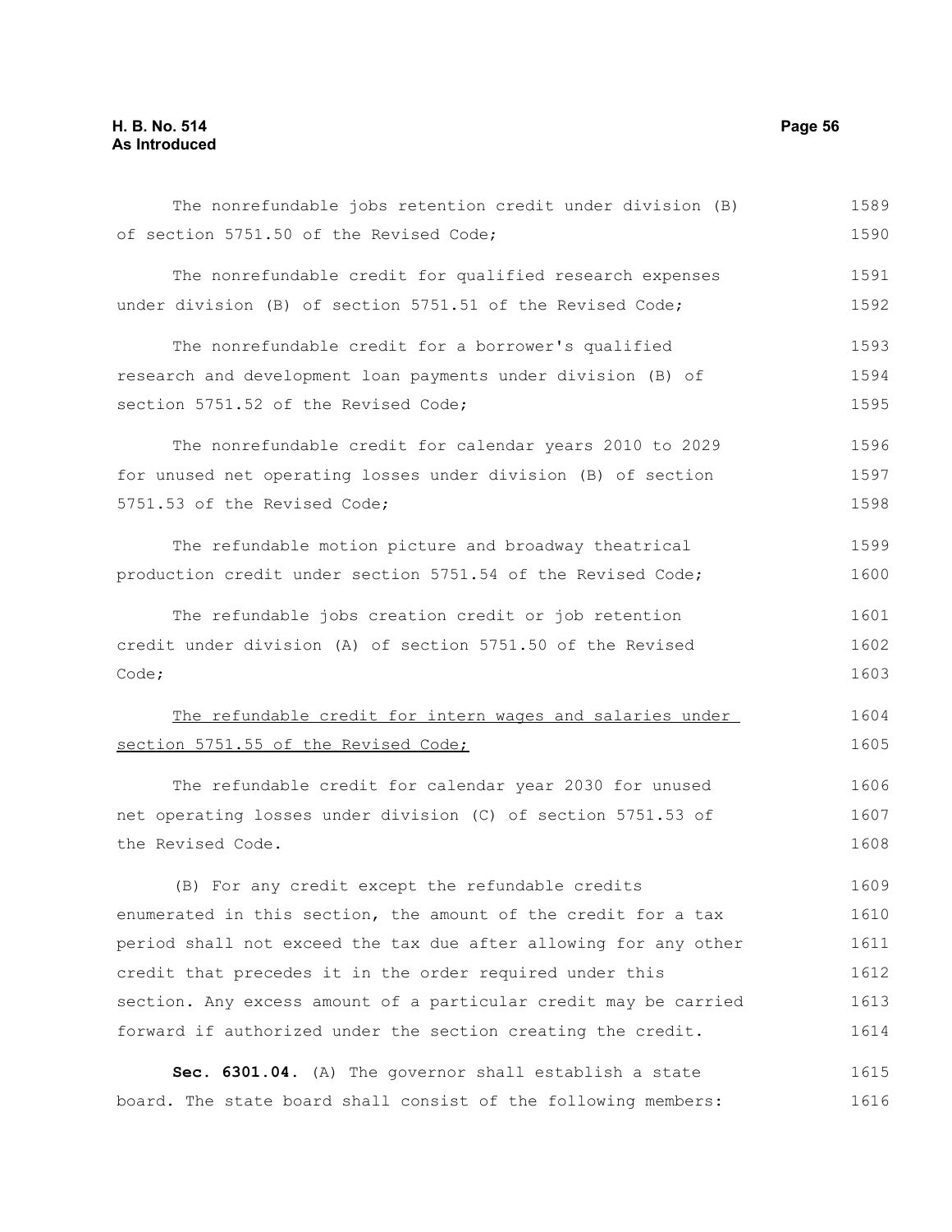The nonrefundable jobs retention credit under division (B) of section 5751.50 of the Revised Code;

The nonrefundable credit for qualified research expenses under division (B) of section 5751.51 of the Revised Code;

The nonrefundable credit for a borrower's qualified research and development loan payments under division (B) of section 5751.52 of the Revised Code;

The nonrefundable credit for calendar years 2010 to 2029 for unused net operating losses under division (B) of section 5751.53 of the Revised Code;

The refundable motion picture and broadway theatrical production credit under section 5751.54 of the Revised Code;

The refundable jobs creation credit or job retention credit under division (A) of section 5751.50 of the Revised Code;

<u>The refundable credit for intern wages and salaries under section 5751.55 of the Revised Code;</u>

The refundable credit for calendar year 2030 for unused net operating losses under division (C) of section 5751.53 of the Revised Code.

(B) For any credit except the refundable credits enumerated in this section, the amount of the credit for a tax period shall not exceed the tax due after allowing for any other credit that precedes it in the order required under this section. Any excess amount of a particular credit may be carried forward if authorized under the section creating the credit.

**Sec. 6301.04.** (A) The governor shall establish a state board. The state board shall consist of the following members: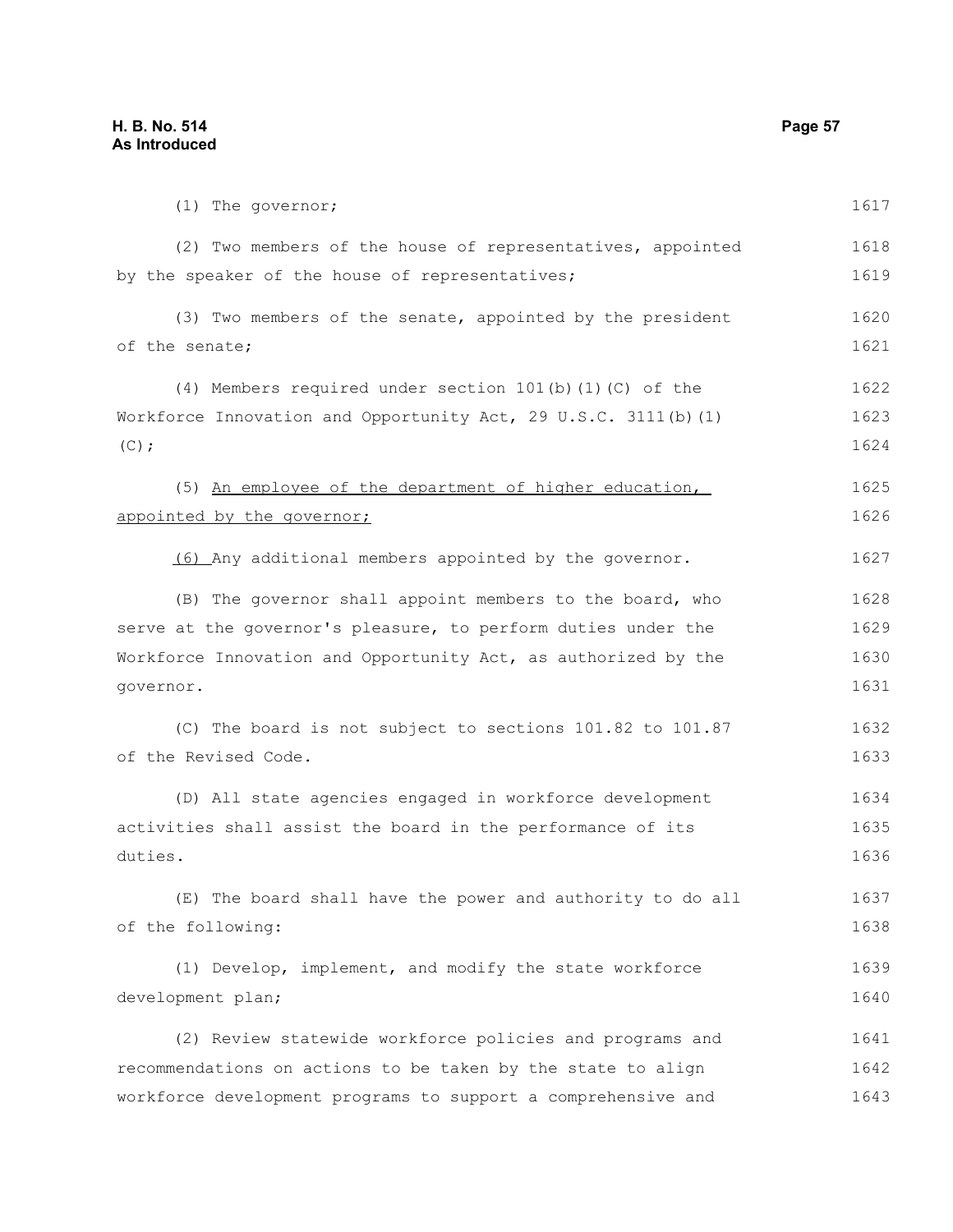(1) The governor;

(2) Two members of the house of representatives, appointed by the speaker of the house of representatives;

(3) Two members of the senate, appointed by the president of the senate;

(4) Members required under section 101(b)(1)(C) of the Workforce Innovation and Opportunity Act, 29 U.S.C. 3111(b)(1)(C);

(5) An employee of the department of higher education, appointed by the governor;

(6) Any additional members appointed by the governor.

(B) The governor shall appoint members to the board, who serve at the governor's pleasure, to perform duties under the Workforce Innovation and Opportunity Act, as authorized by the governor.

(C) The board is not subject to sections 101.82 to 101.87 of the Revised Code.

(D) All state agencies engaged in workforce development activities shall assist the board in the performance of its duties.

(E) The board shall have the power and authority to do all of the following:

(1) Develop, implement, and modify the state workforce development plan;

(2) Review statewide workforce policies and programs and recommendations on actions to be taken by the state to align workforce development programs to support a comprehensive and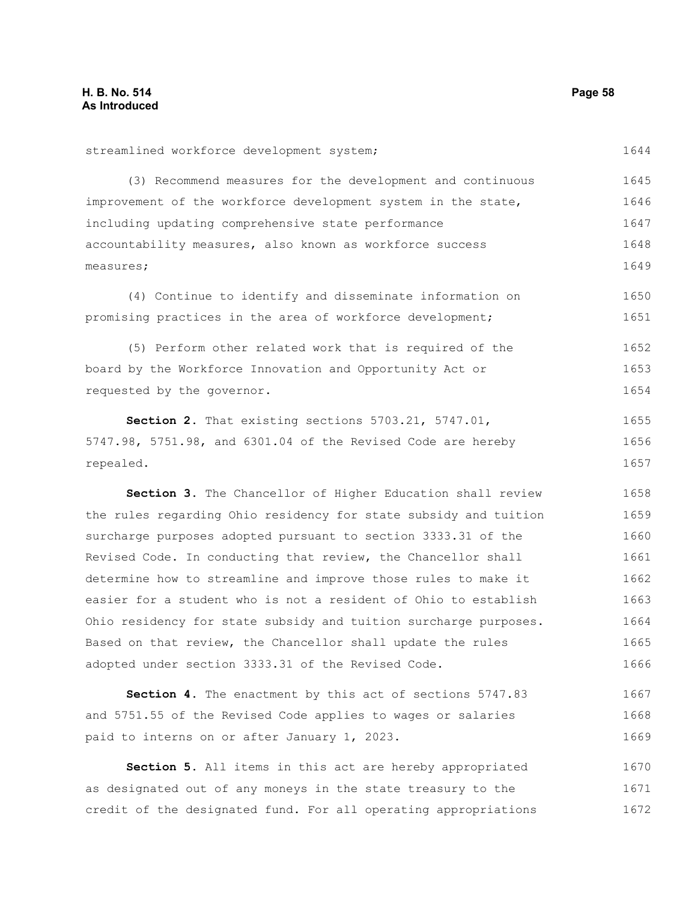streamlined workforce development system;

(3) Recommend measures for the development and continuous improvement of the workforce development system in the state, including updating comprehensive state performance accountability measures, also known as workforce success measures;

(4) Continue to identify and disseminate information on promising practices in the area of workforce development;

(5) Perform other related work that is required of the board by the Workforce Innovation and Opportunity Act or requested by the governor.

**Section 2.** That existing sections 5703.21, 5747.01, 5747.98, 5751.98, and 6301.04 of the Revised Code are hereby repealed.

**Section 3.** The Chancellor of Higher Education shall review the rules regarding Ohio residency for state subsidy and tuition surcharge purposes adopted pursuant to section 3333.31 of the Revised Code. In conducting that review, the Chancellor shall determine how to streamline and improve those rules to make it easier for a student who is not a resident of Ohio to establish Ohio residency for state subsidy and tuition surcharge purposes. Based on that review, the Chancellor shall update the rules adopted under section 3333.31 of the Revised Code.

**Section 4.** The enactment by this act of sections 5747.83 and 5751.55 of the Revised Code applies to wages or salaries paid to interns on or after January 1, 2023.

**Section 5.** All items in this act are hereby appropriated as designated out of any moneys in the state treasury to the credit of the designated fund. For all operating appropriations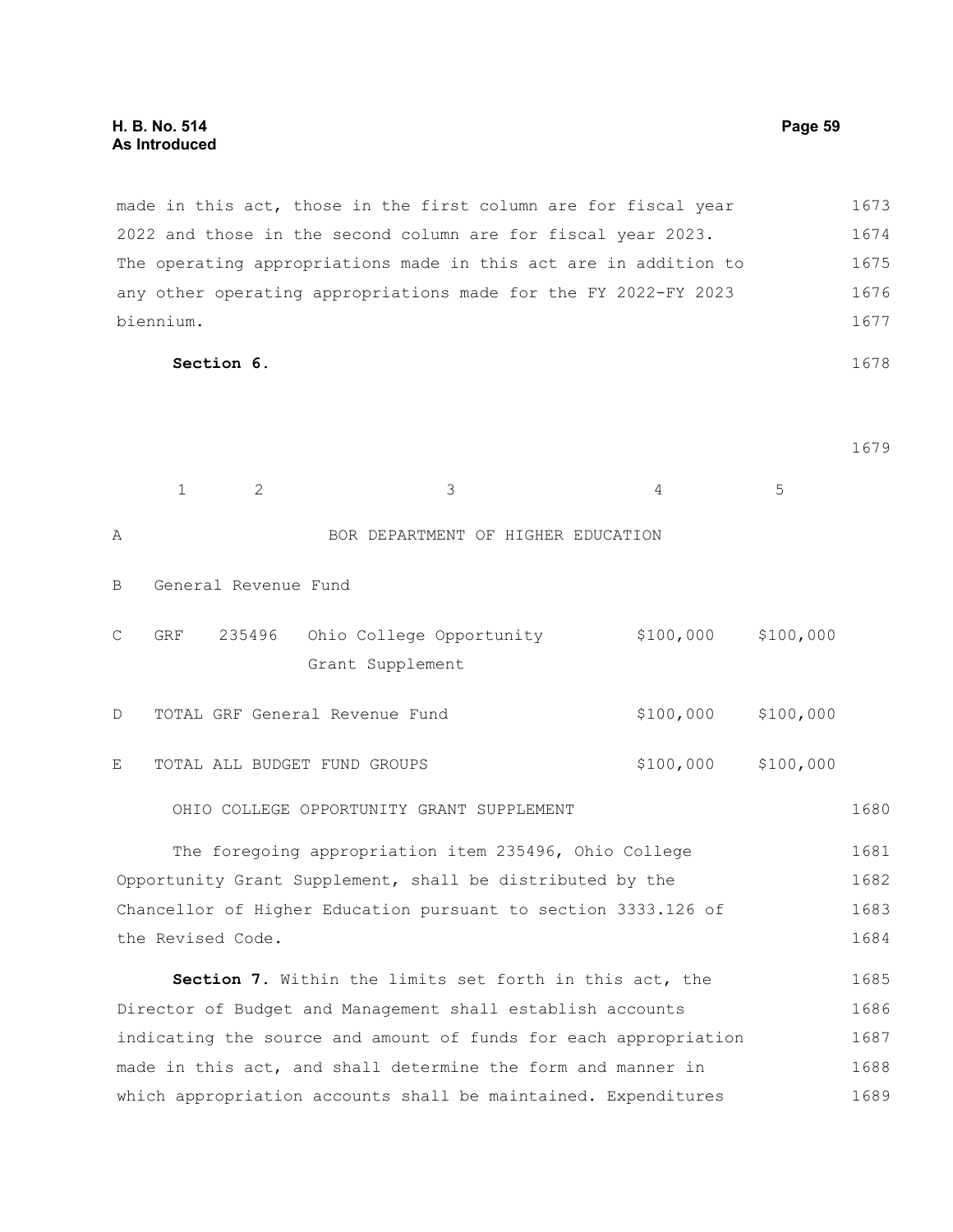made in this act, those in the first column are for fiscal year 2022 and those in the second column are for fiscal year 2023. The operating appropriations made in this act are in addition to any other operating appropriations made for the FY 2022-FY 2023 biennium.

**Section 6.**

| | 1 | 2 | 3 | 4 | 5 |
|---|---|---|---|---|---|
| A | | | BOR DEPARTMENT OF HIGHER EDUCATION | | |
| B | General Revenue Fund | | | | |
| C | GRF | 235496 | Ohio College Opportunity Grant Supplement | $100,000 | $100,000 |
| D | TOTAL GRF General Revenue Fund | | | $100,000 | $100,000 |
| E | TOTAL ALL BUDGET FUND GROUPS | | | $100,000 | $100,000 |

OHIO COLLEGE OPPORTUNITY GRANT SUPPLEMENT

The foregoing appropriation item 235496, Ohio College Opportunity Grant Supplement, shall be distributed by the Chancellor of Higher Education pursuant to section 3333.126 of the Revised Code.

**Section 7.** Within the limits set forth in this act, the Director of Budget and Management shall establish accounts indicating the source and amount of funds for each appropriation made in this act, and shall determine the form and manner in which appropriation accounts shall be maintained. Expenditures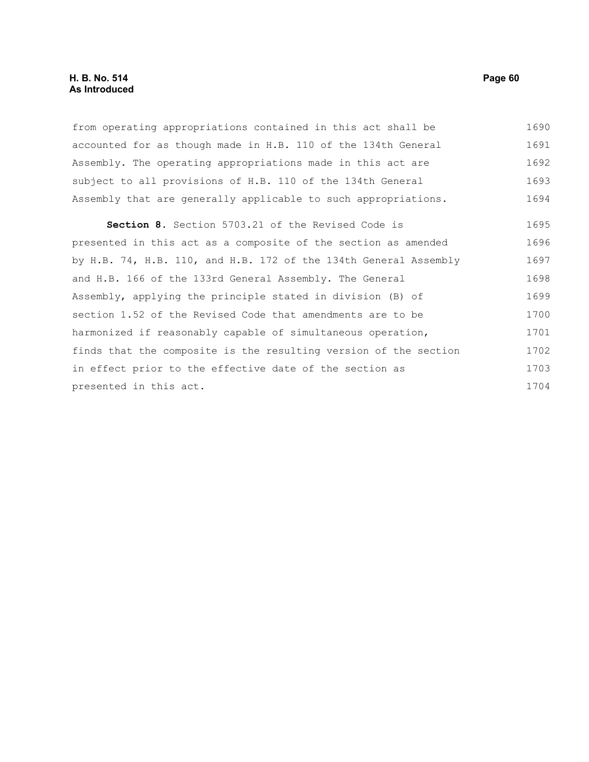from operating appropriations contained in this act shall be accounted for as though made in H.B. 110 of the 134th General Assembly. The operating appropriations made in this act are subject to all provisions of H.B. 110 of the 134th General Assembly that are generally applicable to such appropriations.

**Section 8.** Section 5703.21 of the Revised Code is presented in this act as a composite of the section as amended by H.B. 74, H.B. 110, and H.B. 172 of the 134th General Assembly and H.B. 166 of the 133rd General Assembly. The General Assembly, applying the principle stated in division (B) of section 1.52 of the Revised Code that amendments are to be harmonized if reasonably capable of simultaneous operation, finds that the composite is the resulting version of the section in effect prior to the effective date of the section as presented in this act.